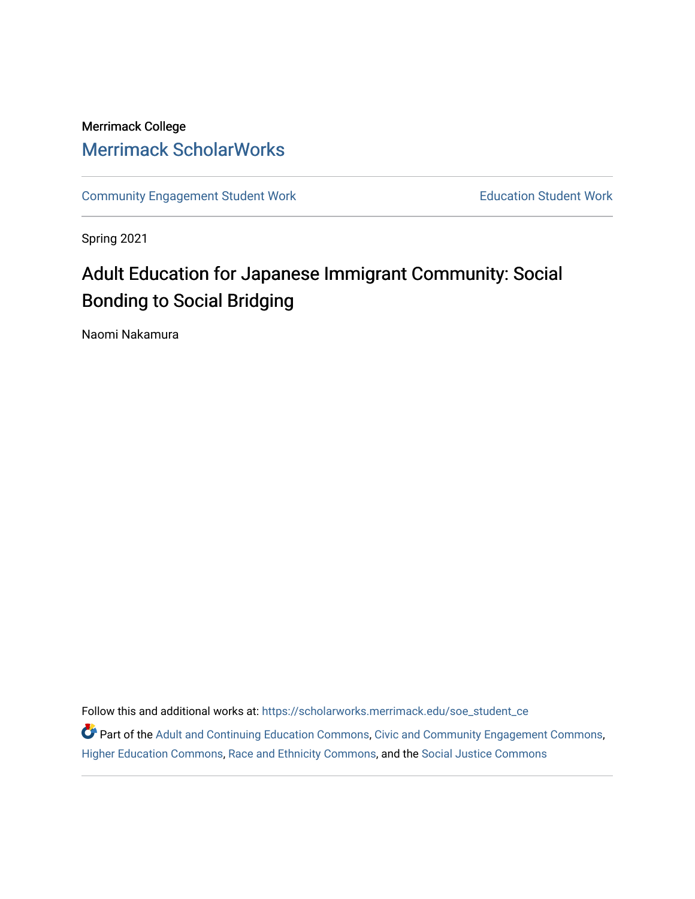Merrimack College

Merrimack ScholarWorks

Community Engagement Student Work

Education Student Work

Spring 2021

# Adult Education for Japanese Immigrant Community: Social Bonding to Social Bridging

Naomi Nakamura

Follow this and additional works at: https://scholarworks.merrimack.edu/soe_student_ce

Part of the Adult and Continuing Education Commons, Civic and Community Engagement Commons, Higher Education Commons, Race and Ethnicity Commons, and the Social Justice Commons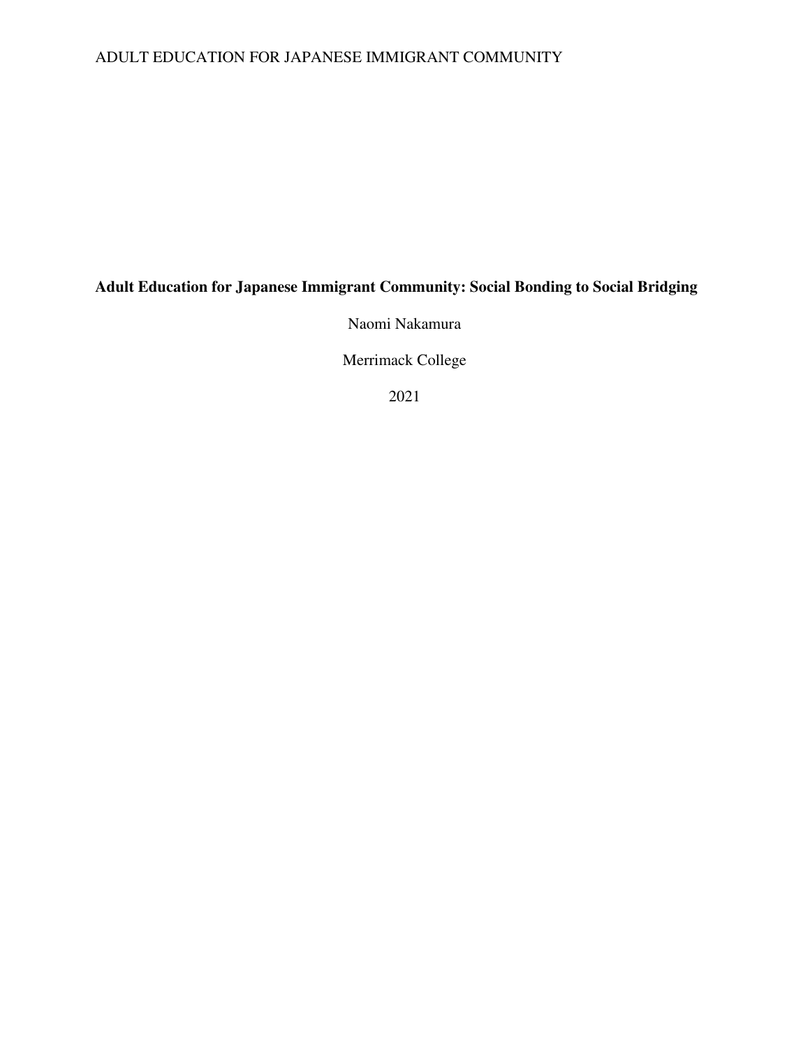**Adult Education for Japanese Immigrant Community: Social Bonding to Social Bridging**

Naomi Nakamura

Merrimack College

2021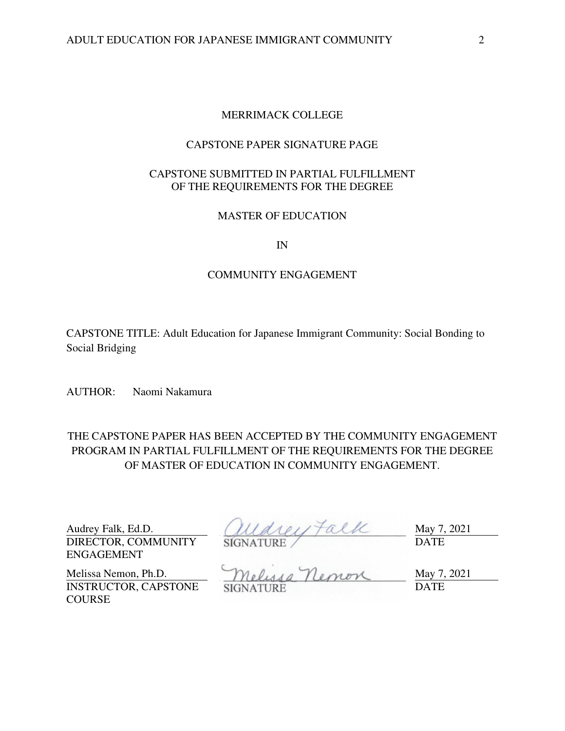MERRIMACK COLLEGE

CAPSTONE PAPER SIGNATURE PAGE

CAPSTONE SUBMITTED IN PARTIAL FULFILLMENT OF THE REQUIREMENTS FOR THE DEGREE

MASTER OF EDUCATION

IN

COMMUNITY ENGAGEMENT

CAPSTONE TITLE: Adult Education for Japanese Immigrant Community: Social Bonding to Social Bridging

AUTHOR: Naomi Nakamura

THE CAPSTONE PAPER HAS BEEN ACCEPTED BY THE COMMUNITY ENGAGEMENT PROGRAM IN PARTIAL FULFILLMENT OF THE REQUIREMENTS FOR THE DEGREE OF MASTER OF EDUCATION IN COMMUNITY ENGAGEMENT.

| | | |
|---|---|---|
| Audrey Falk, Ed.D.<br>DIRECTOR, COMMUNITY ENGAGEMENT | Audrey Falk<br>SIGNATURE | May 7, 2021<br>DATE |
| Melissa Nemon, Ph.D.<br>INSTRUCTOR, CAPSTONE COURSE | Melissa Nemon<br>SIGNATURE | May 7, 2021<br>DATE |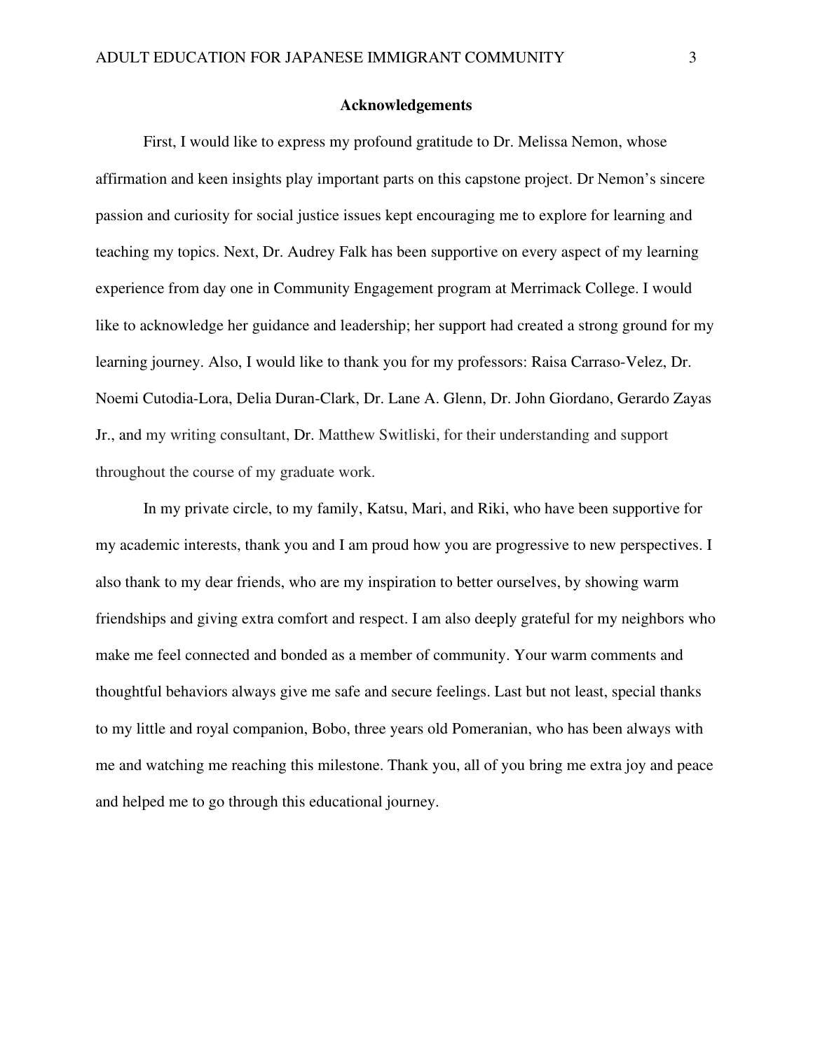## Acknowledgements

First, I would like to express my profound gratitude to Dr. Melissa Nemon, whose affirmation and keen insights play important parts on this capstone project. Dr Nemon's sincere passion and curiosity for social justice issues kept encouraging me to explore for learning and teaching my topics. Next, Dr. Audrey Falk has been supportive on every aspect of my learning experience from day one in Community Engagement program at Merrimack College. I would like to acknowledge her guidance and leadership; her support had created a strong ground for my learning journey. Also, I would like to thank you for my professors: Raisa Carraso-Velez, Dr. Noemi Cutodia-Lora, Delia Duran-Clark, Dr. Lane A. Glenn, Dr. John Giordano, Gerardo Zayas Jr., and my writing consultant, Dr. Matthew Switliski, for their understanding and support throughout the course of my graduate work.

In my private circle, to my family, Katsu, Mari, and Riki, who have been supportive for my academic interests, thank you and I am proud how you are progressive to new perspectives. I also thank to my dear friends, who are my inspiration to better ourselves, by showing warm friendships and giving extra comfort and respect. I am also deeply grateful for my neighbors who make me feel connected and bonded as a member of community. Your warm comments and thoughtful behaviors always give me safe and secure feelings. Last but not least, special thanks to my little and royal companion, Bobo, three years old Pomeranian, who has been always with me and watching me reaching this milestone. Thank you, all of you bring me extra joy and peace and helped me to go through this educational journey.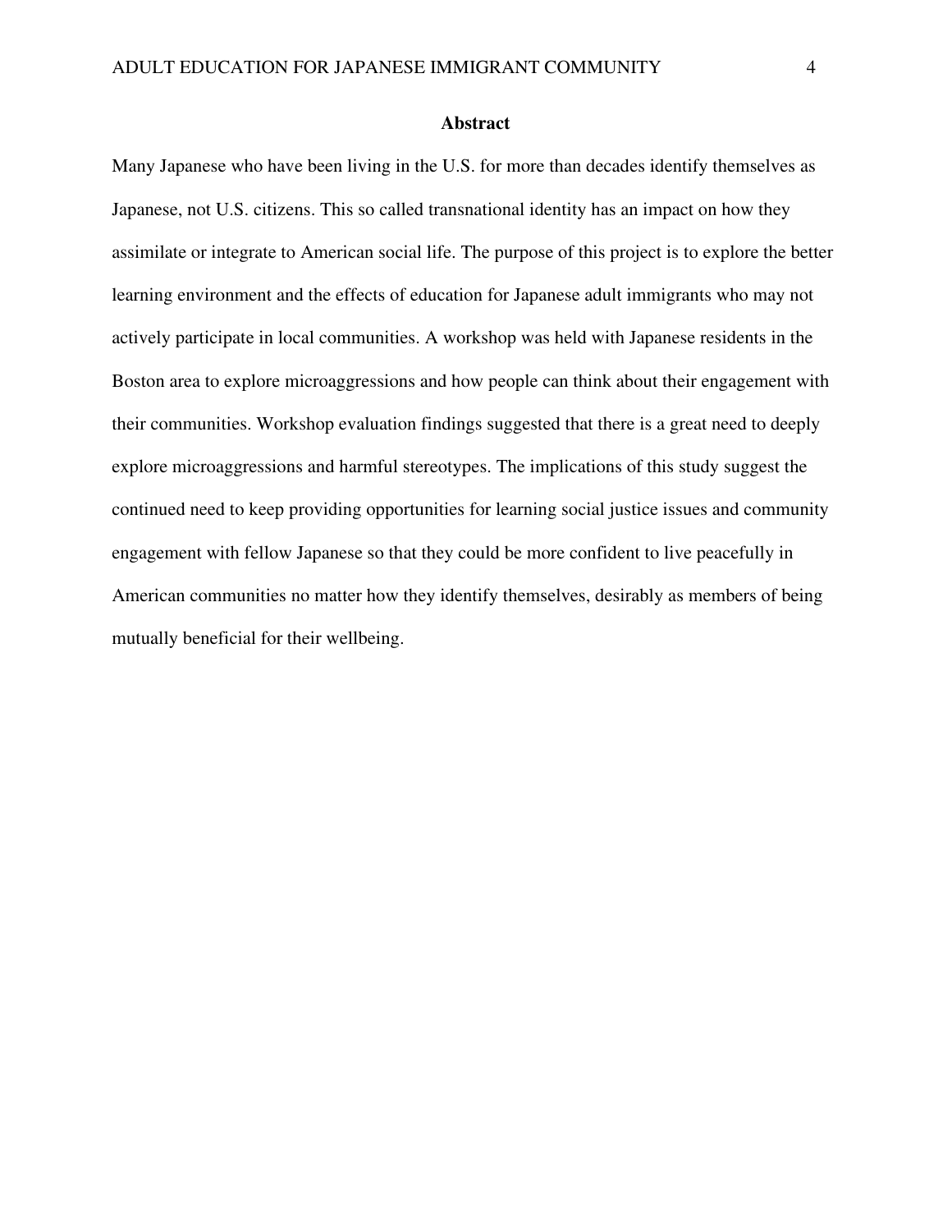# Abstract

Many Japanese who have been living in the U.S. for more than decades identify themselves as Japanese, not U.S. citizens. This so called transnational identity has an impact on how they assimilate or integrate to American social life. The purpose of this project is to explore the better learning environment and the effects of education for Japanese adult immigrants who may not actively participate in local communities. A workshop was held with Japanese residents in the Boston area to explore microaggressions and how people can think about their engagement with their communities. Workshop evaluation findings suggested that there is a great need to deeply explore microaggressions and harmful stereotypes. The implications of this study suggest the continued need to keep providing opportunities for learning social justice issues and community engagement with fellow Japanese so that they could be more confident to live peacefully in American communities no matter how they identify themselves, desirably as members of being mutually beneficial for their wellbeing.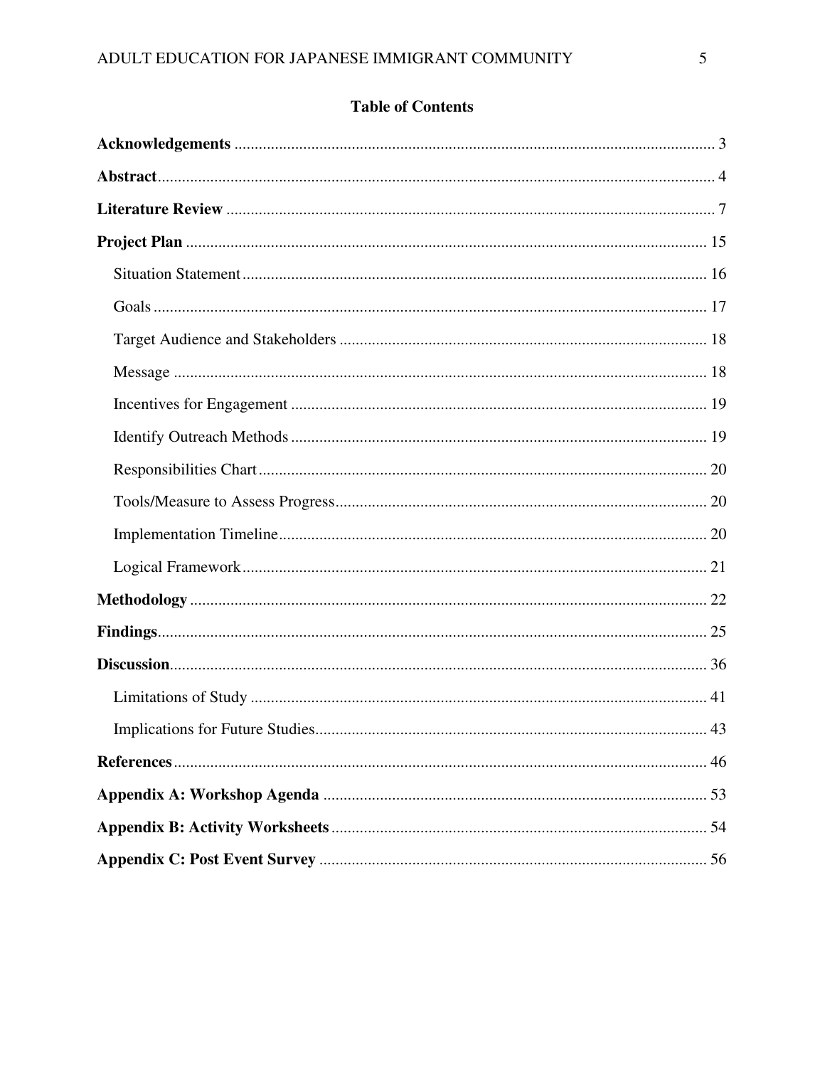## Table of Contents

**Acknowledgements** ..................................................................................................................... 3

**Abstract** ........................................................................................................................................ 4

**Literature Review** ....................................................................................................................... 7

**Project Plan** ................................................................................................................................ 15

- Situation Statement .................................................................................................................. 16
- Goals ........................................................................................................................................ 17
- Target Audience and Stakeholders .......................................................................................... 18
- Message ................................................................................................................................... 18
- Incentives for Engagement ...................................................................................................... 19
- Identify Outreach Methods ...................................................................................................... 19
- Responsibilities Chart .............................................................................................................. 20
- Tools/Measure to Assess Progress ........................................................................................... 20
- Implementation Timeline ......................................................................................................... 20
- Logical Framework .................................................................................................................. 21

**Methodology** ............................................................................................................................... 22

**Findings** ....................................................................................................................................... 25

**Discussion** ................................................................................................................................... 36

- Limitations of Study ................................................................................................................ 41
- Implications for Future Studies ................................................................................................ 43

**References** ................................................................................................................................... 46

**Appendix A: Workshop Agenda** .............................................................................................. 53

**Appendix B: Activity Worksheets** ............................................................................................ 54

**Appendix C: Post Event Survey** ............................................................................................... 56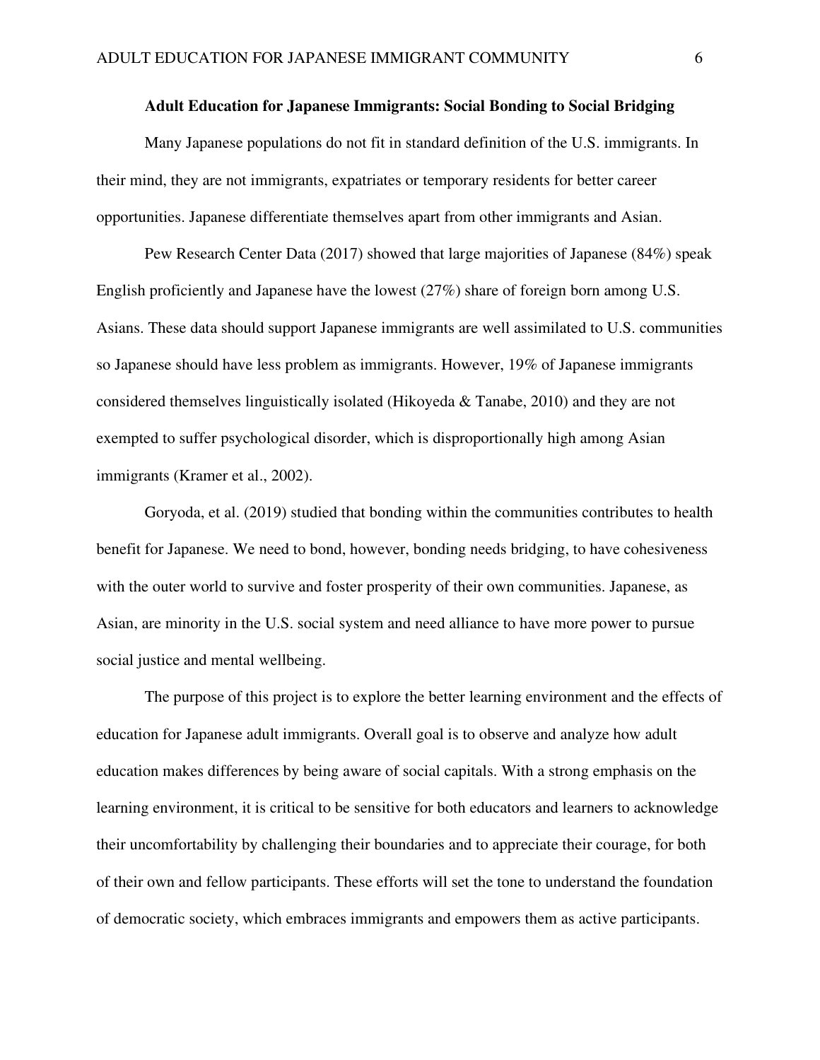## Adult Education for Japanese Immigrants: Social Bonding to Social Bridging

Many Japanese populations do not fit in standard definition of the U.S. immigrants. In their mind, they are not immigrants, expatriates or temporary residents for better career opportunities. Japanese differentiate themselves apart from other immigrants and Asian.

Pew Research Center Data (2017) showed that large majorities of Japanese (84%) speak English proficiently and Japanese have the lowest (27%) share of foreign born among U.S. Asians. These data should support Japanese immigrants are well assimilated to U.S. communities so Japanese should have less problem as immigrants. However, 19% of Japanese immigrants considered themselves linguistically isolated (Hikoyeda & Tanabe, 2010) and they are not exempted to suffer psychological disorder, which is disproportionally high among Asian immigrants (Kramer et al., 2002).

Goryoda, et al. (2019) studied that bonding within the communities contributes to health benefit for Japanese. We need to bond, however, bonding needs bridging, to have cohesiveness with the outer world to survive and foster prosperity of their own communities. Japanese, as Asian, are minority in the U.S. social system and need alliance to have more power to pursue social justice and mental wellbeing.

The purpose of this project is to explore the better learning environment and the effects of education for Japanese adult immigrants. Overall goal is to observe and analyze how adult education makes differences by being aware of social capitals. With a strong emphasis on the learning environment, it is critical to be sensitive for both educators and learners to acknowledge their uncomfortability by challenging their boundaries and to appreciate their courage, for both of their own and fellow participants. These efforts will set the tone to understand the foundation of democratic society, which embraces immigrants and empowers them as active participants.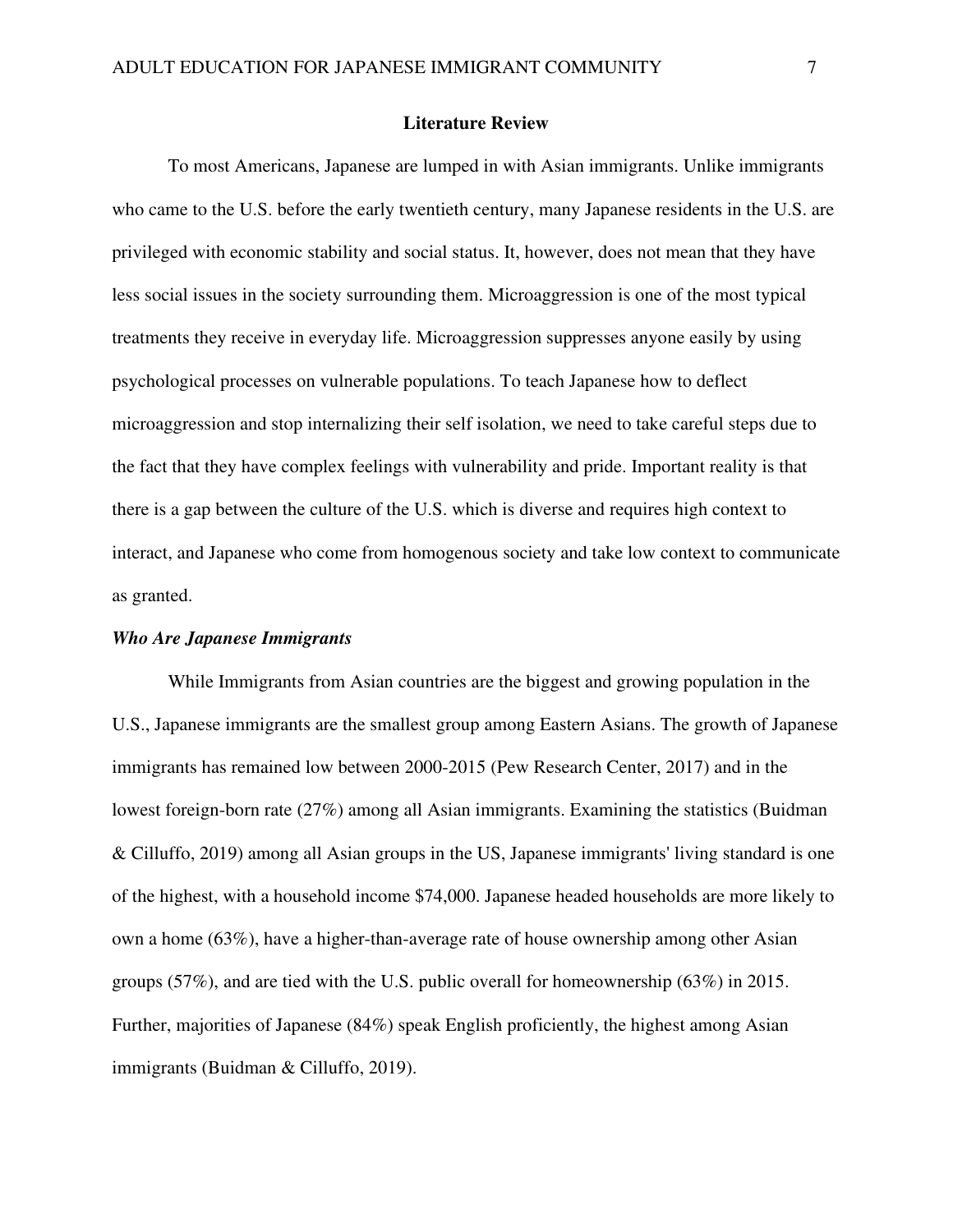## Literature Review

To most Americans, Japanese are lumped in with Asian immigrants. Unlike immigrants who came to the U.S. before the early twentieth century, many Japanese residents in the U.S. are privileged with economic stability and social status. It, however, does not mean that they have less social issues in the society surrounding them. Microaggression is one of the most typical treatments they receive in everyday life. Microaggression suppresses anyone easily by using psychological processes on vulnerable populations. To teach Japanese how to deflect microaggression and stop internalizing their self isolation, we need to take careful steps due to the fact that they have complex feelings with vulnerability and pride. Important reality is that there is a gap between the culture of the U.S. which is diverse and requires high context to interact, and Japanese who come from homogenous society and take low context to communicate as granted.

### *Who Are Japanese Immigrants*

While Immigrants from Asian countries are the biggest and growing population in the U.S., Japanese immigrants are the smallest group among Eastern Asians. The growth of Japanese immigrants has remained low between 2000-2015 (Pew Research Center, 2017) and in the lowest foreign-born rate (27%) among all Asian immigrants. Examining the statistics (Buidman & Cilluffo, 2019) among all Asian groups in the US, Japanese immigrants' living standard is one of the highest, with a household income $74,000. Japanese headed households are more likely to own a home (63%), have a higher-than-average rate of house ownership among other Asian groups (57%), and are tied with the U.S. public overall for homeownership (63%) in 2015. Further, majorities of Japanese (84%) speak English proficiently, the highest among Asian immigrants (Buidman & Cilluffo, 2019).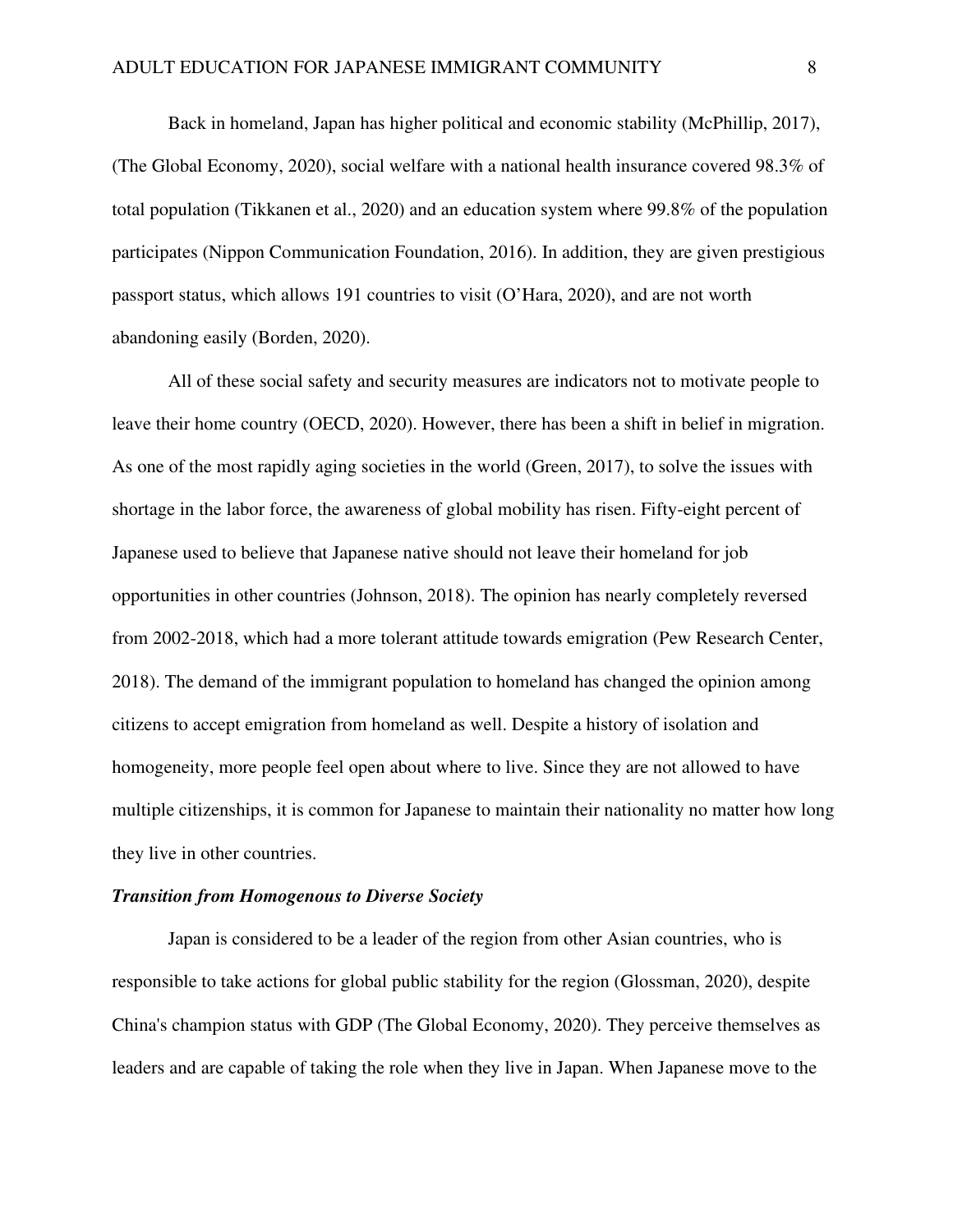Back in homeland, Japan has higher political and economic stability (McPhillip, 2017), (The Global Economy, 2020), social welfare with a national health insurance covered 98.3% of total population (Tikkanen et al., 2020) and an education system where 99.8% of the population participates (Nippon Communication Foundation, 2016). In addition, they are given prestigious passport status, which allows 191 countries to visit (O'Hara, 2020), and are not worth abandoning easily (Borden, 2020).

All of these social safety and security measures are indicators not to motivate people to leave their home country (OECD, 2020). However, there has been a shift in belief in migration. As one of the most rapidly aging societies in the world (Green, 2017), to solve the issues with shortage in the labor force, the awareness of global mobility has risen. Fifty-eight percent of Japanese used to believe that Japanese native should not leave their homeland for job opportunities in other countries (Johnson, 2018). The opinion has nearly completely reversed from 2002-2018, which had a more tolerant attitude towards emigration (Pew Research Center, 2018). The demand of the immigrant population to homeland has changed the opinion among citizens to accept emigration from homeland as well. Despite a history of isolation and homogeneity, more people feel open about where to live. Since they are not allowed to have multiple citizenships, it is common for Japanese to maintain their nationality no matter how long they live in other countries.

### *Transition from Homogenous to Diverse Society*

Japan is considered to be a leader of the region from other Asian countries, who is responsible to take actions for global public stability for the region (Glossman, 2020), despite China's champion status with GDP (The Global Economy, 2020). They perceive themselves as leaders and are capable of taking the role when they live in Japan. When Japanese move to the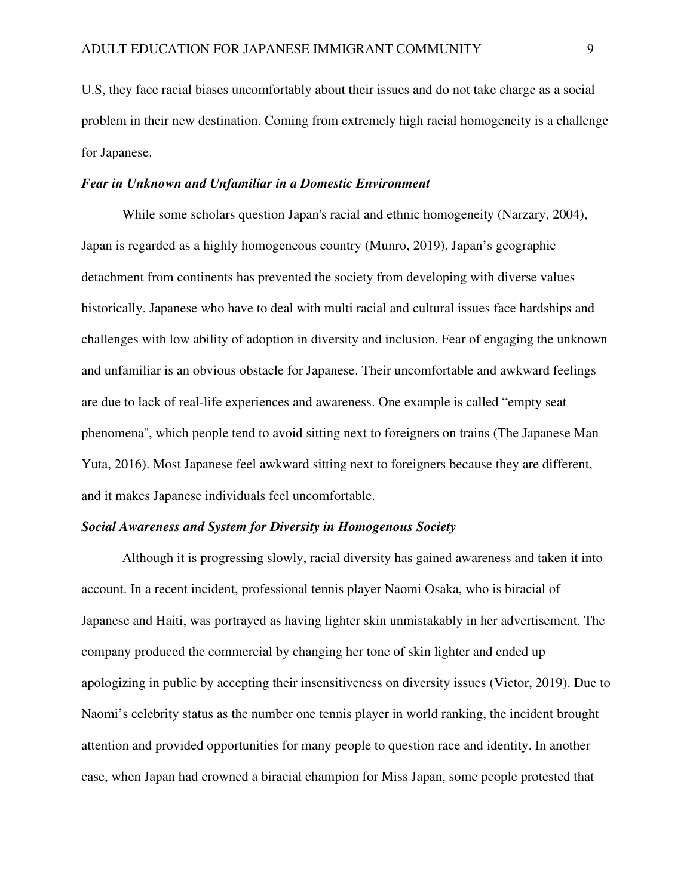U.S, they face racial biases uncomfortably about their issues and do not take charge as a social problem in their new destination. Coming from extremely high racial homogeneity is a challenge for Japanese.

### ***Fear in Unknown and Unfamiliar in a Domestic Environment***

While some scholars question Japan's racial and ethnic homogeneity (Narzary, 2004), Japan is regarded as a highly homogeneous country (Munro, 2019). Japan's geographic detachment from continents has prevented the society from developing with diverse values historically. Japanese who have to deal with multi racial and cultural issues face hardships and challenges with low ability of adoption in diversity and inclusion. Fear of engaging the unknown and unfamiliar is an obvious obstacle for Japanese. Their uncomfortable and awkward feelings are due to lack of real-life experiences and awareness. One example is called "empty seat phenomena'', which people tend to avoid sitting next to foreigners on trains (The Japanese Man Yuta, 2016). Most Japanese feel awkward sitting next to foreigners because they are different, and it makes Japanese individuals feel uncomfortable.

### ***Social Awareness and System for Diversity in Homogenous Society***

Although it is progressing slowly, racial diversity has gained awareness and taken it into account. In a recent incident, professional tennis player Naomi Osaka, who is biracial of Japanese and Haiti, was portrayed as having lighter skin unmistakably in her advertisement. The company produced the commercial by changing her tone of skin lighter and ended up apologizing in public by accepting their insensitiveness on diversity issues (Victor, 2019). Due to Naomi's celebrity status as the number one tennis player in world ranking, the incident brought attention and provided opportunities for many people to question race and identity. In another case, when Japan had crowned a biracial champion for Miss Japan, some people protested that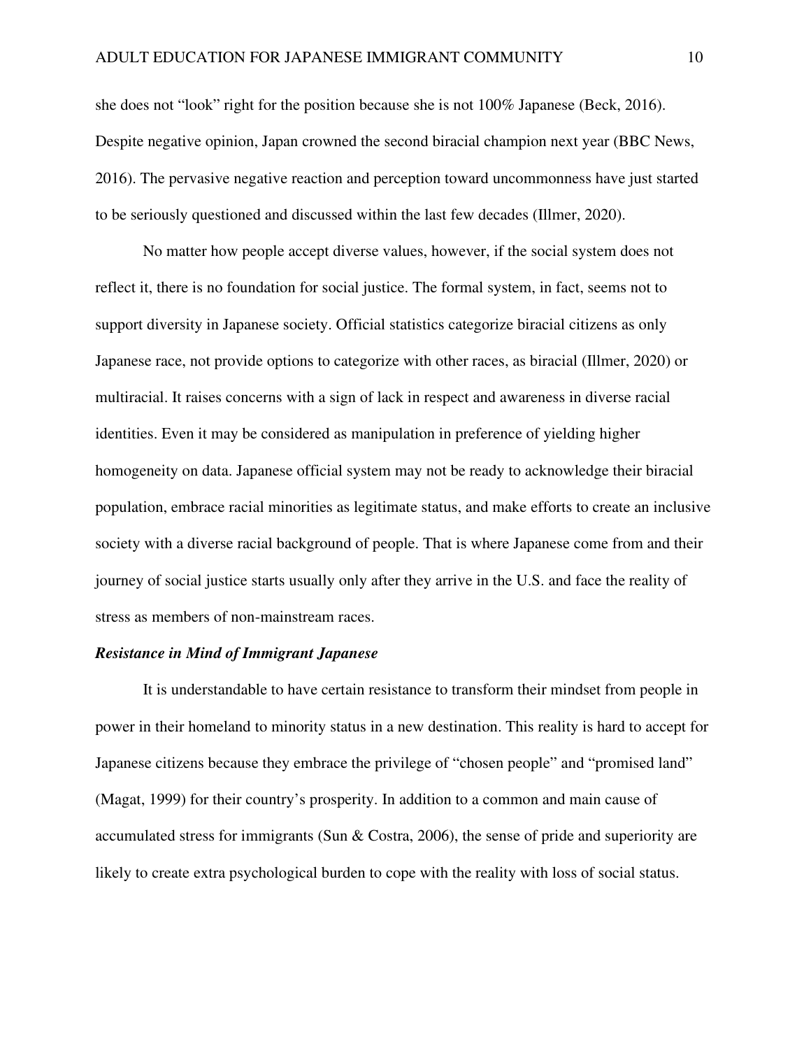she does not "look" right for the position because she is not 100% Japanese (Beck, 2016). Despite negative opinion, Japan crowned the second biracial champion next year (BBC News, 2016). The pervasive negative reaction and perception toward uncommonness have just started to be seriously questioned and discussed within the last few decades (Illmer, 2020).

No matter how people accept diverse values, however, if the social system does not reflect it, there is no foundation for social justice. The formal system, in fact, seems not to support diversity in Japanese society. Official statistics categorize biracial citizens as only Japanese race, not provide options to categorize with other races, as biracial (Illmer, 2020) or multiracial. It raises concerns with a sign of lack in respect and awareness in diverse racial identities. Even it may be considered as manipulation in preference of yielding higher homogeneity on data. Japanese official system may not be ready to acknowledge their biracial population, embrace racial minorities as legitimate status, and make efforts to create an inclusive society with a diverse racial background of people. That is where Japanese come from and their journey of social justice starts usually only after they arrive in the U.S. and face the reality of stress as members of non-mainstream races.

### ***Resistance in Mind of Immigrant Japanese***

It is understandable to have certain resistance to transform their mindset from people in power in their homeland to minority status in a new destination. This reality is hard to accept for Japanese citizens because they embrace the privilege of "chosen people" and "promised land" (Magat, 1999) for their country's prosperity. In addition to a common and main cause of accumulated stress for immigrants (Sun & Costra, 2006), the sense of pride and superiority are likely to create extra psychological burden to cope with the reality with loss of social status.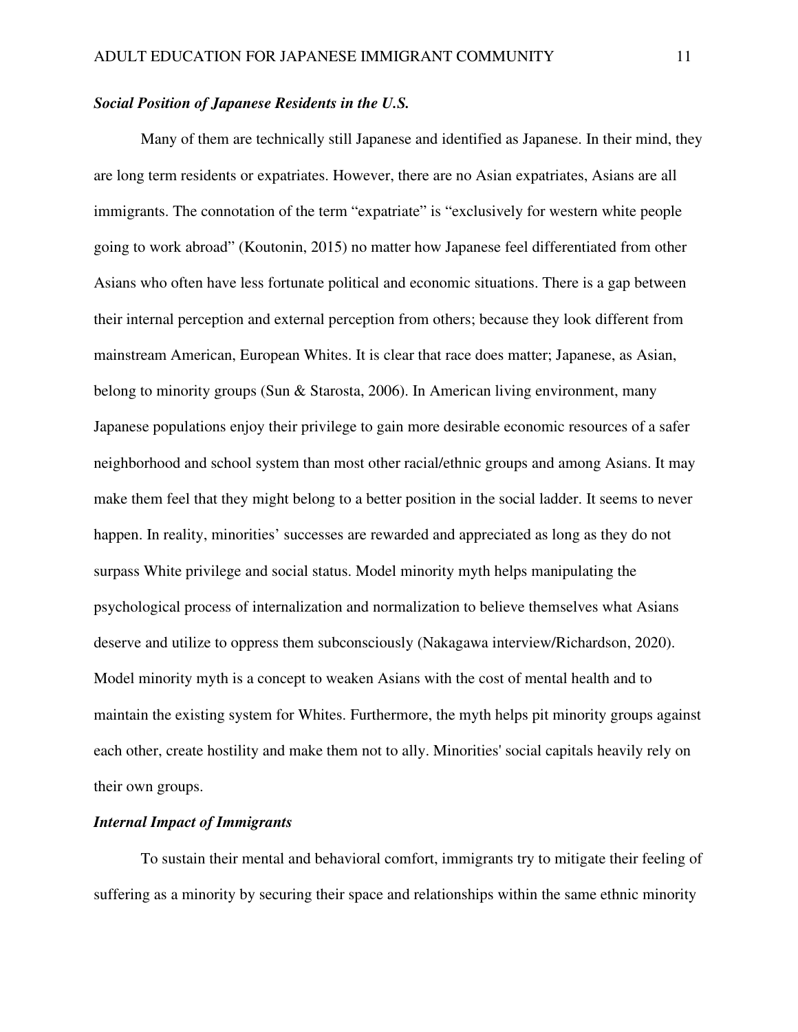***Social Position of Japanese Residents in the U.S.***

Many of them are technically still Japanese and identified as Japanese. In their mind, they are long term residents or expatriates. However, there are no Asian expatriates, Asians are all immigrants. The connotation of the term "expatriate" is "exclusively for western white people going to work abroad" (Koutonin, 2015) no matter how Japanese feel differentiated from other Asians who often have less fortunate political and economic situations. There is a gap between their internal perception and external perception from others; because they look different from mainstream American, European Whites. It is clear that race does matter; Japanese, as Asian, belong to minority groups (Sun & Starosta, 2006). In American living environment, many Japanese populations enjoy their privilege to gain more desirable economic resources of a safer neighborhood and school system than most other racial/ethnic groups and among Asians. It may make them feel that they might belong to a better position in the social ladder. It seems to never happen. In reality, minorities' successes are rewarded and appreciated as long as they do not surpass White privilege and social status. Model minority myth helps manipulating the psychological process of internalization and normalization to believe themselves what Asians deserve and utilize to oppress them subconsciously (Nakagawa interview/Richardson, 2020). Model minority myth is a concept to weaken Asians with the cost of mental health and to maintain the existing system for Whites. Furthermore, the myth helps pit minority groups against each other, create hostility and make them not to ally. Minorities' social capitals heavily rely on their own groups.

***Internal Impact of Immigrants***

To sustain their mental and behavioral comfort, immigrants try to mitigate their feeling of suffering as a minority by securing their space and relationships within the same ethnic minority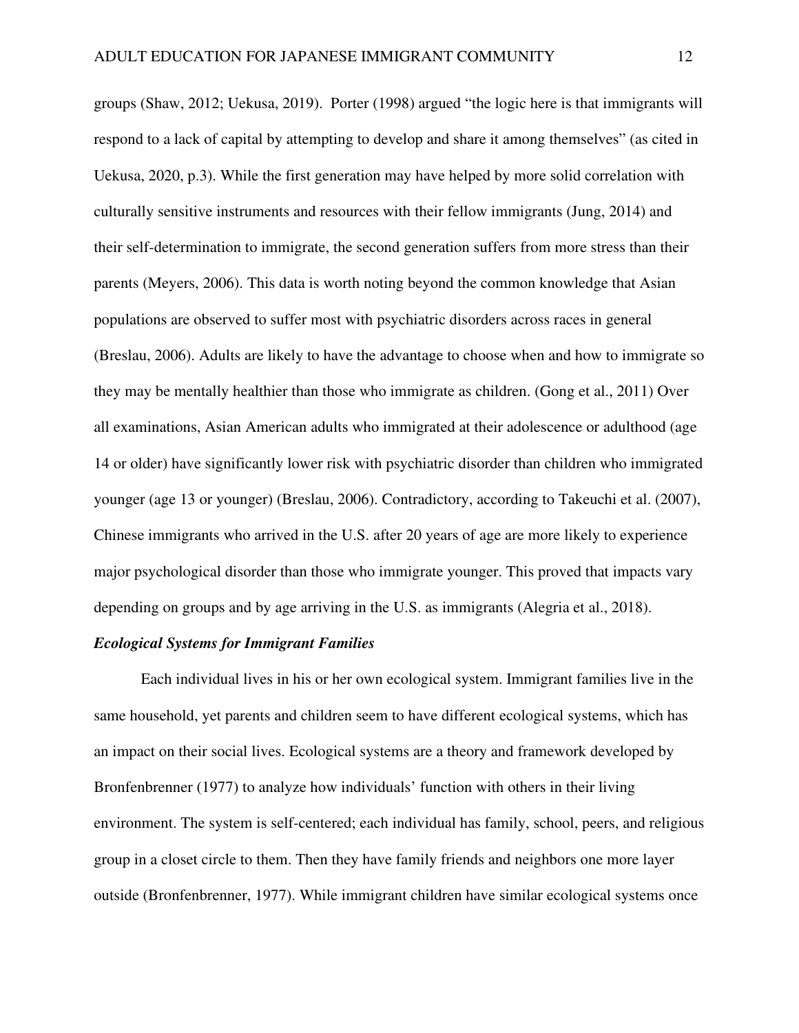groups (Shaw, 2012; Uekusa, 2019). Porter (1998) argued "the logic here is that immigrants will respond to a lack of capital by attempting to develop and share it among themselves" (as cited in Uekusa, 2020, p.3). While the first generation may have helped by more solid correlation with culturally sensitive instruments and resources with their fellow immigrants (Jung, 2014) and their self-determination to immigrate, the second generation suffers from more stress than their parents (Meyers, 2006). This data is worth noting beyond the common knowledge that Asian populations are observed to suffer most with psychiatric disorders across races in general (Breslau, 2006). Adults are likely to have the advantage to choose when and how to immigrate so they may be mentally healthier than those who immigrate as children. (Gong et al., 2011) Over all examinations, Asian American adults who immigrated at their adolescence or adulthood (age 14 or older) have significantly lower risk with psychiatric disorder than children who immigrated younger (age 13 or younger) (Breslau, 2006). Contradictory, according to Takeuchi et al. (2007), Chinese immigrants who arrived in the U.S. after 20 years of age are more likely to experience major psychological disorder than those who immigrate younger. This proved that impacts vary depending on groups and by age arriving in the U.S. as immigrants (Alegria et al., 2018).

### *Ecological Systems for Immigrant Families*

Each individual lives in his or her own ecological system. Immigrant families live in the same household, yet parents and children seem to have different ecological systems, which has an impact on their social lives. Ecological systems are a theory and framework developed by Bronfenbrenner (1977) to analyze how individuals' function with others in their living environment. The system is self-centered; each individual has family, school, peers, and religious group in a closet circle to them. Then they have family friends and neighbors one more layer outside (Bronfenbrenner, 1977). While immigrant children have similar ecological systems once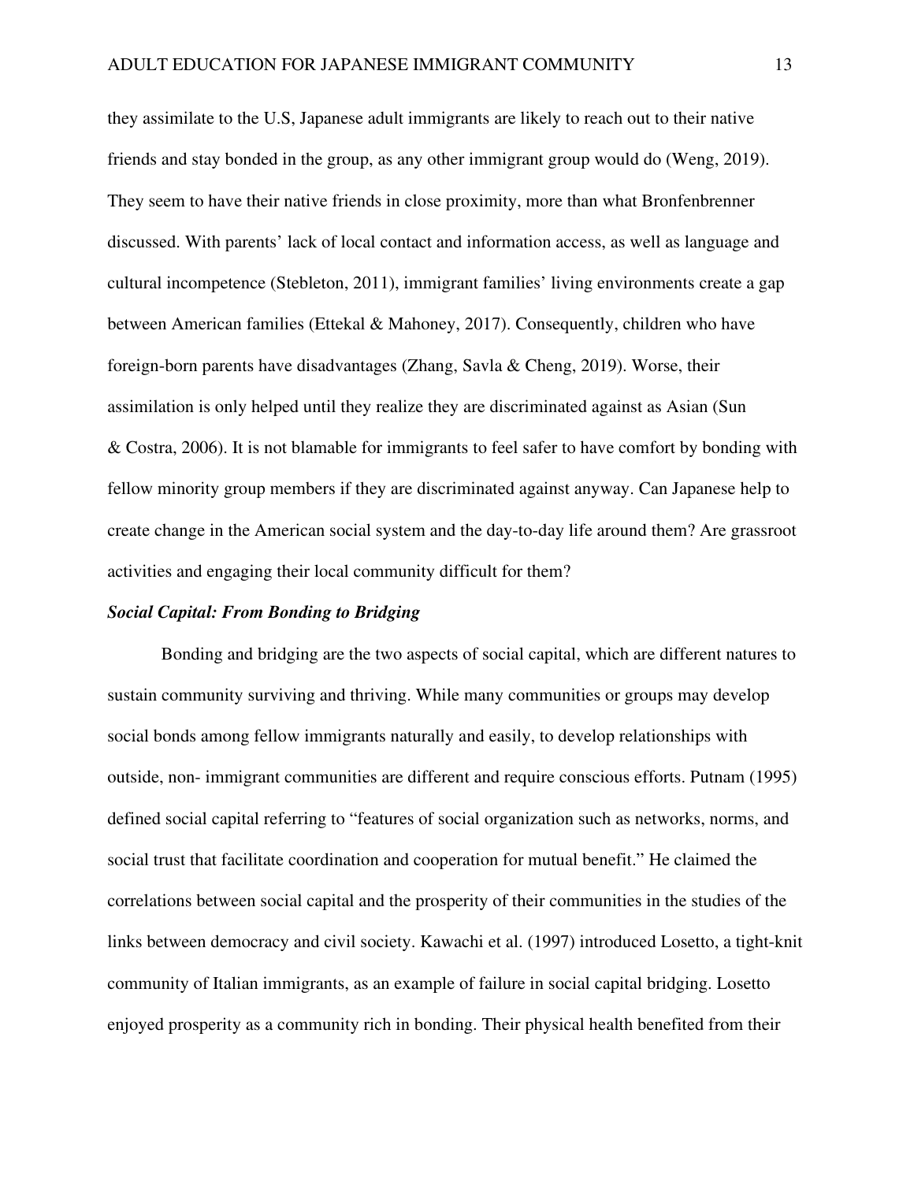they assimilate to the U.S, Japanese adult immigrants are likely to reach out to their native friends and stay bonded in the group, as any other immigrant group would do (Weng, 2019). They seem to have their native friends in close proximity, more than what Bronfenbrenner discussed. With parents' lack of local contact and information access, as well as language and cultural incompetence (Stebleton, 2011), immigrant families' living environments create a gap between American families (Ettekal & Mahoney, 2017). Consequently, children who have foreign-born parents have disadvantages (Zhang, Savla & Cheng, 2019). Worse, their assimilation is only helped until they realize they are discriminated against as Asian (Sun & Costra, 2006). It is not blamable for immigrants to feel safer to have comfort by bonding with fellow minority group members if they are discriminated against anyway. Can Japanese help to create change in the American social system and the day-to-day life around them? Are grassroot activities and engaging their local community difficult for them?

### *Social Capital: From Bonding to Bridging*

Bonding and bridging are the two aspects of social capital, which are different natures to sustain community surviving and thriving. While many communities or groups may develop social bonds among fellow immigrants naturally and easily, to develop relationships with outside, non- immigrant communities are different and require conscious efforts. Putnam (1995) defined social capital referring to "features of social organization such as networks, norms, and social trust that facilitate coordination and cooperation for mutual benefit." He claimed the correlations between social capital and the prosperity of their communities in the studies of the links between democracy and civil society. Kawachi et al. (1997) introduced Losetto, a tight-knit community of Italian immigrants, as an example of failure in social capital bridging. Losetto enjoyed prosperity as a community rich in bonding. Their physical health benefited from their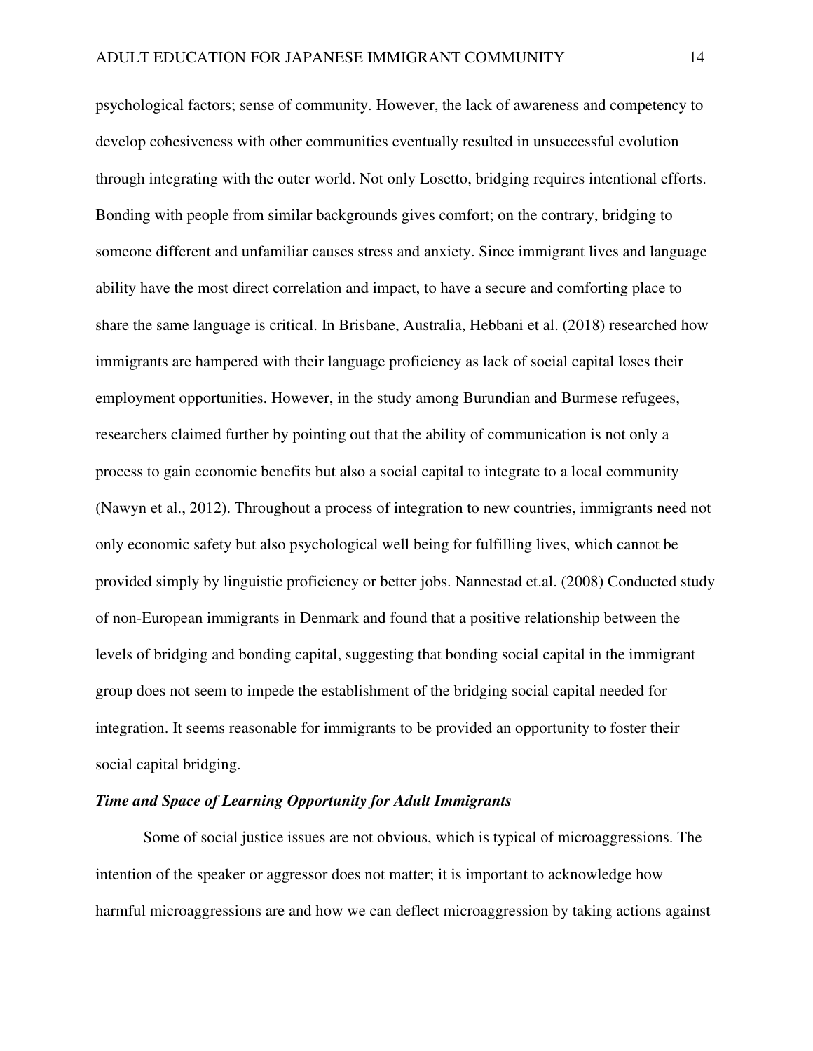psychological factors; sense of community. However, the lack of awareness and competency to develop cohesiveness with other communities eventually resulted in unsuccessful evolution through integrating with the outer world. Not only Losetto, bridging requires intentional efforts. Bonding with people from similar backgrounds gives comfort; on the contrary, bridging to someone different and unfamiliar causes stress and anxiety. Since immigrant lives and language ability have the most direct correlation and impact, to have a secure and comforting place to share the same language is critical. In Brisbane, Australia, Hebbani et al. (2018) researched how immigrants are hampered with their language proficiency as lack of social capital loses their employment opportunities. However, in the study among Burundian and Burmese refugees, researchers claimed further by pointing out that the ability of communication is not only a process to gain economic benefits but also a social capital to integrate to a local community (Nawyn et al., 2012). Throughout a process of integration to new countries, immigrants need not only economic safety but also psychological well being for fulfilling lives, which cannot be provided simply by linguistic proficiency or better jobs. Nannestad et.al. (2008) Conducted study of non-European immigrants in Denmark and found that a positive relationship between the levels of bridging and bonding capital, suggesting that bonding social capital in the immigrant group does not seem to impede the establishment of the bridging social capital needed for integration. It seems reasonable for immigrants to be provided an opportunity to foster their social capital bridging.

### *Time and Space of Learning Opportunity for Adult Immigrants*

Some of social justice issues are not obvious, which is typical of microaggressions. The intention of the speaker or aggressor does not matter; it is important to acknowledge how harmful microaggressions are and how we can deflect microaggression by taking actions against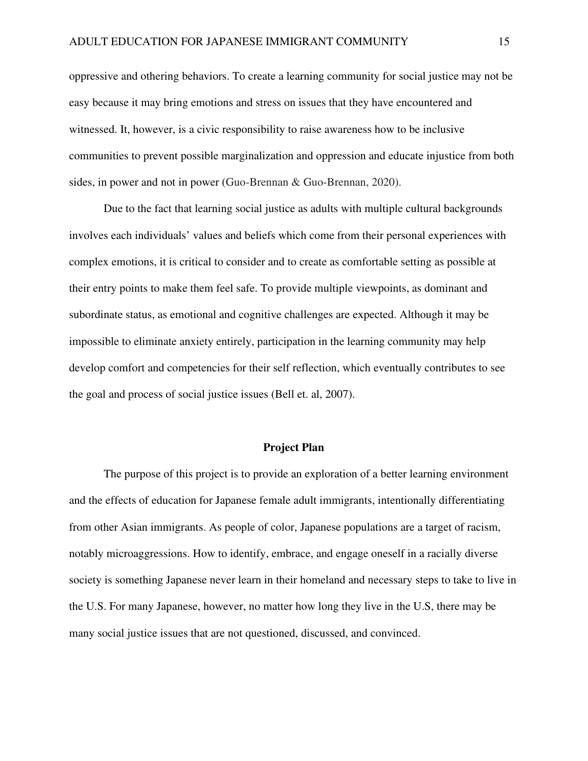oppressive and othering behaviors. To create a learning community for social justice may not be easy because it may bring emotions and stress on issues that they have encountered and witnessed. It, however, is a civic responsibility to raise awareness how to be inclusive communities to prevent possible marginalization and oppression and educate injustice from both sides, in power and not in power (Guo-Brennan & Guo-Brennan, 2020).

Due to the fact that learning social justice as adults with multiple cultural backgrounds involves each individuals' values and beliefs which come from their personal experiences with complex emotions, it is critical to consider and to create as comfortable setting as possible at their entry points to make them feel safe. To provide multiple viewpoints, as dominant and subordinate status, as emotional and cognitive challenges are expected. Although it may be impossible to eliminate anxiety entirely, participation in the learning community may help develop comfort and competencies for their self reflection, which eventually contributes to see the goal and process of social justice issues (Bell et. al, 2007).

## Project Plan

The purpose of this project is to provide an exploration of a better learning environment and the effects of education for Japanese female adult immigrants, intentionally differentiating from other Asian immigrants. As people of color, Japanese populations are a target of racism, notably microaggressions. How to identify, embrace, and engage oneself in a racially diverse society is something Japanese never learn in their homeland and necessary steps to take to live in the U.S. For many Japanese, however, no matter how long they live in the U.S, there may be many social justice issues that are not questioned, discussed, and convinced.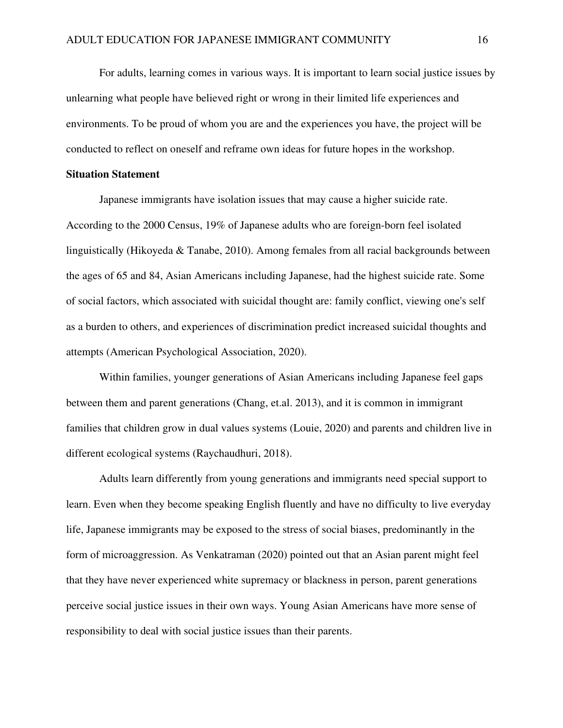For adults, learning comes in various ways. It is important to learn social justice issues by unlearning what people have believed right or wrong in their limited life experiences and environments. To be proud of whom you are and the experiences you have, the project will be conducted to reflect on oneself and reframe own ideas for future hopes in the workshop.

**Situation Statement**

Japanese immigrants have isolation issues that may cause a higher suicide rate. According to the 2000 Census, 19% of Japanese adults who are foreign-born feel isolated linguistically (Hikoyeda & Tanabe, 2010). Among females from all racial backgrounds between the ages of 65 and 84, Asian Americans including Japanese, had the highest suicide rate. Some of social factors, which associated with suicidal thought are: family conflict, viewing one's self as a burden to others, and experiences of discrimination predict increased suicidal thoughts and attempts (American Psychological Association, 2020).

Within families, younger generations of Asian Americans including Japanese feel gaps between them and parent generations (Chang, et.al. 2013), and it is common in immigrant families that children grow in dual values systems (Louie, 2020) and parents and children live in different ecological systems (Raychaudhuri, 2018).

Adults learn differently from young generations and immigrants need special support to learn. Even when they become speaking English fluently and have no difficulty to live everyday life, Japanese immigrants may be exposed to the stress of social biases, predominantly in the form of microaggression. As Venkatraman (2020) pointed out that an Asian parent might feel that they have never experienced white supremacy or blackness in person, parent generations perceive social justice issues in their own ways. Young Asian Americans have more sense of responsibility to deal with social justice issues than their parents.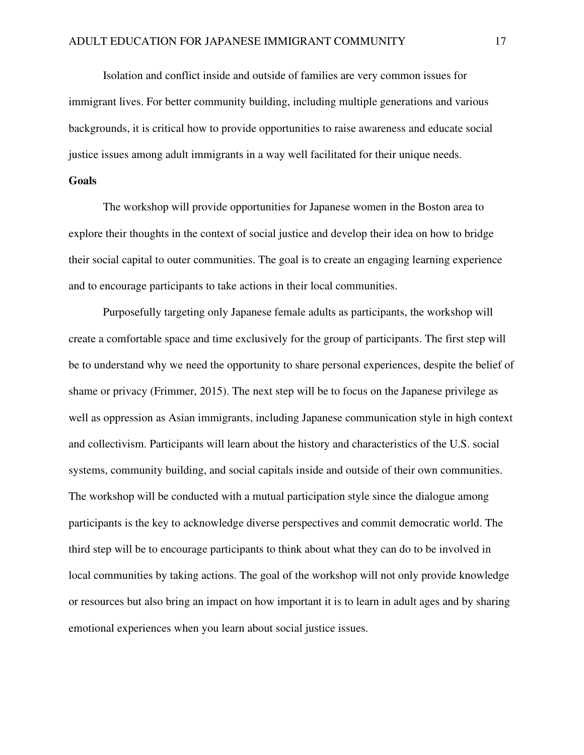Isolation and conflict inside and outside of families are very common issues for immigrant lives. For better community building, including multiple generations and various backgrounds, it is critical how to provide opportunities to raise awareness and educate social justice issues among adult immigrants in a way well facilitated for their unique needs.

**Goals**

The workshop will provide opportunities for Japanese women in the Boston area to explore their thoughts in the context of social justice and develop their idea on how to bridge their social capital to outer communities. The goal is to create an engaging learning experience and to encourage participants to take actions in their local communities.

Purposefully targeting only Japanese female adults as participants, the workshop will create a comfortable space and time exclusively for the group of participants. The first step will be to understand why we need the opportunity to share personal experiences, despite the belief of shame or privacy (Frimmer, 2015). The next step will be to focus on the Japanese privilege as well as oppression as Asian immigrants, including Japanese communication style in high context and collectivism. Participants will learn about the history and characteristics of the U.S. social systems, community building, and social capitals inside and outside of their own communities. The workshop will be conducted with a mutual participation style since the dialogue among participants is the key to acknowledge diverse perspectives and commit democratic world. The third step will be to encourage participants to think about what they can do to be involved in local communities by taking actions. The goal of the workshop will not only provide knowledge or resources but also bring an impact on how important it is to learn in adult ages and by sharing emotional experiences when you learn about social justice issues.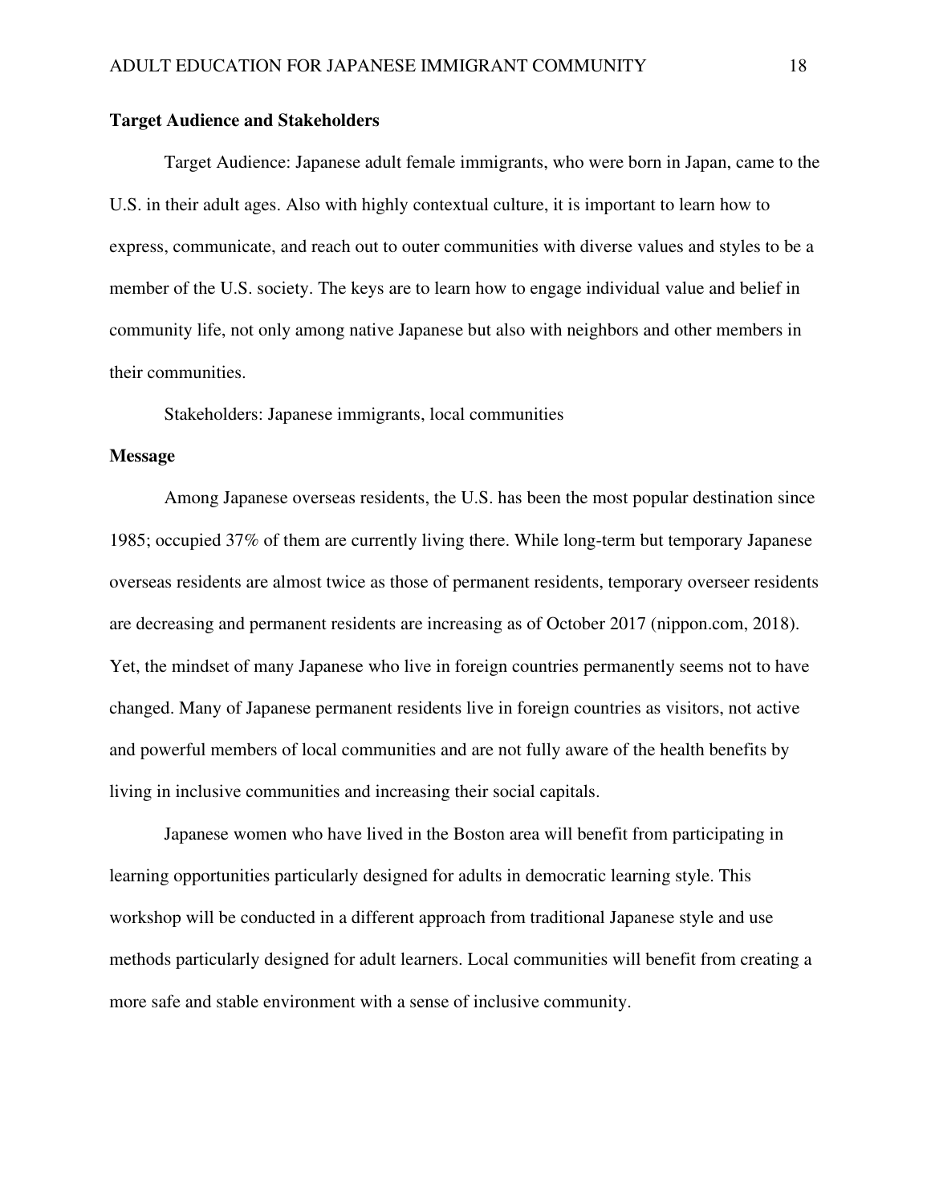**Target Audience and Stakeholders**

Target Audience: Japanese adult female immigrants, who were born in Japan, came to the U.S. in their adult ages. Also with highly contextual culture, it is important to learn how to express, communicate, and reach out to outer communities with diverse values and styles to be a member of the U.S. society. The keys are to learn how to engage individual value and belief in community life, not only among native Japanese but also with neighbors and other members in their communities.

Stakeholders: Japanese immigrants, local communities

**Message**

Among Japanese overseas residents, the U.S. has been the most popular destination since 1985; occupied 37% of them are currently living there. While long-term but temporary Japanese overseas residents are almost twice as those of permanent residents, temporary overseer residents are decreasing and permanent residents are increasing as of October 2017 (nippon.com, 2018). Yet, the mindset of many Japanese who live in foreign countries permanently seems not to have changed. Many of Japanese permanent residents live in foreign countries as visitors, not active and powerful members of local communities and are not fully aware of the health benefits by living in inclusive communities and increasing their social capitals.

Japanese women who have lived in the Boston area will benefit from participating in learning opportunities particularly designed for adults in democratic learning style. This workshop will be conducted in a different approach from traditional Japanese style and use methods particularly designed for adult learners. Local communities will benefit from creating a more safe and stable environment with a sense of inclusive community.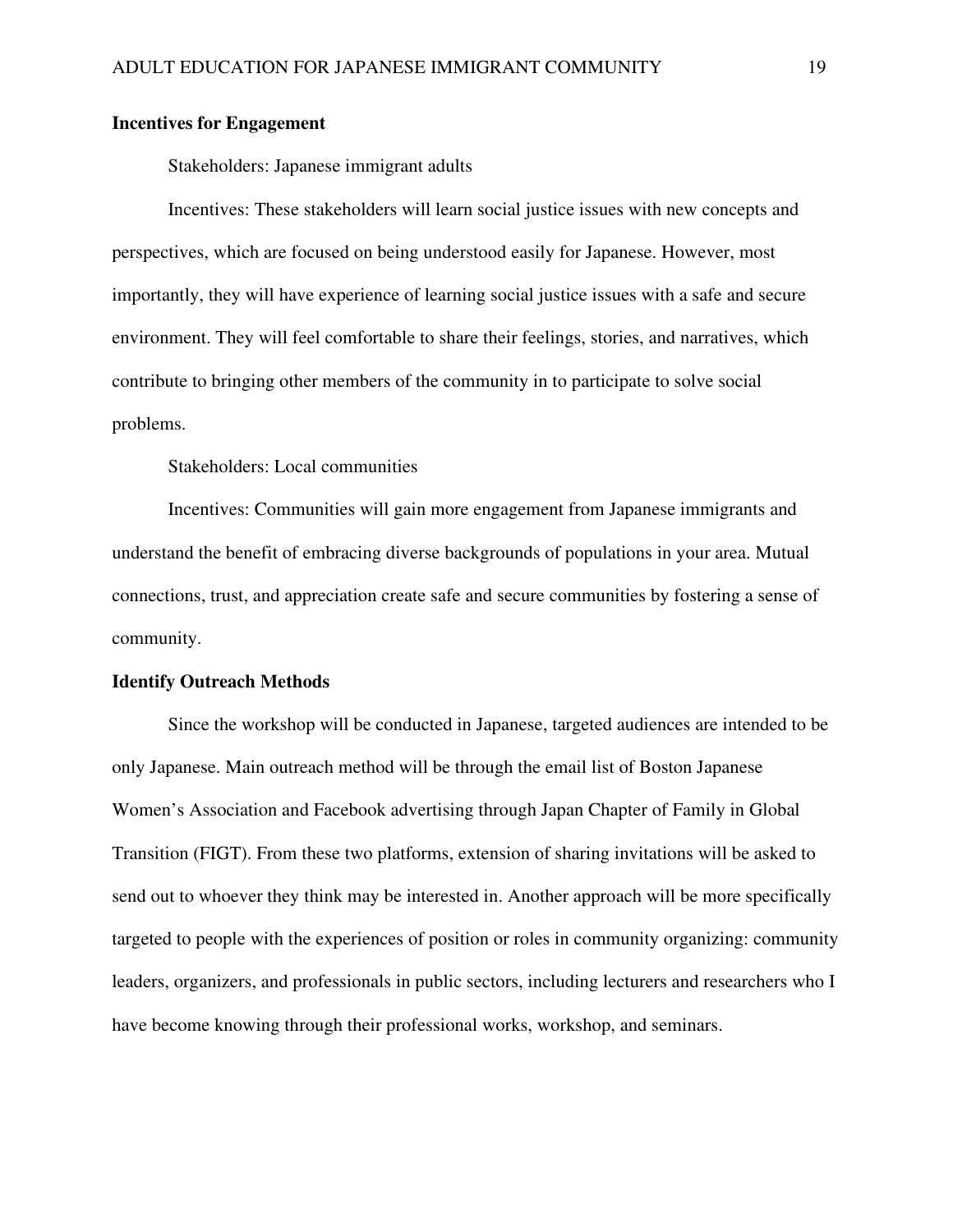**Incentives for Engagement**

Stakeholders: Japanese immigrant adults

Incentives: These stakeholders will learn social justice issues with new concepts and perspectives, which are focused on being understood easily for Japanese. However, most importantly, they will have experience of learning social justice issues with a safe and secure environment. They will feel comfortable to share their feelings, stories, and narratives, which contribute to bringing other members of the community in to participate to solve social problems.

Stakeholders: Local communities

Incentives: Communities will gain more engagement from Japanese immigrants and understand the benefit of embracing diverse backgrounds of populations in your area. Mutual connections, trust, and appreciation create safe and secure communities by fostering a sense of community.

**Identify Outreach Methods**

Since the workshop will be conducted in Japanese, targeted audiences are intended to be only Japanese. Main outreach method will be through the email list of Boston Japanese Women's Association and Facebook advertising through Japan Chapter of Family in Global Transition (FIGT). From these two platforms, extension of sharing invitations will be asked to send out to whoever they think may be interested in. Another approach will be more specifically targeted to people with the experiences of position or roles in community organizing: community leaders, organizers, and professionals in public sectors, including lecturers and researchers who I have become knowing through their professional works, workshop, and seminars.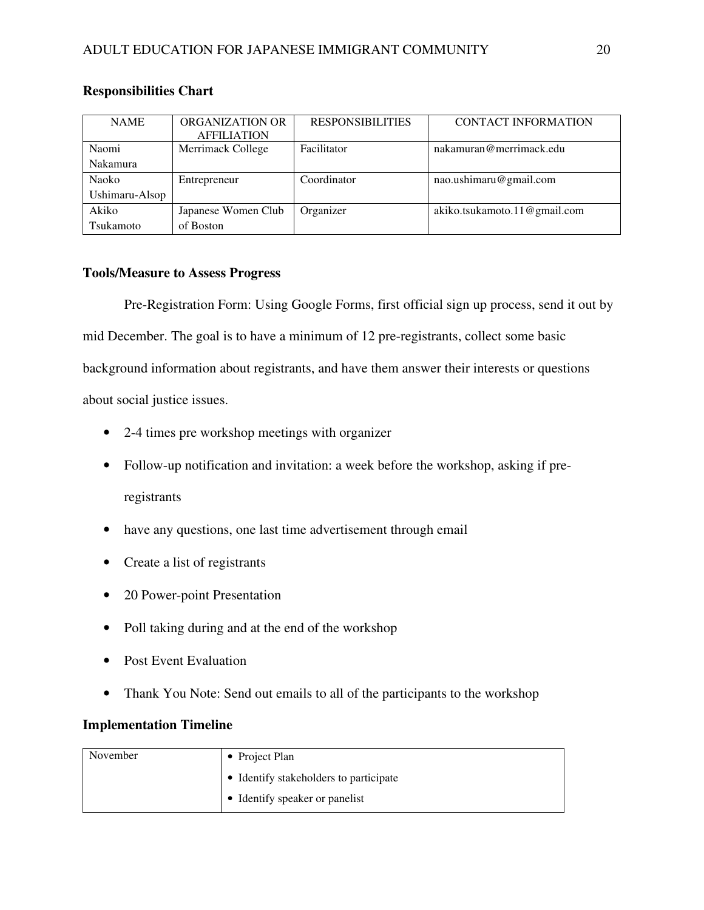**Responsibilities Chart**

| NAME | ORGANIZATION OR AFFILIATION | RESPONSIBILITIES | CONTACT INFORMATION |
|---|---|---|---|
| Naomi Nakamura | Merrimack College | Facilitator | nakamuran@merrimack.edu |
| Naoko Ushimaru-Alsop | Entrepreneur | Coordinator | nao.ushimaru@gmail.com |
| Akiko Tsukamoto | Japanese Women Club of Boston | Organizer | akiko.tsukamoto.11@gmail.com |

**Tools/Measure to Assess Progress**

Pre-Registration Form: Using Google Forms, first official sign up process, send it out by mid December. The goal is to have a minimum of 12 pre-registrants, collect some basic background information about registrants, and have them answer their interests or questions about social justice issues.

- 2-4 times pre workshop meetings with organizer
- Follow-up notification and invitation: a week before the workshop, asking if pre-registrants
- have any questions, one last time advertisement through email
- Create a list of registrants
- 20 Power-point Presentation
- Poll taking during and at the end of the workshop
- Post Event Evaluation
- Thank You Note: Send out emails to all of the participants to the workshop

**Implementation Timeline**

| November | • Project Plan<br>• Identify stakeholders to participate<br>• Identify speaker or panelist |
|---|---|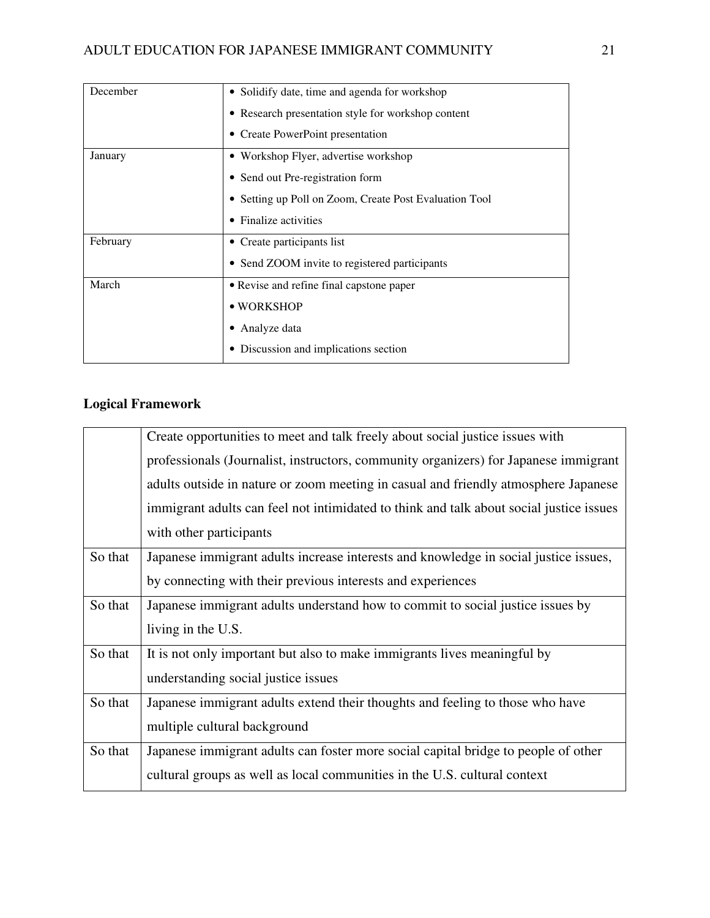| | |
|---|---|
| December | • Solidify date, time and agenda for workshop<br>• Research presentation style for workshop content<br>• Create PowerPoint presentation |
| January | • Workshop Flyer, advertise workshop<br>• Send out Pre-registration form<br>• Setting up Poll on Zoom, Create Post Evaluation Tool<br>• Finalize activities |
| February | • Create participants list<br>• Send ZOOM invite to registered participants |
| March | • Revise and refine final capstone paper<br>• WORKSHOP<br>• Analyze data<br>• Discussion and implications section |

**Logical Framework**

| | |
|---|---|
| | Create opportunities to meet and talk freely about social justice issues with professionals (Journalist, instructors, community organizers) for Japanese immigrant adults outside in nature or zoom meeting in casual and friendly atmosphere Japanese immigrant adults can feel not intimidated to think and talk about social justice issues with other participants |
| So that | Japanese immigrant adults increase interests and knowledge in social justice issues, by connecting with their previous interests and experiences |
| So that | Japanese immigrant adults understand how to commit to social justice issues by living in the U.S. |
| So that | It is not only important but also to make immigrants lives meaningful by understanding social justice issues |
| So that | Japanese immigrant adults extend their thoughts and feeling to those who have multiple cultural background |
| So that | Japanese immigrant adults can foster more social capital bridge to people of other cultural groups as well as local communities in the U.S. cultural context |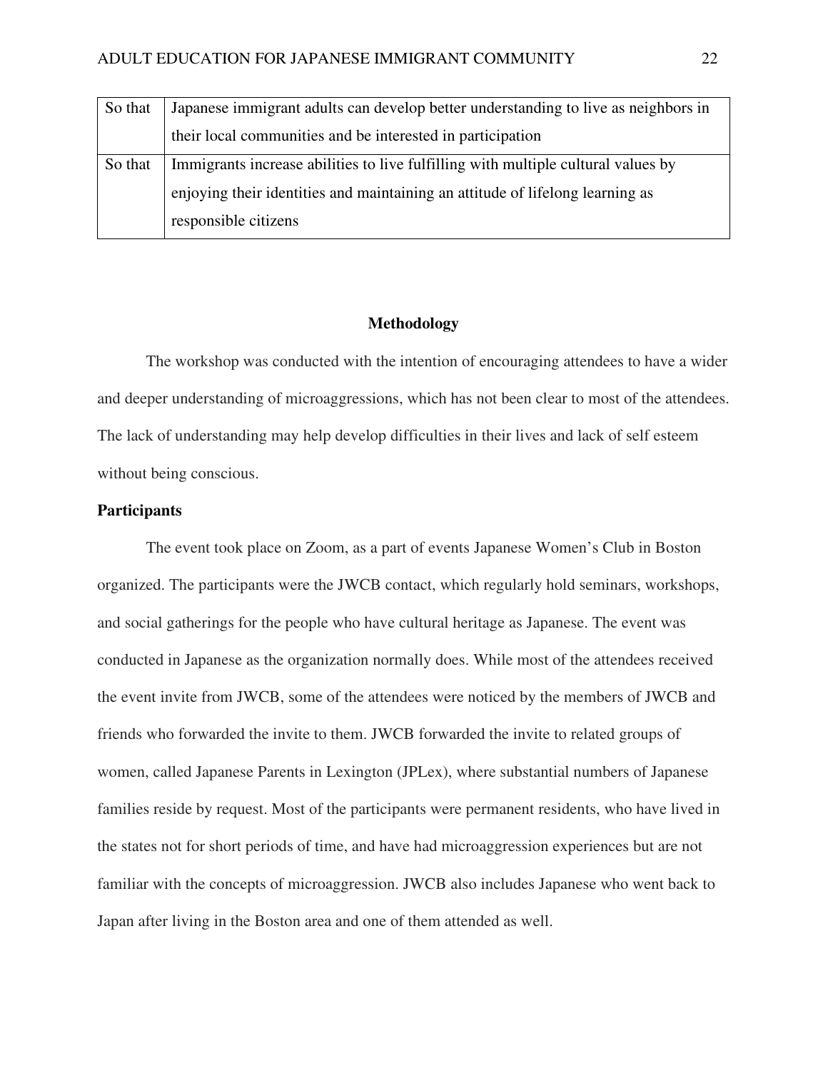| So that | Japanese immigrant adults can develop better understanding to live as neighbors in their local communities and be interested in participation |
|---|---|
| So that | Immigrants increase abilities to live fulfilling with multiple cultural values by enjoying their identities and maintaining an attitude of lifelong learning as responsible citizens |

## Methodology

The workshop was conducted with the intention of encouraging attendees to have a wider and deeper understanding of microaggressions, which has not been clear to most of the attendees. The lack of understanding may help develop difficulties in their lives and lack of self esteem without being conscious.

### Participants

The event took place on Zoom, as a part of events Japanese Women's Club in Boston organized. The participants were the JWCB contact, which regularly hold seminars, workshops, and social gatherings for the people who have cultural heritage as Japanese. The event was conducted in Japanese as the organization normally does. While most of the attendees received the event invite from JWCB, some of the attendees were noticed by the members of JWCB and friends who forwarded the invite to them. JWCB forwarded the invite to related groups of women, called Japanese Parents in Lexington (JPLex), where substantial numbers of Japanese families reside by request. Most of the participants were permanent residents, who have lived in the states not for short periods of time, and have had microaggression experiences but are not familiar with the concepts of microaggression. JWCB also includes Japanese who went back to Japan after living in the Boston area and one of them attended as well.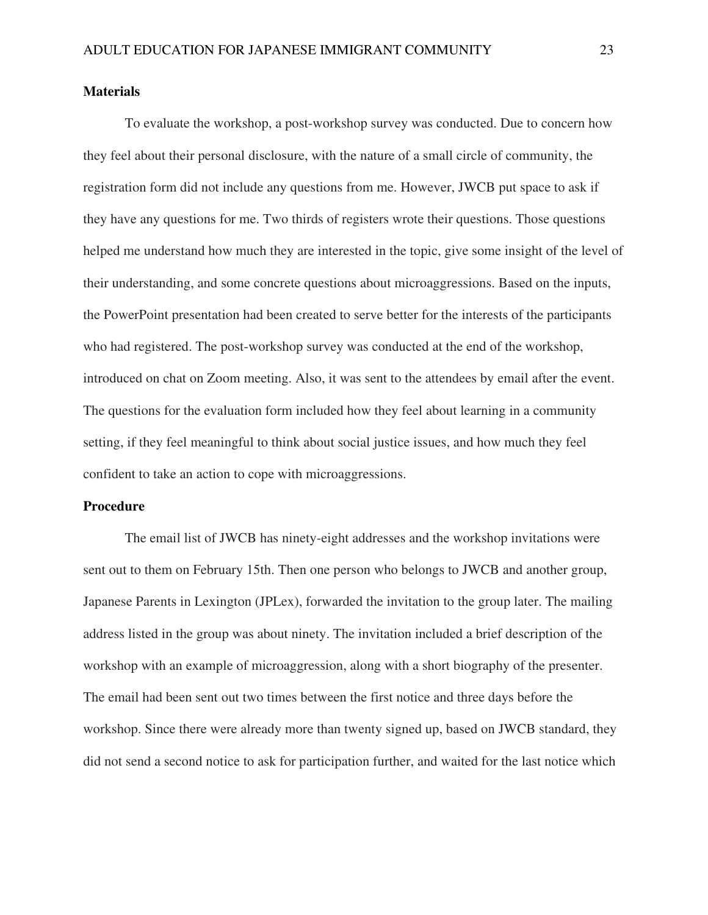### Materials

To evaluate the workshop, a post-workshop survey was conducted. Due to concern how they feel about their personal disclosure, with the nature of a small circle of community, the registration form did not include any questions from me. However, JWCB put space to ask if they have any questions for me. Two thirds of registers wrote their questions. Those questions helped me understand how much they are interested in the topic, give some insight of the level of their understanding, and some concrete questions about microaggressions. Based on the inputs, the PowerPoint presentation had been created to serve better for the interests of the participants who had registered. The post-workshop survey was conducted at the end of the workshop, introduced on chat on Zoom meeting. Also, it was sent to the attendees by email after the event. The questions for the evaluation form included how they feel about learning in a community setting, if they feel meaningful to think about social justice issues, and how much they feel confident to take an action to cope with microaggressions.

### Procedure

The email list of JWCB has ninety-eight addresses and the workshop invitations were sent out to them on February 15th. Then one person who belongs to JWCB and another group, Japanese Parents in Lexington (JPLex), forwarded the invitation to the group later. The mailing address listed in the group was about ninety. The invitation included a brief description of the workshop with an example of microaggression, along with a short biography of the presenter. The email had been sent out two times between the first notice and three days before the workshop. Since there were already more than twenty signed up, based on JWCB standard, they did not send a second notice to ask for participation further, and waited for the last notice which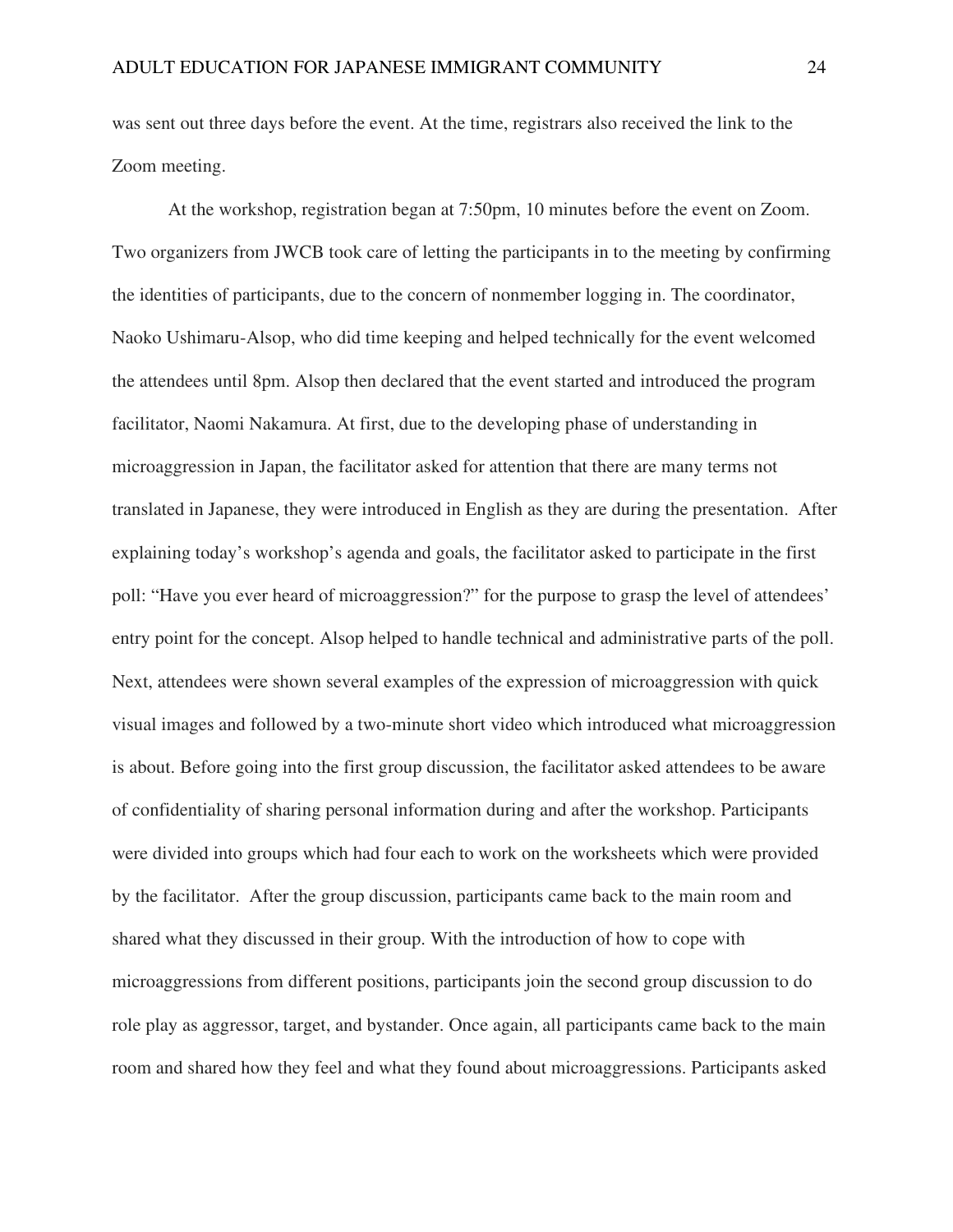was sent out three days before the event. At the time, registrars also received the link to the Zoom meeting.

At the workshop, registration began at 7:50pm, 10 minutes before the event on Zoom. Two organizers from JWCB took care of letting the participants in to the meeting by confirming the identities of participants, due to the concern of nonmember logging in. The coordinator, Naoko Ushimaru-Alsop, who did time keeping and helped technically for the event welcomed the attendees until 8pm. Alsop then declared that the event started and introduced the program facilitator, Naomi Nakamura. At first, due to the developing phase of understanding in microaggression in Japan, the facilitator asked for attention that there are many terms not translated in Japanese, they were introduced in English as they are during the presentation. After explaining today's workshop's agenda and goals, the facilitator asked to participate in the first poll: "Have you ever heard of microaggression?" for the purpose to grasp the level of attendees' entry point for the concept. Alsop helped to handle technical and administrative parts of the poll. Next, attendees were shown several examples of the expression of microaggression with quick visual images and followed by a two-minute short video which introduced what microaggression is about. Before going into the first group discussion, the facilitator asked attendees to be aware of confidentiality of sharing personal information during and after the workshop. Participants were divided into groups which had four each to work on the worksheets which were provided by the facilitator. After the group discussion, participants came back to the main room and shared what they discussed in their group. With the introduction of how to cope with microaggressions from different positions, participants join the second group discussion to do role play as aggressor, target, and bystander. Once again, all participants came back to the main room and shared how they feel and what they found about microaggressions. Participants asked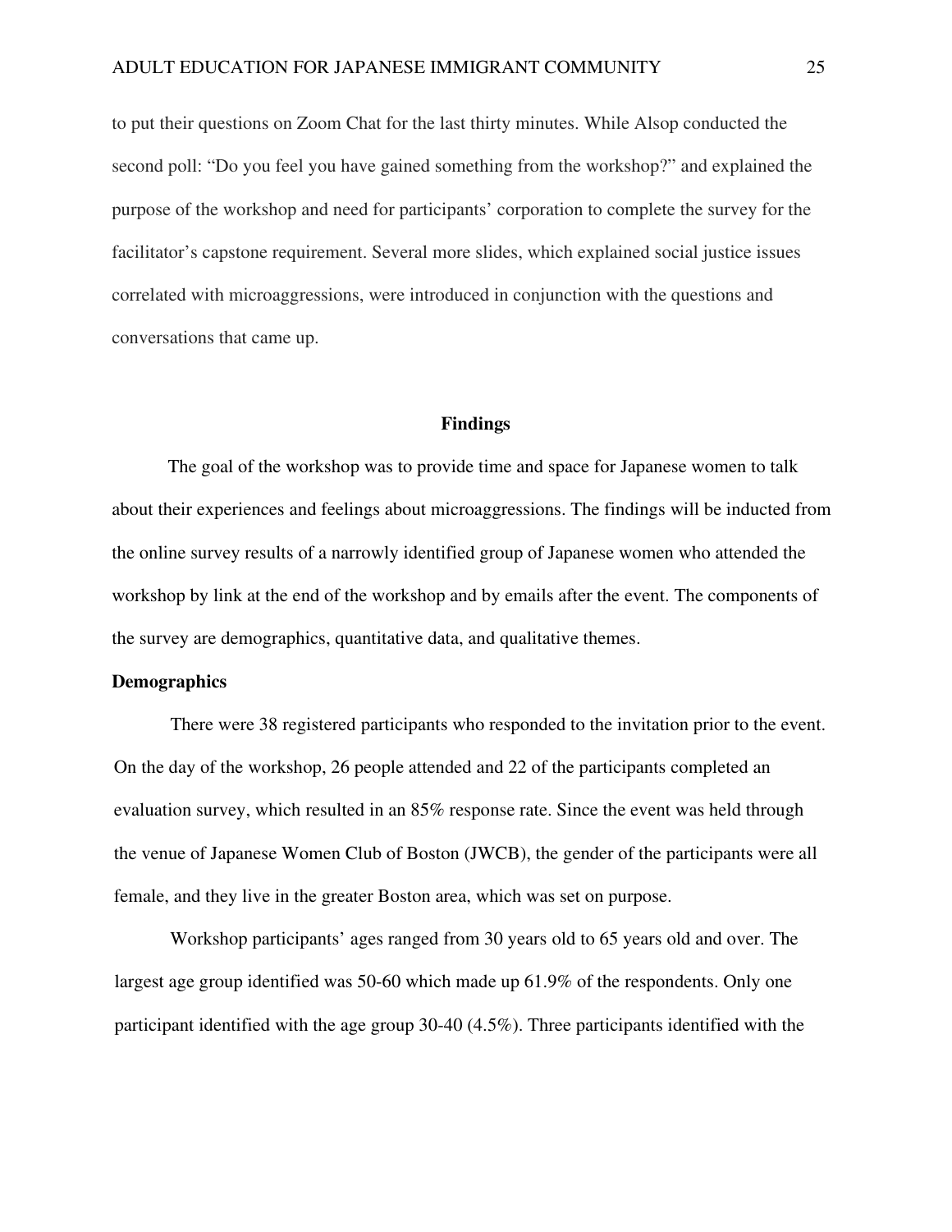to put their questions on Zoom Chat for the last thirty minutes. While Alsop conducted the second poll: "Do you feel you have gained something from the workshop?" and explained the purpose of the workshop and need for participants' corporation to complete the survey for the facilitator's capstone requirement. Several more slides, which explained social justice issues correlated with microaggressions, were introduced in conjunction with the questions and conversations that came up.

## Findings

The goal of the workshop was to provide time and space for Japanese women to talk about their experiences and feelings about microaggressions. The findings will be inducted from the online survey results of a narrowly identified group of Japanese women who attended the workshop by link at the end of the workshop and by emails after the event. The components of the survey are demographics, quantitative data, and qualitative themes.

### Demographics

There were 38 registered participants who responded to the invitation prior to the event. On the day of the workshop, 26 people attended and 22 of the participants completed an evaluation survey, which resulted in an 85% response rate. Since the event was held through the venue of Japanese Women Club of Boston (JWCB), the gender of the participants were all female, and they live in the greater Boston area, which was set on purpose.

Workshop participants' ages ranged from 30 years old to 65 years old and over. The largest age group identified was 50-60 which made up 61.9% of the respondents. Only one participant identified with the age group 30-40 (4.5%). Three participants identified with the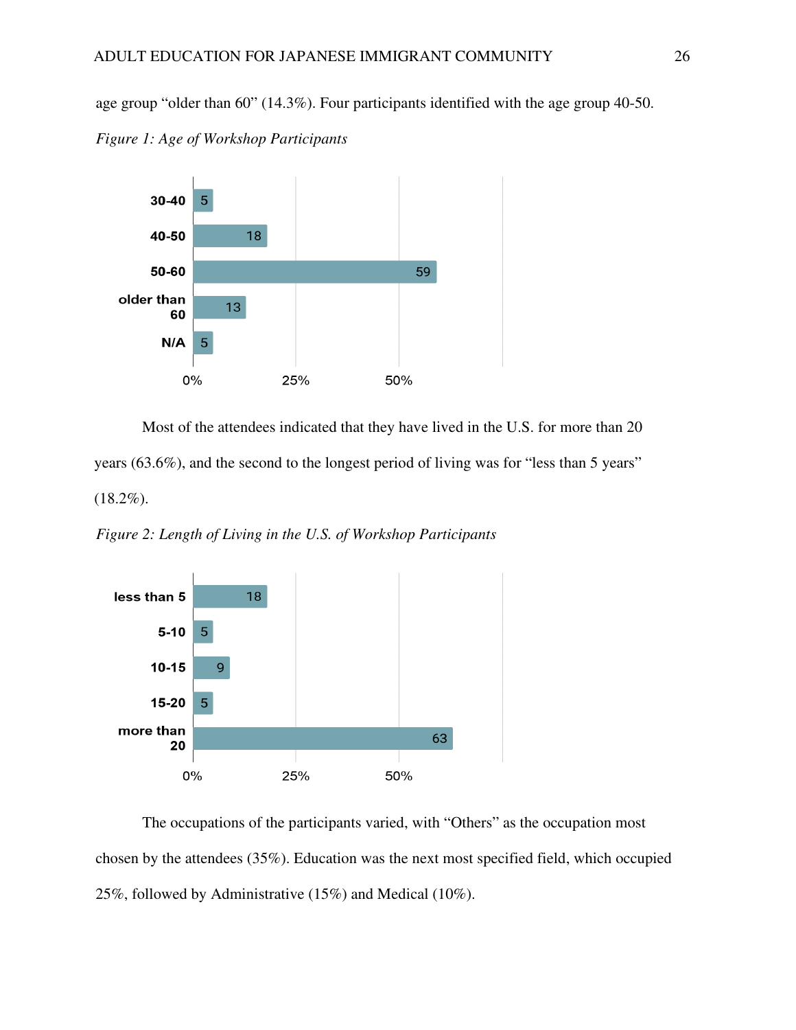age group "older than 60" (14.3%). Four participants identified with the age group 40-50.

*Figure 1: Age of Workshop Participants*

| Age | % |
|---|---|
| 30-40 | 5 |
| 40-50 | 18 |
| 50-60 | 59 |
| older than 60 | 13 |
| N/A | 5 |

Most of the attendees indicated that they have lived in the U.S. for more than 20 years (63.6%), and the second to the longest period of living was for "less than 5 years" (18.2%).

*Figure 2: Length of Living in the U.S. of Workshop Participants*

| Years | % |
|---|---|
| less than 5 | 18 |
| 5-10 | 5 |
| 10-15 | 9 |
| 15-20 | 5 |
| more than 20 | 63 |

The occupations of the participants varied, with "Others" as the occupation most chosen by the attendees (35%). Education was the next most specified field, which occupied 25%, followed by Administrative (15%) and Medical (10%).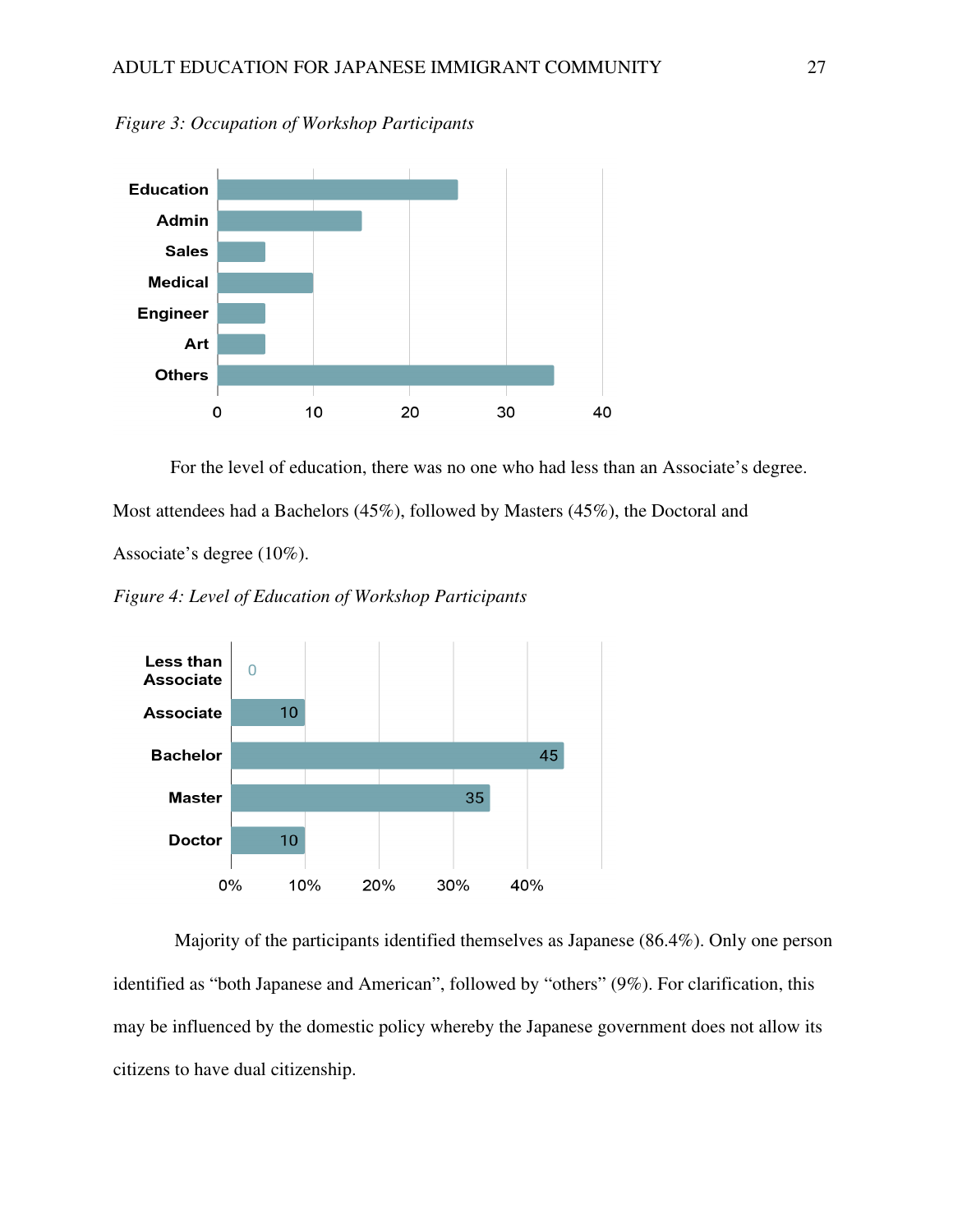*Figure 3: Occupation of Workshop Participants*

| Occupation | Value |
|---|---|
| Education | 25 |
| Admin | 15 |
| Sales | 5 |
| Medical | 10 |
| Engineer | 5 |
| Art | 5 |
| Others | 35 |

For the level of education, there was no one who had less than an Associate's degree. Most attendees had a Bachelors (45%), followed by Masters (45%), the Doctoral and Associate's degree (10%).

*Figure 4: Level of Education of Workshop Participants*

| Level of Education | % |
|---|---|
| Less than Associate | 0 |
| Associate | 10 |
| Bachelor | 45 |
| Master | 35 |
| Doctor | 10 |

Majority of the participants identified themselves as Japanese (86.4%). Only one person identified as "both Japanese and American", followed by "others" (9%). For clarification, this may be influenced by the domestic policy whereby the Japanese government does not allow its citizens to have dual citizenship.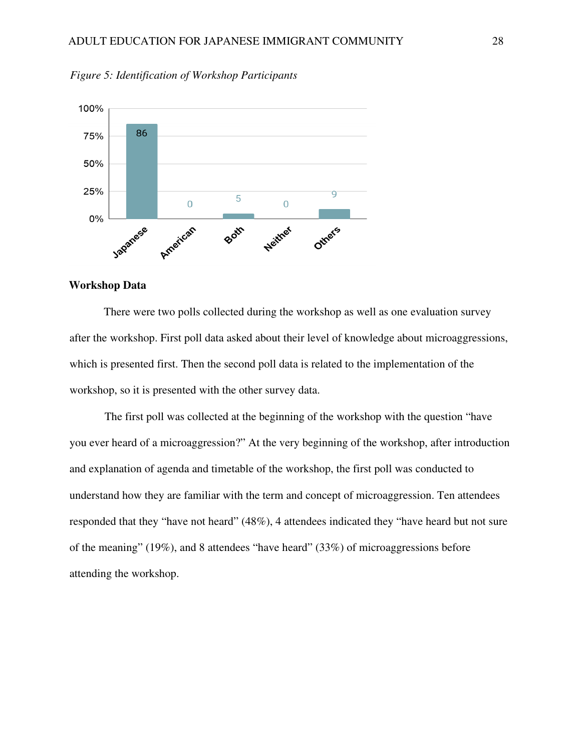*Figure 5: Identification of Workshop Participants*

| Identification | Percentage |
|---|---|
| Japanese | 86 |
| American | 0 |
| Both | 5 |
| Neither | 0 |
| Others | 9 |

**Workshop Data**

There were two polls collected during the workshop as well as one evaluation survey after the workshop. First poll data asked about their level of knowledge about microaggressions, which is presented first. Then the second poll data is related to the implementation of the workshop, so it is presented with the other survey data.

The first poll was collected at the beginning of the workshop with the question "have you ever heard of a microaggression?" At the very beginning of the workshop, after introduction and explanation of agenda and timetable of the workshop, the first poll was conducted to understand how they are familiar with the term and concept of microaggression. Ten attendees responded that they "have not heard" (48%), 4 attendees indicated they "have heard but not sure of the meaning" (19%), and 8 attendees "have heard" (33%) of microaggressions before attending the workshop.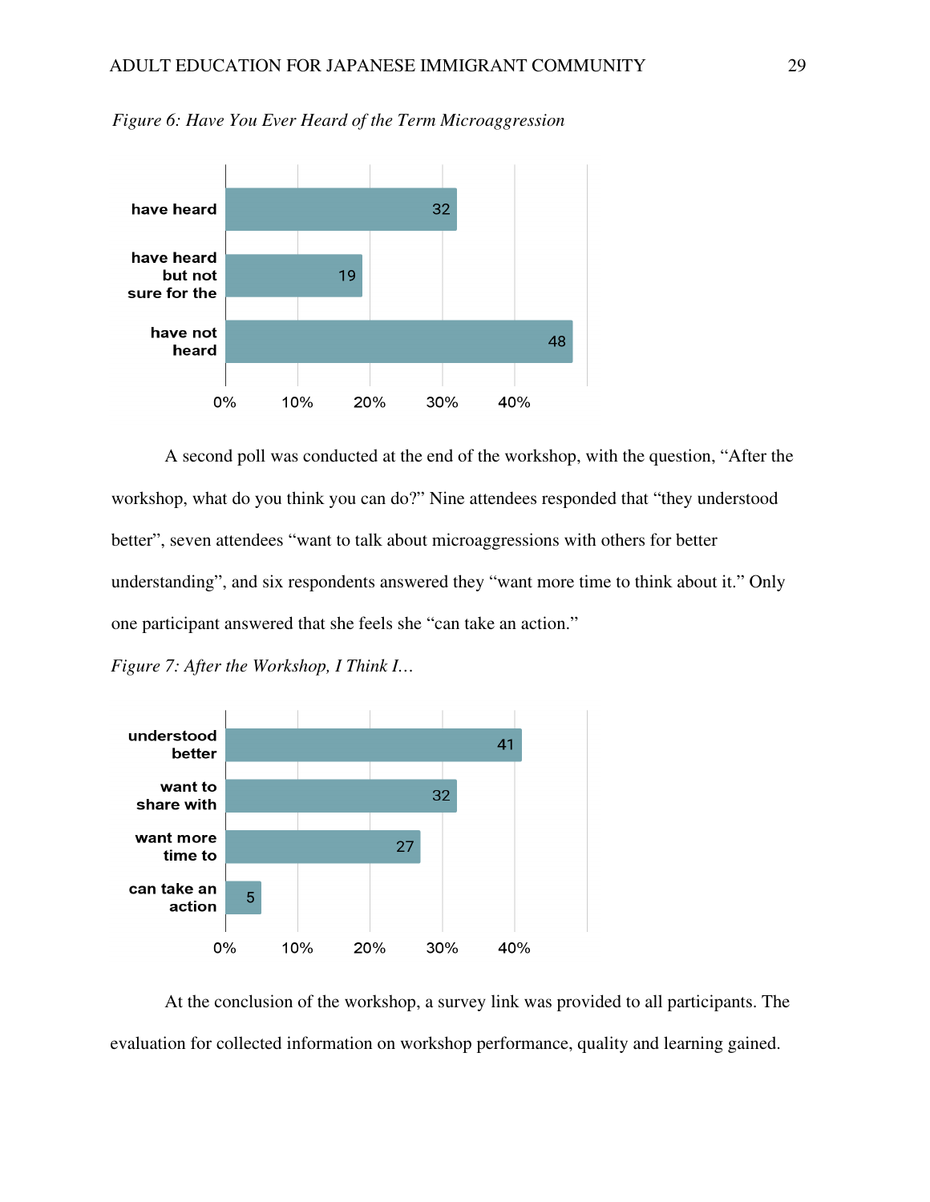*Figure 6: Have You Ever Heard of the Term Microaggression*

| Response | % |
|---|---|
| have heard | 32 |
| have heard but not sure for the | 19 |
| have not heard | 48 |

A second poll was conducted at the end of the workshop, with the question, “After the workshop, what do you think you can do?” Nine attendees responded that “they understood better”, seven attendees “want to talk about microaggressions with others for better understanding”, and six respondents answered they “want more time to think about it.” Only one participant answered that she feels she “can take an action.”

*Figure 7: After the Workshop, I Think I…*

| Response | % |
|---|---|
| understood better | 41 |
| want to share with | 32 |
| want more time to | 27 |
| can take an action | 5 |

At the conclusion of the workshop, a survey link was provided to all participants. The evaluation for collected information on workshop performance, quality and learning gained.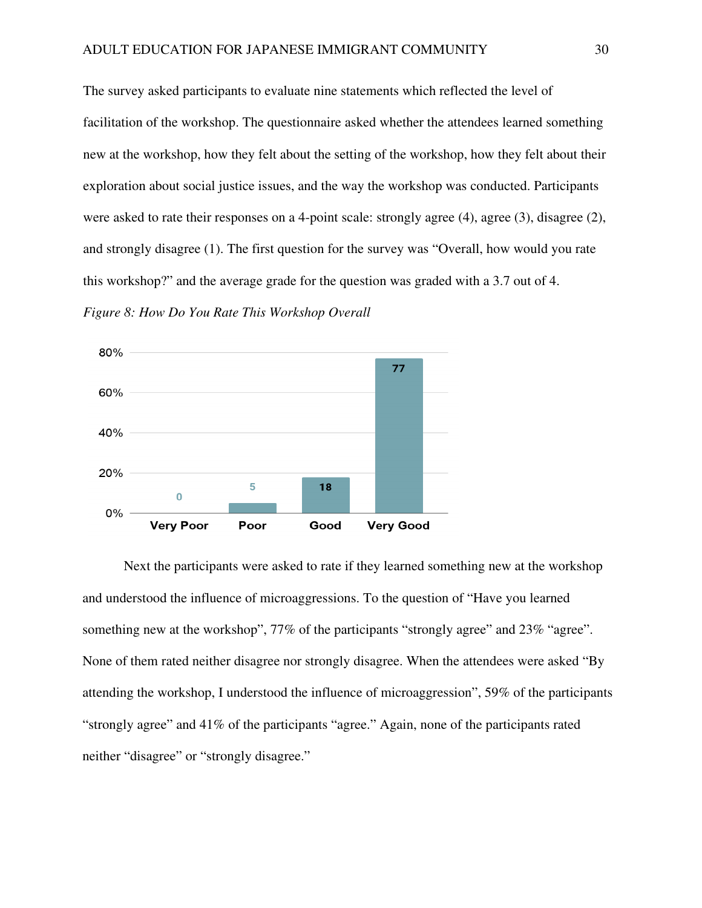The survey asked participants to evaluate nine statements which reflected the level of facilitation of the workshop. The questionnaire asked whether the attendees learned something new at the workshop, how they felt about the setting of the workshop, how they felt about their exploration about social justice issues, and the way the workshop was conducted. Participants were asked to rate their responses on a 4-point scale: strongly agree (4), agree (3), disagree (2), and strongly disagree (1). The first question for the survey was “Overall, how would you rate this workshop?” and the average grade for the question was graded with a 3.7 out of 4.

*Figure 8: How Do You Rate This Workshop Overall*

| Rating | Percentage |
|---|---|
| Very Poor | 0 |
| Poor | 5 |
| Good | 18 |
| Very Good | 77 |

Next the participants were asked to rate if they learned something new at the workshop and understood the influence of microaggressions. To the question of “Have you learned something new at the workshop”, 77% of the participants “strongly agree” and 23% “agree”. None of them rated neither disagree nor strongly disagree. When the attendees were asked “By attending the workshop, I understood the influence of microaggression”, 59% of the participants “strongly agree” and 41% of the participants “agree.” Again, none of the participants rated neither “disagree” or “strongly disagree.”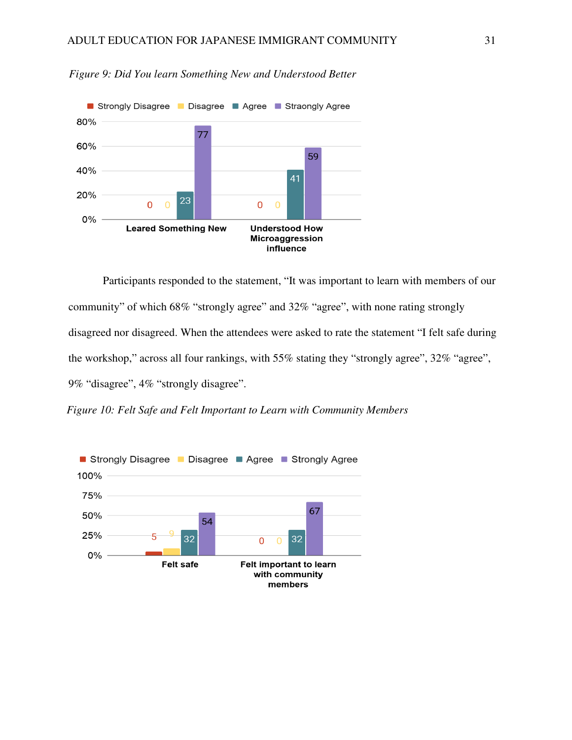*Figure 9: Did You learn Something New and Understood Better*

Participants responded to the statement, “It was important to learn with members of our community” of which 68% “strongly agree” and 32% “agree”, with none rating strongly disagreed nor disagreed. When the attendees were asked to rate the statement “I felt safe during the workshop,” across all four rankings, with 55% stating they “strongly agree”, 32% “agree”, 9% “disagree”, 4% “strongly disagree”.

*Figure 10: Felt Safe and Felt Important to Learn with Community Members*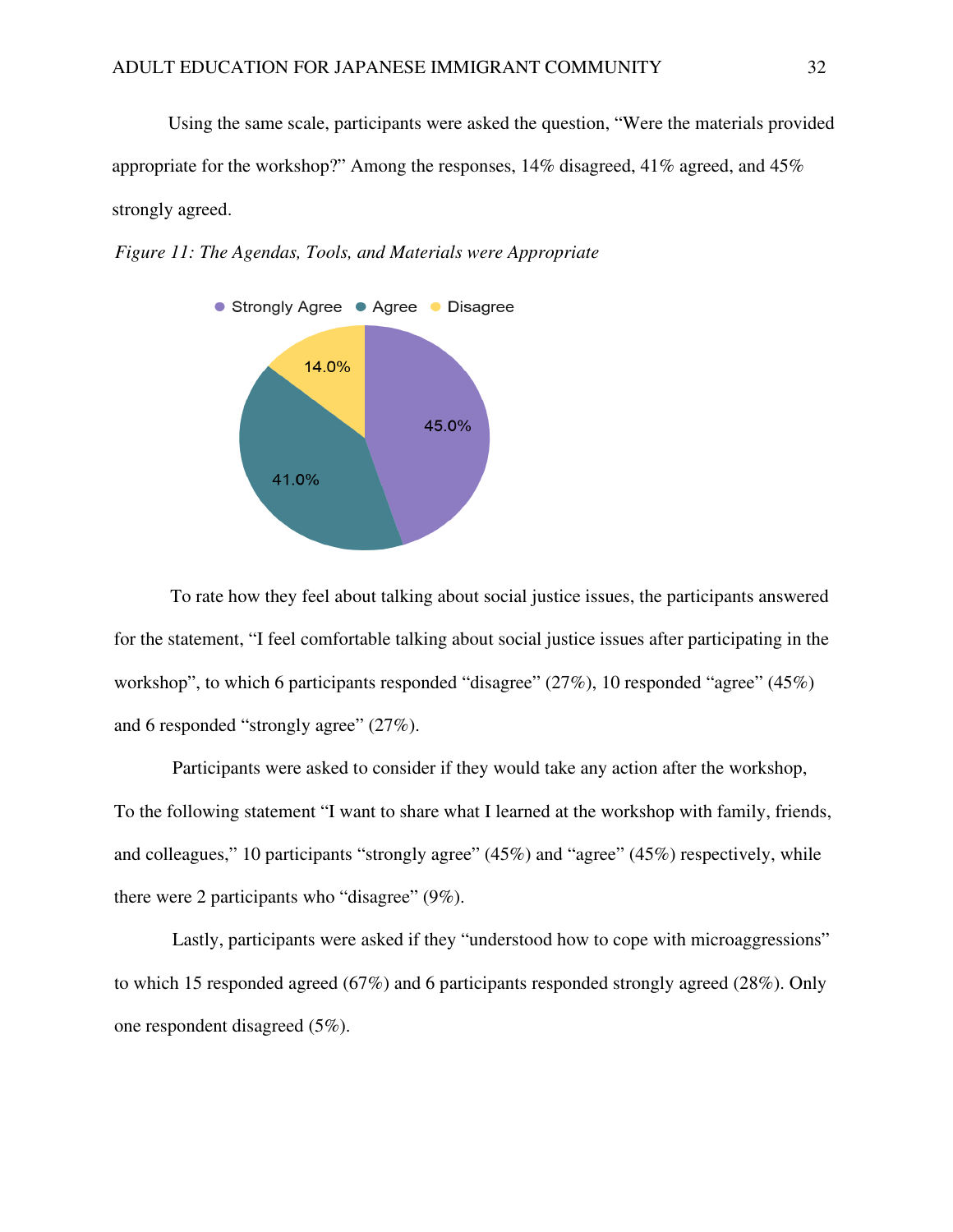Using the same scale, participants were asked the question, "Were the materials provided appropriate for the workshop?" Among the responses, 14% disagreed, 41% agreed, and 45% strongly agreed.

*Figure 11: The Agendas, Tools, and Materials were Appropriate*

Strongly Agree  Agree  Disagree

45.0%
41.0%
14.0%

To rate how they feel about talking about social justice issues, the participants answered for the statement, "I feel comfortable talking about social justice issues after participating in the workshop", to which 6 participants responded "disagree" (27%), 10 responded "agree" (45%) and 6 responded "strongly agree" (27%).

Participants were asked to consider if they would take any action after the workshop, To the following statement "I want to share what I learned at the workshop with family, friends, and colleagues," 10 participants "strongly agree" (45%) and "agree" (45%) respectively, while there were 2 participants who "disagree" (9%).

Lastly, participants were asked if they "understood how to cope with microaggressions" to which 15 responded agreed (67%) and 6 participants responded strongly agreed (28%). Only one respondent disagreed (5%).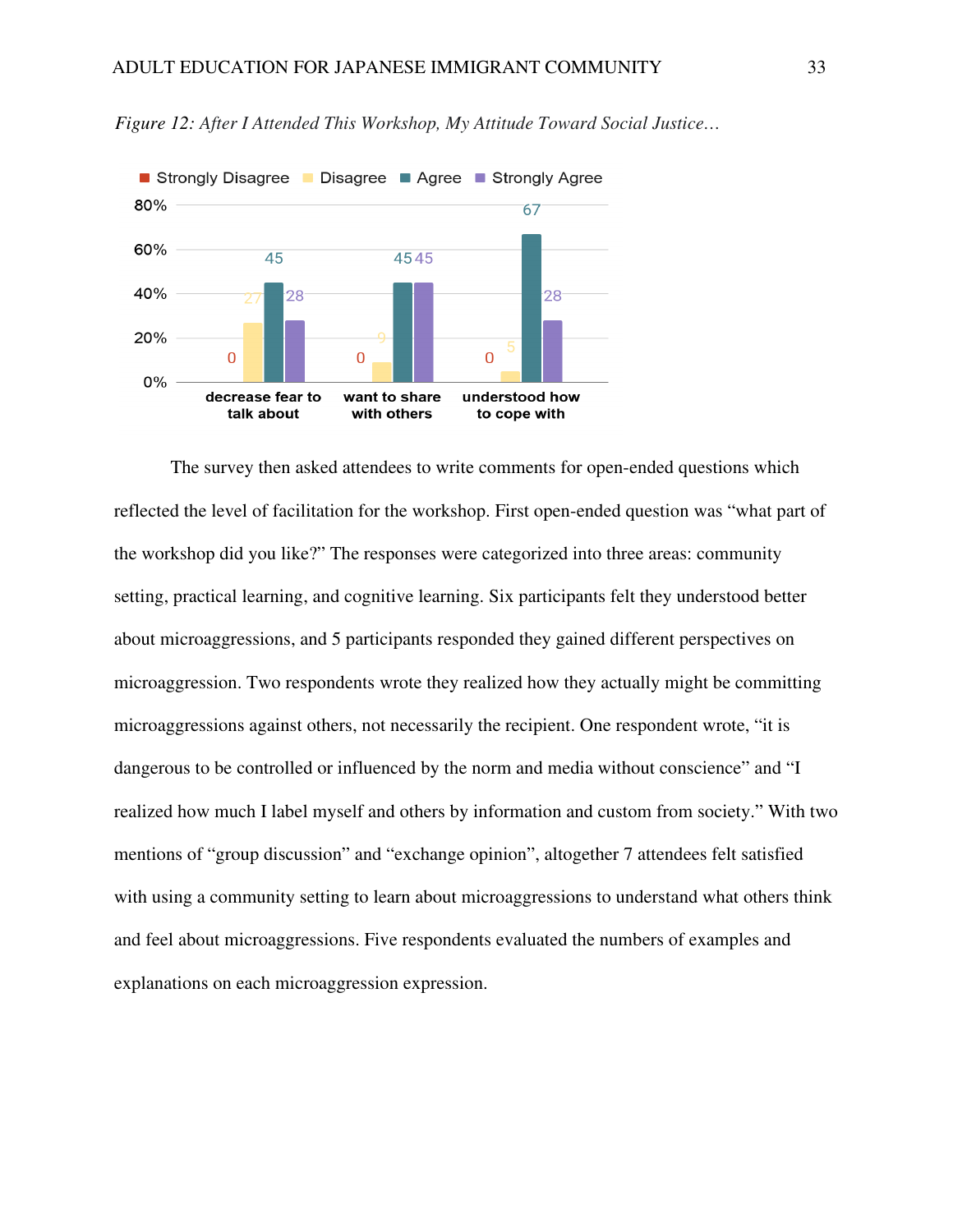*Figure 12: After I Attended This Workshop, My Attitude Toward Social Justice…*

| | Strongly Disagree | Disagree | Agree | Strongly Agree |
|---|---|---|---|---|
| decrease fear to talk about | 0 | 27 | 45 | 28 |
| want to share with others | 0 | 9 | 45 | 45 |
| understood how to cope with | 0 | 5 | 67 | 28 |

The survey then asked attendees to write comments for open-ended questions which reflected the level of facilitation for the workshop. First open-ended question was "what part of the workshop did you like?" The responses were categorized into three areas: community setting, practical learning, and cognitive learning. Six participants felt they understood better about microaggressions, and 5 participants responded they gained different perspectives on microaggression. Two respondents wrote they realized how they actually might be committing microaggressions against others, not necessarily the recipient. One respondent wrote, "it is dangerous to be controlled or influenced by the norm and media without conscience" and "I realized how much I label myself and others by information and custom from society." With two mentions of "group discussion" and "exchange opinion", altogether 7 attendees felt satisfied with using a community setting to learn about microaggressions to understand what others think and feel about microaggressions. Five respondents evaluated the numbers of examples and explanations on each microaggression expression.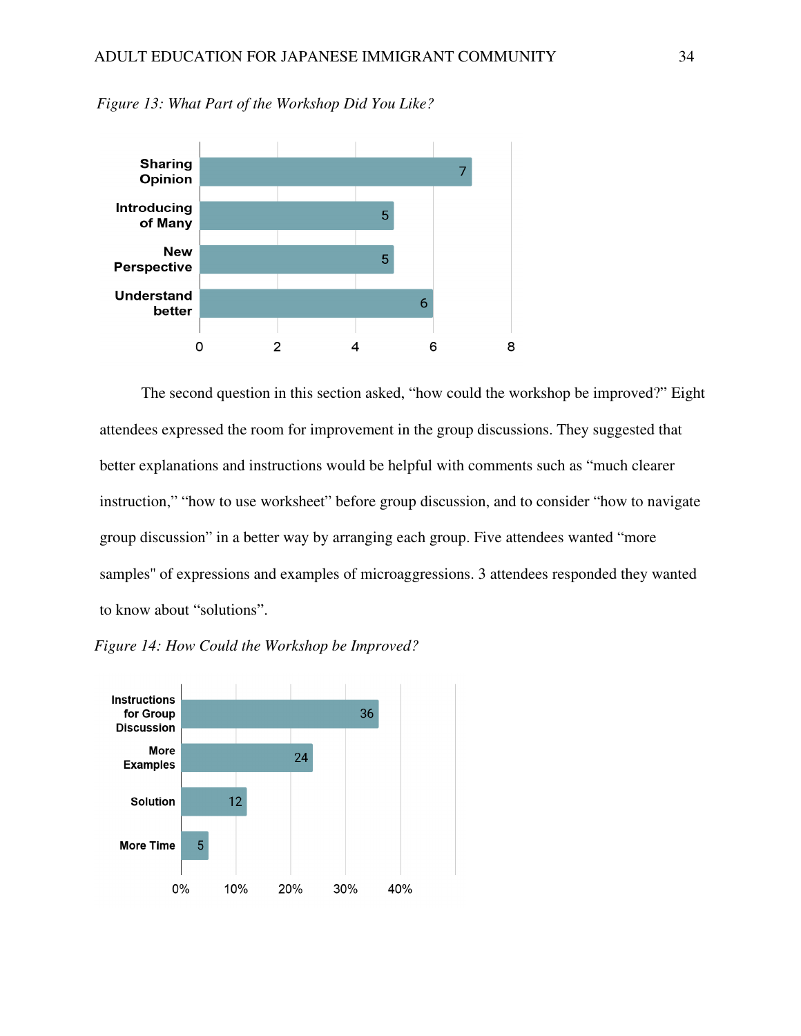*Figure 13: What Part of the Workshop Did You Like?*

| Response | Count |
|---|---|
| Sharing Opinion | 7 |
| Introducing of Many | 5 |
| New Perspective | 5 |
| Understand better | 6 |

The second question in this section asked, "how could the workshop be improved?" Eight attendees expressed the room for improvement in the group discussions. They suggested that better explanations and instructions would be helpful with comments such as "much clearer instruction," "how to use worksheet" before group discussion, and to consider "how to navigate group discussion" in a better way by arranging each group. Five attendees wanted "more samples" of expressions and examples of microaggressions. 3 attendees responded they wanted to know about "solutions".

*Figure 14: How Could the Workshop be Improved?*

| Response | Percentage |
|---|---|
| Instructions for Group Discussion | 36 |
| More Examples | 24 |
| Solution | 12 |
| More Time | 5 |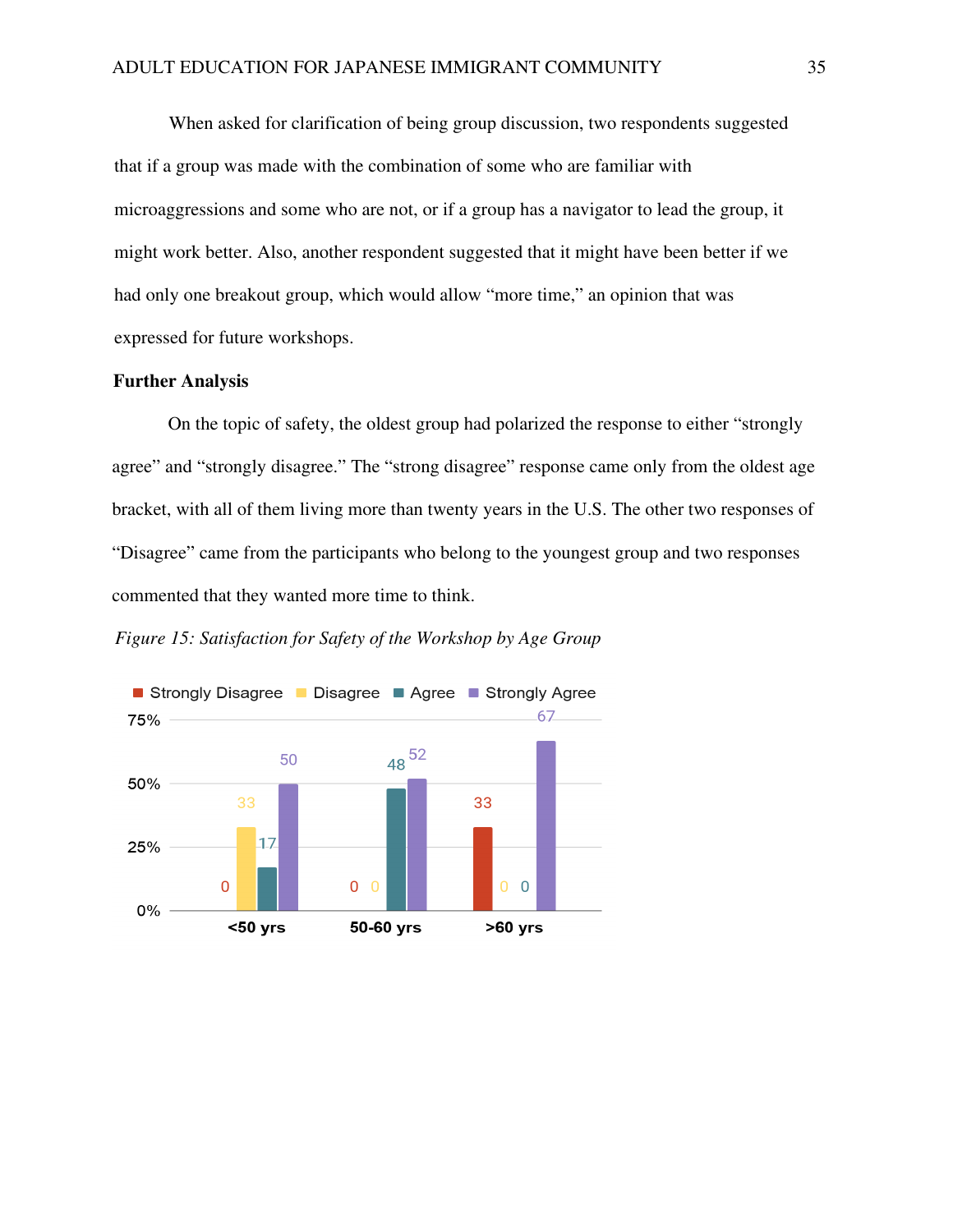When asked for clarification of being group discussion, two respondents suggested that if a group was made with the combination of some who are familiar with microaggressions and some who are not, or if a group has a navigator to lead the group, it might work better. Also, another respondent suggested that it might have been better if we had only one breakout group, which would allow "more time," an opinion that was expressed for future workshops.

**Further Analysis**

On the topic of safety, the oldest group had polarized the response to either "strongly agree" and "strongly disagree." The "strong disagree" response came only from the oldest age bracket, with all of them living more than twenty years in the U.S. The other two responses of "Disagree" came from the participants who belong to the youngest group and two responses commented that they wanted more time to think.

*Figure 15: Satisfaction for Safety of the Workshop by Age Group*

| | Strongly Disagree | Disagree | Agree | Strongly Agree |
|---|---|---|---|---|
| <50 yrs | 0 | 33 | 17 | 50 |
| 50-60 yrs | 0 | 0 | 48 | 52 |
| >60 yrs | 33 | 0 | 0 | 67 |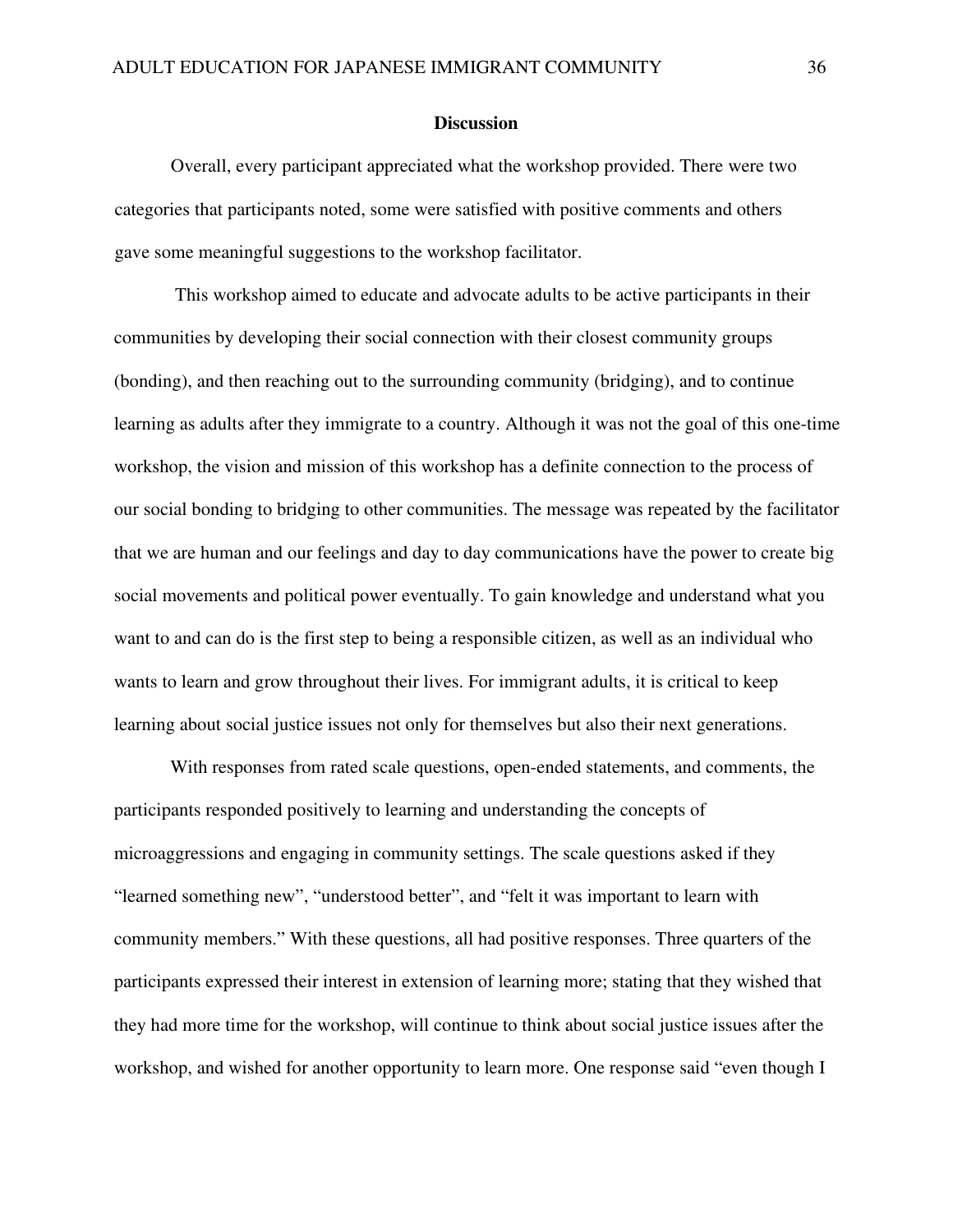## Discussion

Overall, every participant appreciated what the workshop provided. There were two categories that participants noted, some were satisfied with positive comments and others gave some meaningful suggestions to the workshop facilitator.

This workshop aimed to educate and advocate adults to be active participants in their communities by developing their social connection with their closest community groups (bonding), and then reaching out to the surrounding community (bridging), and to continue learning as adults after they immigrate to a country. Although it was not the goal of this one-time workshop, the vision and mission of this workshop has a definite connection to the process of our social bonding to bridging to other communities. The message was repeated by the facilitator that we are human and our feelings and day to day communications have the power to create big social movements and political power eventually. To gain knowledge and understand what you want to and can do is the first step to being a responsible citizen, as well as an individual who wants to learn and grow throughout their lives. For immigrant adults, it is critical to keep learning about social justice issues not only for themselves but also their next generations.

With responses from rated scale questions, open-ended statements, and comments, the participants responded positively to learning and understanding the concepts of microaggressions and engaging in community settings. The scale questions asked if they "learned something new", "understood better", and "felt it was important to learn with community members." With these questions, all had positive responses. Three quarters of the participants expressed their interest in extension of learning more; stating that they wished that they had more time for the workshop, will continue to think about social justice issues after the workshop, and wished for another opportunity to learn more. One response said "even though I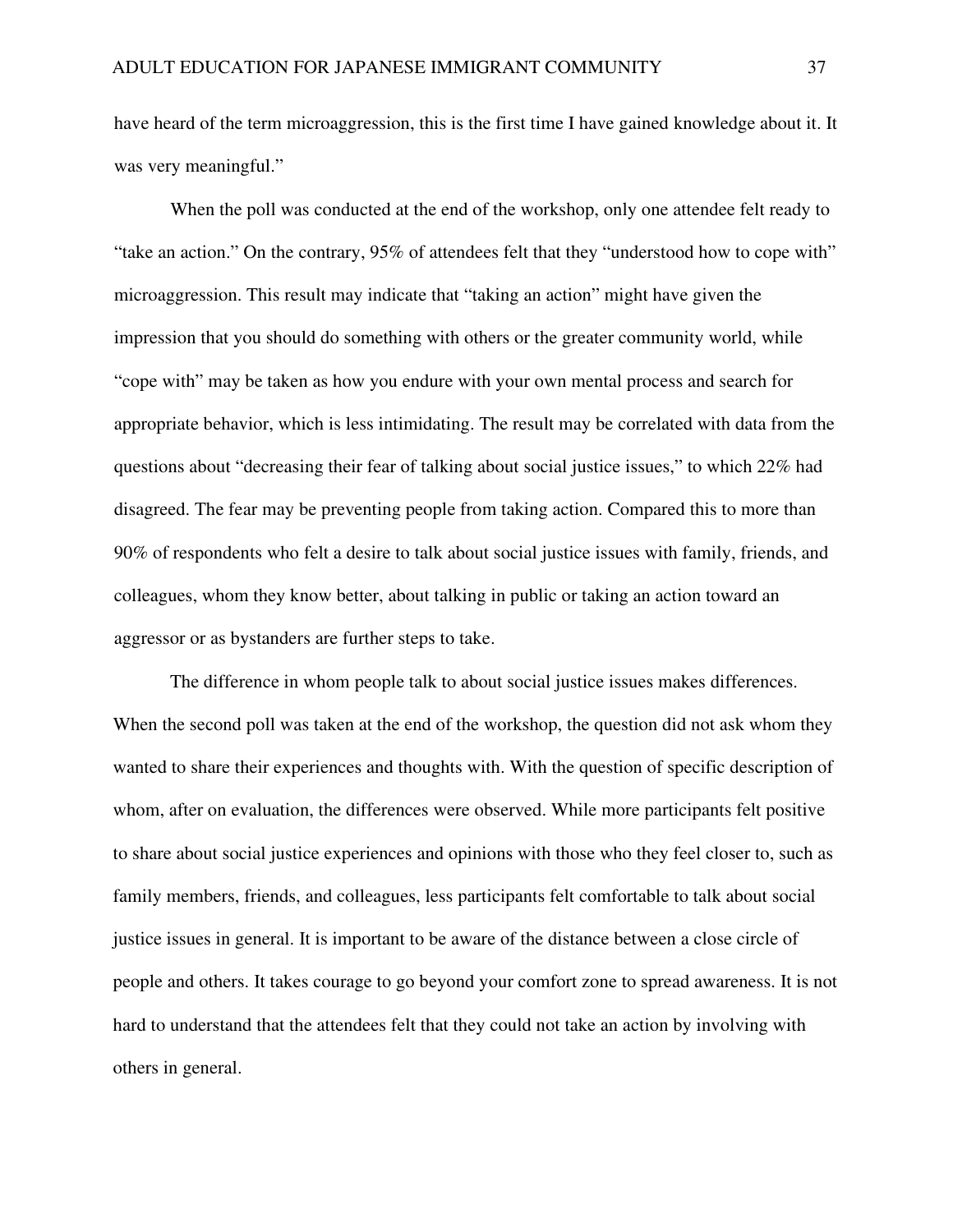have heard of the term microaggression, this is the first time I have gained knowledge about it. It was very meaningful."

When the poll was conducted at the end of the workshop, only one attendee felt ready to "take an action." On the contrary, 95% of attendees felt that they "understood how to cope with" microaggression. This result may indicate that "taking an action" might have given the impression that you should do something with others or the greater community world, while "cope with" may be taken as how you endure with your own mental process and search for appropriate behavior, which is less intimidating. The result may be correlated with data from the questions about "decreasing their fear of talking about social justice issues," to which 22% had disagreed. The fear may be preventing people from taking action. Compared this to more than 90% of respondents who felt a desire to talk about social justice issues with family, friends, and colleagues, whom they know better, about talking in public or taking an action toward an aggressor or as bystanders are further steps to take.

The difference in whom people talk to about social justice issues makes differences. When the second poll was taken at the end of the workshop, the question did not ask whom they wanted to share their experiences and thoughts with. With the question of specific description of whom, after on evaluation, the differences were observed. While more participants felt positive to share about social justice experiences and opinions with those who they feel closer to, such as family members, friends, and colleagues, less participants felt comfortable to talk about social justice issues in general. It is important to be aware of the distance between a close circle of people and others. It takes courage to go beyond your comfort zone to spread awareness. It is not hard to understand that the attendees felt that they could not take an action by involving with others in general.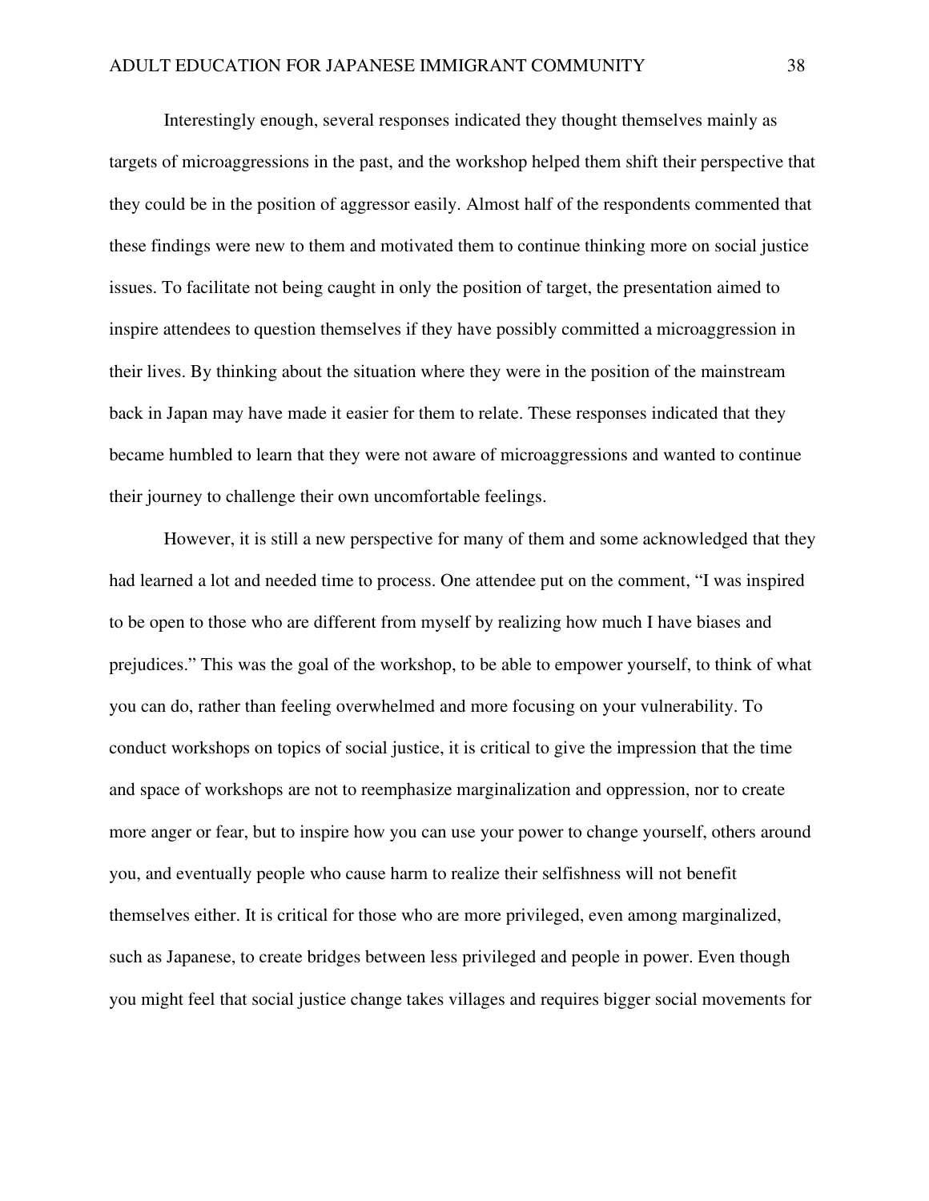Interestingly enough, several responses indicated they thought themselves mainly as targets of microaggressions in the past, and the workshop helped them shift their perspective that they could be in the position of aggressor easily. Almost half of the respondents commented that these findings were new to them and motivated them to continue thinking more on social justice issues. To facilitate not being caught in only the position of target, the presentation aimed to inspire attendees to question themselves if they have possibly committed a microaggression in their lives. By thinking about the situation where they were in the position of the mainstream back in Japan may have made it easier for them to relate. These responses indicated that they became humbled to learn that they were not aware of microaggressions and wanted to continue their journey to challenge their own uncomfortable feelings.

However, it is still a new perspective for many of them and some acknowledged that they had learned a lot and needed time to process. One attendee put on the comment, "I was inspired to be open to those who are different from myself by realizing how much I have biases and prejudices." This was the goal of the workshop, to be able to empower yourself, to think of what you can do, rather than feeling overwhelmed and more focusing on your vulnerability. To conduct workshops on topics of social justice, it is critical to give the impression that the time and space of workshops are not to reemphasize marginalization and oppression, nor to create more anger or fear, but to inspire how you can use your power to change yourself, others around you, and eventually people who cause harm to realize their selfishness will not benefit themselves either. It is critical for those who are more privileged, even among marginalized, such as Japanese, to create bridges between less privileged and people in power. Even though you might feel that social justice change takes villages and requires bigger social movements for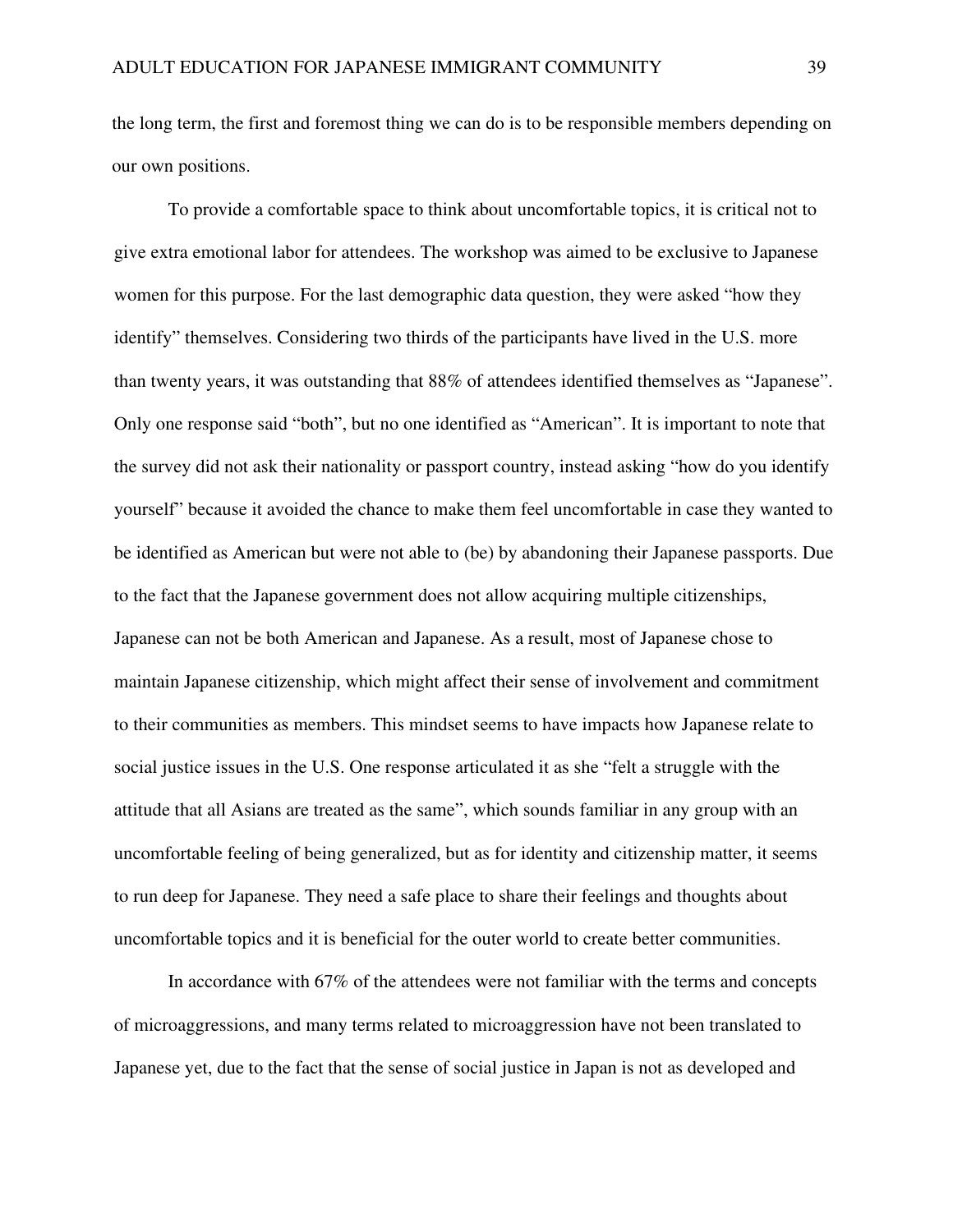the long term, the first and foremost thing we can do is to be responsible members depending on our own positions.

To provide a comfortable space to think about uncomfortable topics, it is critical not to give extra emotional labor for attendees. The workshop was aimed to be exclusive to Japanese women for this purpose. For the last demographic data question, they were asked "how they identify" themselves. Considering two thirds of the participants have lived in the U.S. more than twenty years, it was outstanding that 88% of attendees identified themselves as "Japanese". Only one response said "both", but no one identified as "American". It is important to note that the survey did not ask their nationality or passport country, instead asking "how do you identify yourself" because it avoided the chance to make them feel uncomfortable in case they wanted to be identified as American but were not able to (be) by abandoning their Japanese passports. Due to the fact that the Japanese government does not allow acquiring multiple citizenships, Japanese can not be both American and Japanese. As a result, most of Japanese chose to maintain Japanese citizenship, which might affect their sense of involvement and commitment to their communities as members. This mindset seems to have impacts how Japanese relate to social justice issues in the U.S. One response articulated it as she "felt a struggle with the attitude that all Asians are treated as the same", which sounds familiar in any group with an uncomfortable feeling of being generalized, but as for identity and citizenship matter, it seems to run deep for Japanese. They need a safe place to share their feelings and thoughts about uncomfortable topics and it is beneficial for the outer world to create better communities.

In accordance with 67% of the attendees were not familiar with the terms and concepts of microaggressions, and many terms related to microaggression have not been translated to Japanese yet, due to the fact that the sense of social justice in Japan is not as developed and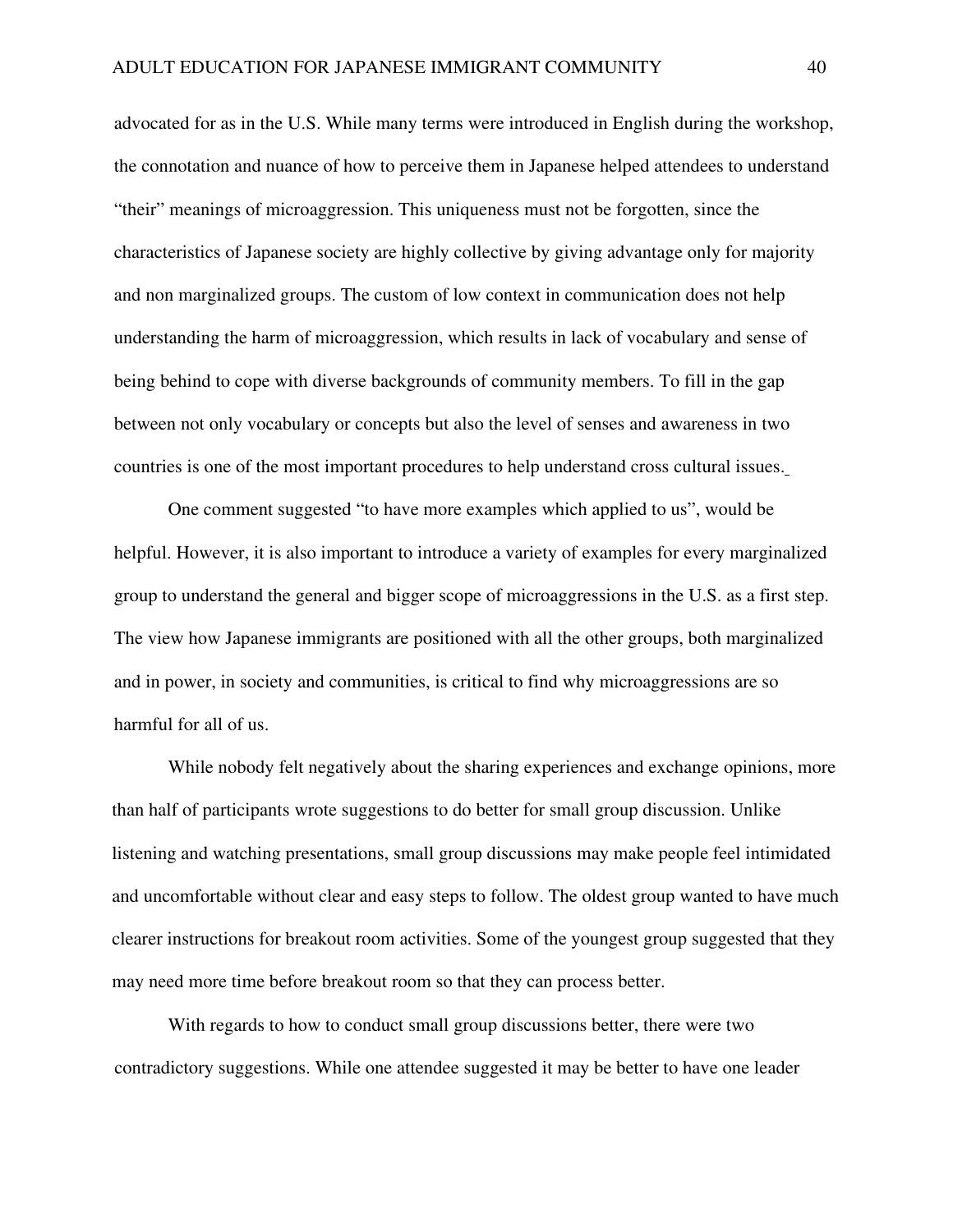advocated for as in the U.S. While many terms were introduced in English during the workshop, the connotation and nuance of how to perceive them in Japanese helped attendees to understand "their" meanings of microaggression. This uniqueness must not be forgotten, since the characteristics of Japanese society are highly collective by giving advantage only for majority and non marginalized groups. The custom of low context in communication does not help understanding the harm of microaggression, which results in lack of vocabulary and sense of being behind to cope with diverse backgrounds of community members. To fill in the gap between not only vocabulary or concepts but also the level of senses and awareness in two countries is one of the most important procedures to help understand cross cultural issues.

One comment suggested "to have more examples which applied to us", would be helpful. However, it is also important to introduce a variety of examples for every marginalized group to understand the general and bigger scope of microaggressions in the U.S. as a first step. The view how Japanese immigrants are positioned with all the other groups, both marginalized and in power, in society and communities, is critical to find why microaggressions are so harmful for all of us.

While nobody felt negatively about the sharing experiences and exchange opinions, more than half of participants wrote suggestions to do better for small group discussion. Unlike listening and watching presentations, small group discussions may make people feel intimidated and uncomfortable without clear and easy steps to follow. The oldest group wanted to have much clearer instructions for breakout room activities. Some of the youngest group suggested that they may need more time before breakout room so that they can process better.

With regards to how to conduct small group discussions better, there were two contradictory suggestions. While one attendee suggested it may be better to have one leader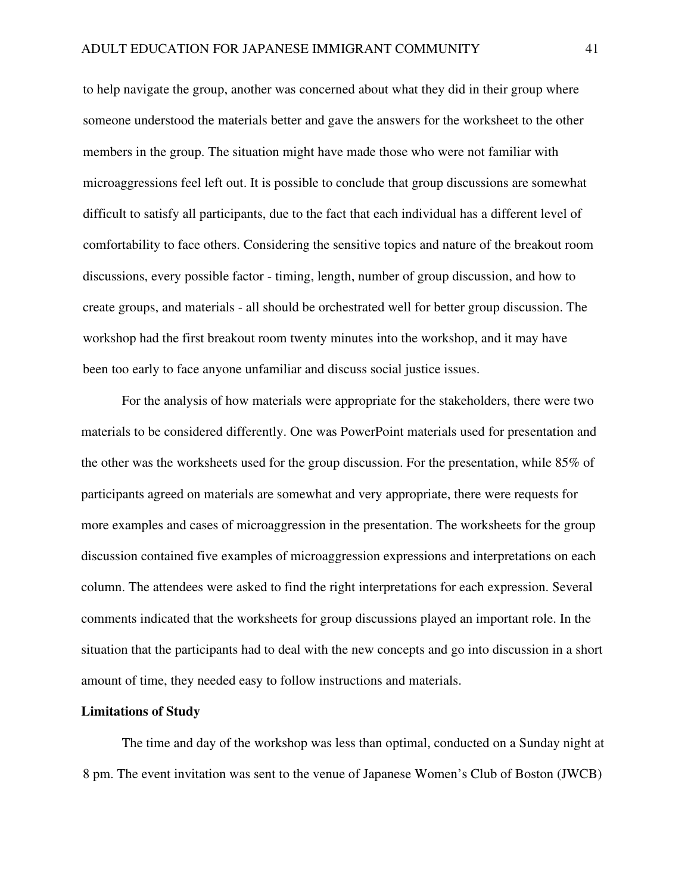to help navigate the group, another was concerned about what they did in their group where someone understood the materials better and gave the answers for the worksheet to the other members in the group. The situation might have made those who were not familiar with microaggressions feel left out. It is possible to conclude that group discussions are somewhat difficult to satisfy all participants, due to the fact that each individual has a different level of comfortability to face others. Considering the sensitive topics and nature of the breakout room discussions, every possible factor - timing, length, number of group discussion, and how to create groups, and materials - all should be orchestrated well for better group discussion. The workshop had the first breakout room twenty minutes into the workshop, and it may have been too early to face anyone unfamiliar and discuss social justice issues.

For the analysis of how materials were appropriate for the stakeholders, there were two materials to be considered differently. One was PowerPoint materials used for presentation and the other was the worksheets used for the group discussion. For the presentation, while 85% of participants agreed on materials are somewhat and very appropriate, there were requests for more examples and cases of microaggression in the presentation. The worksheets for the group discussion contained five examples of microaggression expressions and interpretations on each column. The attendees were asked to find the right interpretations for each expression. Several comments indicated that the worksheets for group discussions played an important role. In the situation that the participants had to deal with the new concepts and go into discussion in a short amount of time, they needed easy to follow instructions and materials.

**Limitations of Study**

The time and day of the workshop was less than optimal, conducted on a Sunday night at 8 pm. The event invitation was sent to the venue of Japanese Women's Club of Boston (JWCB)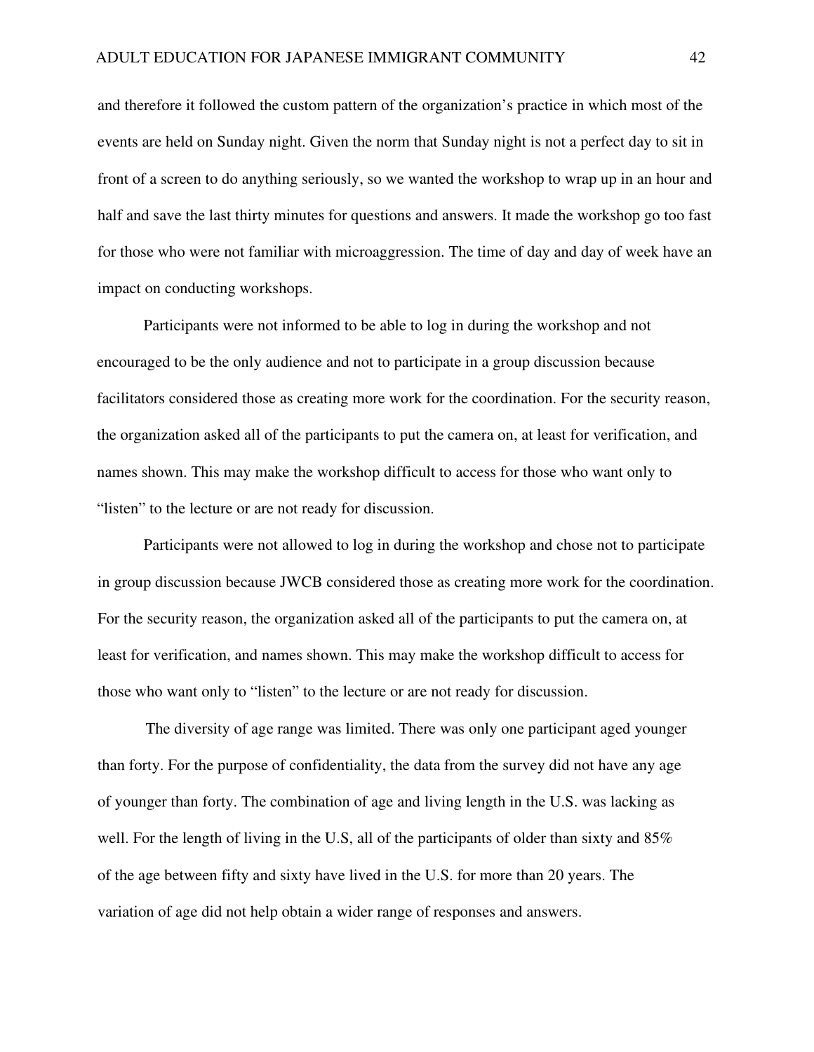and therefore it followed the custom pattern of the organization's practice in which most of the events are held on Sunday night. Given the norm that Sunday night is not a perfect day to sit in front of a screen to do anything seriously, so we wanted the workshop to wrap up in an hour and half and save the last thirty minutes for questions and answers. It made the workshop go too fast for those who were not familiar with microaggression. The time of day and day of week have an impact on conducting workshops.

Participants were not informed to be able to log in during the workshop and not encouraged to be the only audience and not to participate in a group discussion because facilitators considered those as creating more work for the coordination. For the security reason, the organization asked all of the participants to put the camera on, at least for verification, and names shown. This may make the workshop difficult to access for those who want only to "listen" to the lecture or are not ready for discussion.

Participants were not allowed to log in during the workshop and chose not to participate in group discussion because JWCB considered those as creating more work for the coordination. For the security reason, the organization asked all of the participants to put the camera on, at least for verification, and names shown. This may make the workshop difficult to access for those who want only to "listen" to the lecture or are not ready for discussion.

The diversity of age range was limited. There was only one participant aged younger than forty. For the purpose of confidentiality, the data from the survey did not have any age of younger than forty. The combination of age and living length in the U.S. was lacking as well. For the length of living in the U.S, all of the participants of older than sixty and 85% of the age between fifty and sixty have lived in the U.S. for more than 20 years. The variation of age did not help obtain a wider range of responses and answers.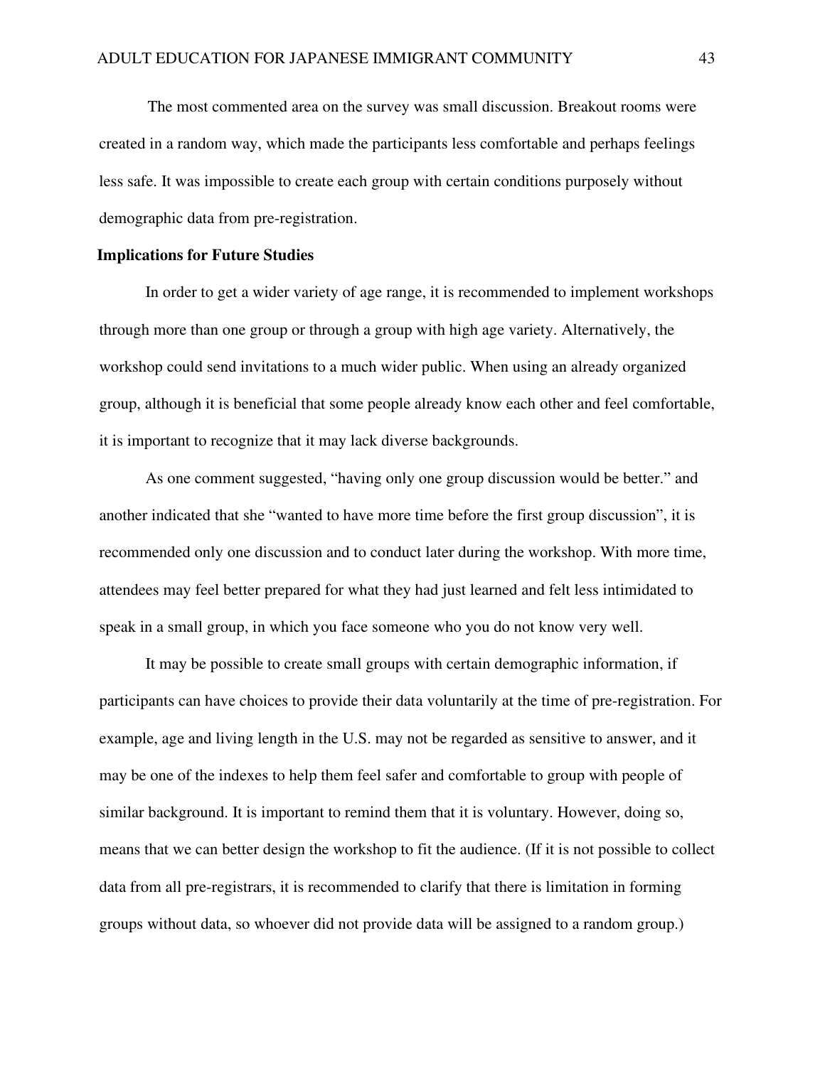The most commented area on the survey was small discussion. Breakout rooms were created in a random way, which made the participants less comfortable and perhaps feelings less safe. It was impossible to create each group with certain conditions purposely without demographic data from pre-registration.

**Implications for Future Studies**

In order to get a wider variety of age range, it is recommended to implement workshops through more than one group or through a group with high age variety. Alternatively, the workshop could send invitations to a much wider public. When using an already organized group, although it is beneficial that some people already know each other and feel comfortable, it is important to recognize that it may lack diverse backgrounds.

As one comment suggested, "having only one group discussion would be better." and another indicated that she "wanted to have more time before the first group discussion", it is recommended only one discussion and to conduct later during the workshop. With more time, attendees may feel better prepared for what they had just learned and felt less intimidated to speak in a small group, in which you face someone who you do not know very well.

It may be possible to create small groups with certain demographic information, if participants can have choices to provide their data voluntarily at the time of pre-registration. For example, age and living length in the U.S. may not be regarded as sensitive to answer, and it may be one of the indexes to help them feel safer and comfortable to group with people of similar background. It is important to remind them that it is voluntary. However, doing so, means that we can better design the workshop to fit the audience. (If it is not possible to collect data from all pre-registrars, it is recommended to clarify that there is limitation in forming groups without data, so whoever did not provide data will be assigned to a random group.)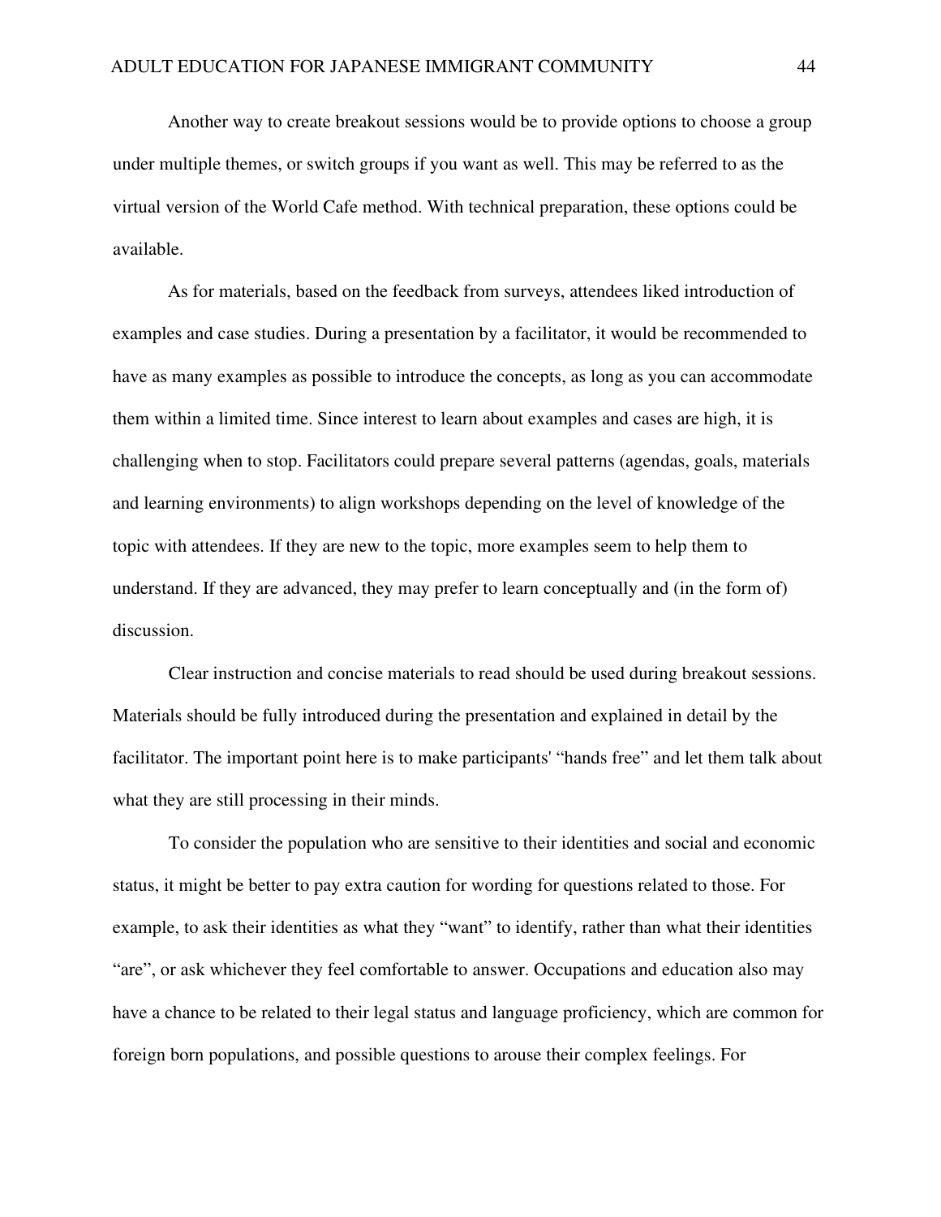Another way to create breakout sessions would be to provide options to choose a group under multiple themes, or switch groups if you want as well. This may be referred to as the virtual version of the World Cafe method. With technical preparation, these options could be available.

As for materials, based on the feedback from surveys, attendees liked introduction of examples and case studies. During a presentation by a facilitator, it would be recommended to have as many examples as possible to introduce the concepts, as long as you can accommodate them within a limited time. Since interest to learn about examples and cases are high, it is challenging when to stop. Facilitators could prepare several patterns (agendas, goals, materials and learning environments) to align workshops depending on the level of knowledge of the topic with attendees. If they are new to the topic, more examples seem to help them to understand. If they are advanced, they may prefer to learn conceptually and (in the form of) discussion.

Clear instruction and concise materials to read should be used during breakout sessions. Materials should be fully introduced during the presentation and explained in detail by the facilitator. The important point here is to make participants' "hands free" and let them talk about what they are still processing in their minds.

To consider the population who are sensitive to their identities and social and economic status, it might be better to pay extra caution for wording for questions related to those. For example, to ask their identities as what they "want" to identify, rather than what their identities "are", or ask whichever they feel comfortable to answer. Occupations and education also may have a chance to be related to their legal status and language proficiency, which are common for foreign born populations, and possible questions to arouse their complex feelings. For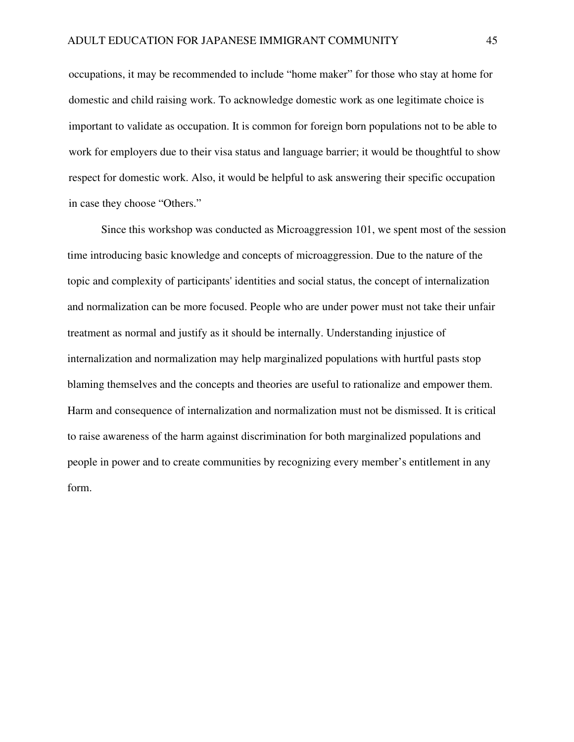occupations, it may be recommended to include "home maker" for those who stay at home for domestic and child raising work. To acknowledge domestic work as one legitimate choice is important to validate as occupation. It is common for foreign born populations not to be able to work for employers due to their visa status and language barrier; it would be thoughtful to show respect for domestic work. Also, it would be helpful to ask answering their specific occupation in case they choose "Others."

Since this workshop was conducted as Microaggression 101, we spent most of the session time introducing basic knowledge and concepts of microaggression. Due to the nature of the topic and complexity of participants' identities and social status, the concept of internalization and normalization can be more focused. People who are under power must not take their unfair treatment as normal and justify as it should be internally. Understanding injustice of internalization and normalization may help marginalized populations with hurtful pasts stop blaming themselves and the concepts and theories are useful to rationalize and empower them. Harm and consequence of internalization and normalization must not be dismissed. It is critical to raise awareness of the harm against discrimination for both marginalized populations and people in power and to create communities by recognizing every member's entitlement in any form.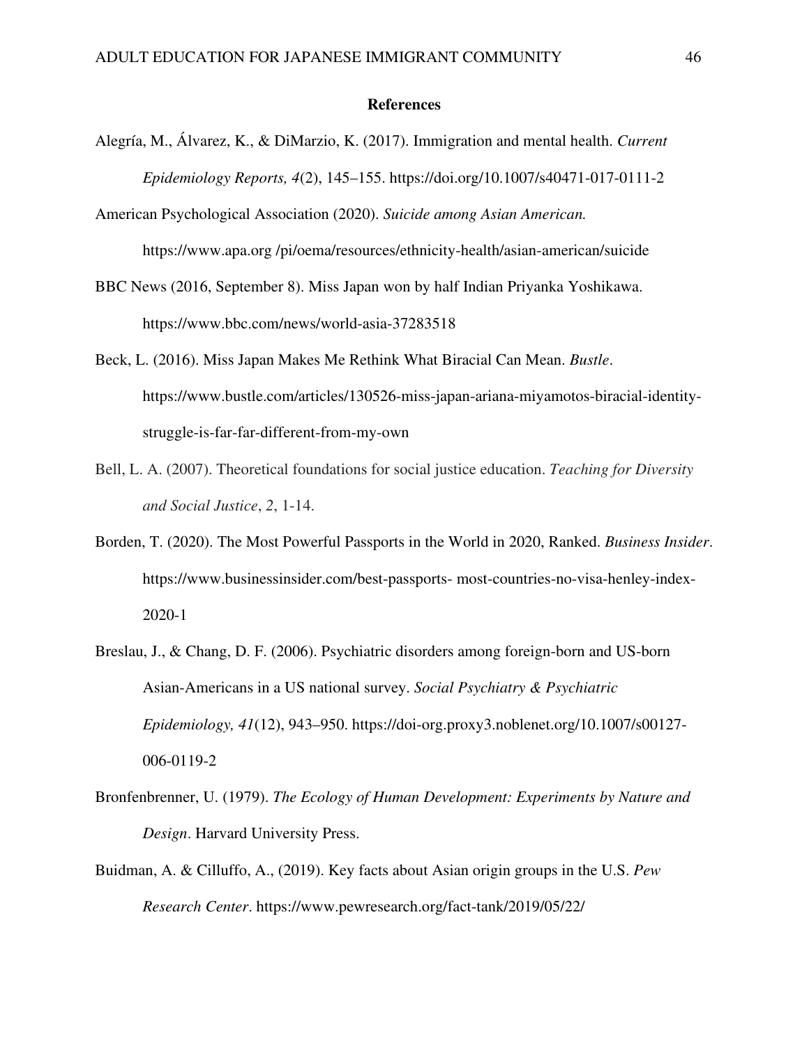**References**

Alegría, M., Álvarez, K., & DiMarzio, K. (2017). Immigration and mental health. *Current Epidemiology Reports, 4*(2), 145–155. https://doi.org/10.1007/s40471-017-0111-2

American Psychological Association (2020). *Suicide among Asian American.* https://www.apa.org /pi/oema/resources/ethnicity-health/asian-american/suicide

BBC News (2016, September 8). Miss Japan won by half Indian Priyanka Yoshikawa. https://www.bbc.com/news/world-asia-37283518

Beck, L. (2016). Miss Japan Makes Me Rethink What Biracial Can Mean. *Bustle*. https://www.bustle.com/articles/130526-miss-japan-ariana-miyamotos-biracial-identity-struggle-is-far-far-different-from-my-own

Bell, L. A. (2007). Theoretical foundations for social justice education. *Teaching for Diversity and Social Justice*, *2*, 1-14.

Borden, T. (2020). The Most Powerful Passports in the World in 2020, Ranked. *Business Insider*. https://www.businessinsider.com/best-passports- most-countries-no-visa-henley-index-2020-1

Breslau, J., & Chang, D. F. (2006). Psychiatric disorders among foreign-born and US-born Asian-Americans in a US national survey. *Social Psychiatry & Psychiatric Epidemiology, 41*(12), 943–950. https://doi-org.proxy3.noblenet.org/10.1007/s00127-006-0119-2

Bronfenbrenner, U. (1979). *The Ecology of Human Development: Experiments by Nature and Design*. Harvard University Press.

Buidman, A. & Cilluffo, A., (2019). Key facts about Asian origin groups in the U.S. *Pew Research Center*. https://www.pewresearch.org/fact-tank/2019/05/22/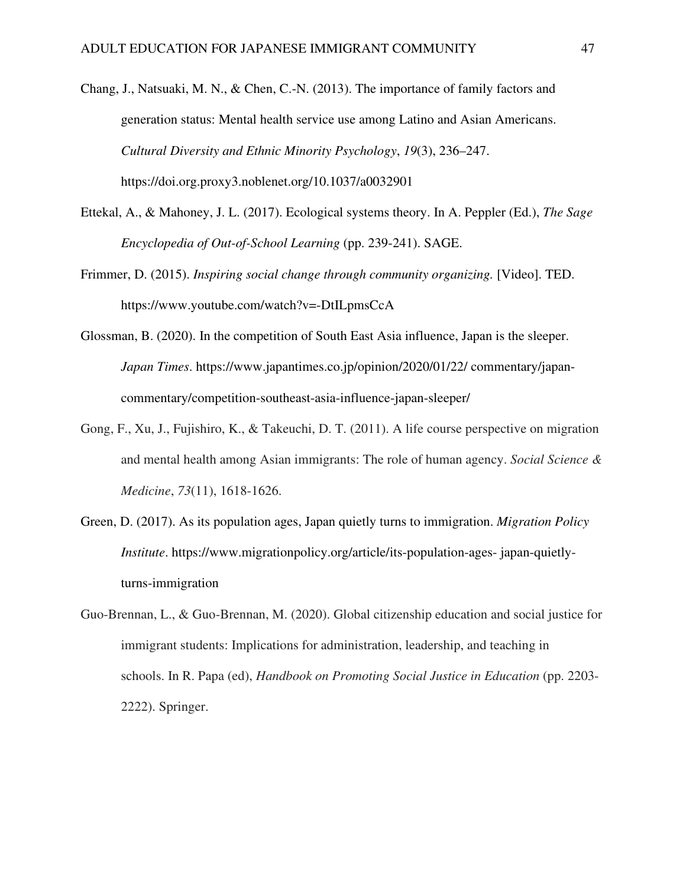Chang, J., Natsuaki, M. N., & Chen, C.-N. (2013). The importance of family factors and generation status: Mental health service use among Latino and Asian Americans. *Cultural Diversity and Ethnic Minority Psychology*, *19*(3), 236–247. https://doi.org.proxy3.noblenet.org/10.1037/a0032901

Ettekal, A., & Mahoney, J. L. (2017). Ecological systems theory. In A. Peppler (Ed.), *The Sage Encyclopedia of Out-of-School Learning* (pp. 239-241). SAGE.

Frimmer, D. (2015). *Inspiring social change through community organizing.* [Video]. TED. https://www.youtube.com/watch?v=-DtILpmsCcA

Glossman, B. (2020). In the competition of South East Asia influence, Japan is the sleeper. *Japan Times*. https://www.japantimes.co.jp/opinion/2020/01/22/ commentary/japan-commentary/competition-southeast-asia-influence-japan-sleeper/

Gong, F., Xu, J., Fujishiro, K., & Takeuchi, D. T. (2011). A life course perspective on migration and mental health among Asian immigrants: The role of human agency. *Social Science & Medicine*, *73*(11), 1618-1626.

Green, D. (2017). As its population ages, Japan quietly turns to immigration. *Migration Policy Institute*. https://www.migrationpolicy.org/article/its-population-ages- japan-quietly-turns-immigration

Guo-Brennan, L., & Guo-Brennan, M. (2020). Global citizenship education and social justice for immigrant students: Implications for administration, leadership, and teaching in schools. In R. Papa (ed), *Handbook on Promoting Social Justice in Education* (pp. 2203-2222). Springer.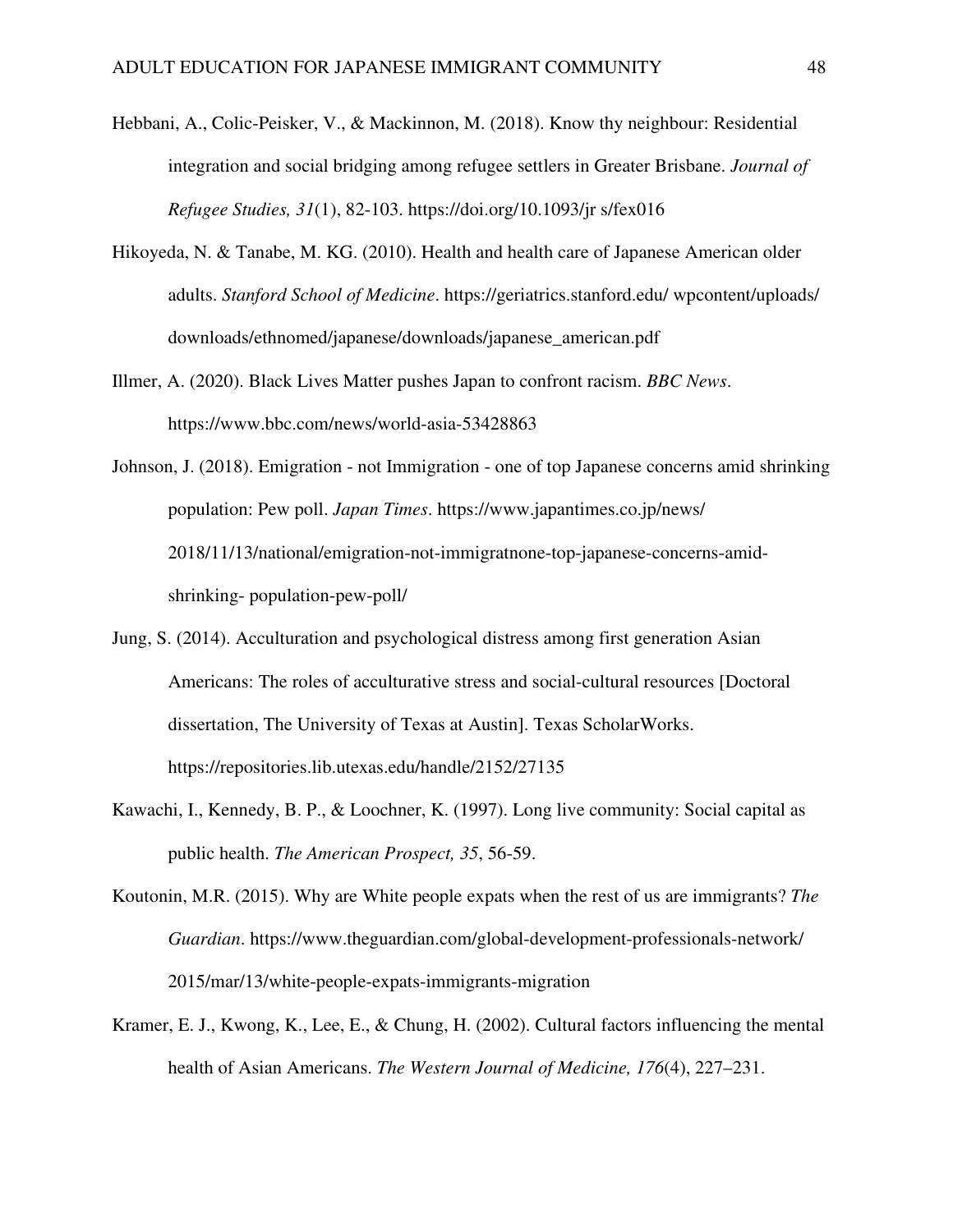Hebbani, A., Colic-Peisker, V., & Mackinnon, M. (2018). Know thy neighbour: Residential integration and social bridging among refugee settlers in Greater Brisbane. *Journal of Refugee Studies, 31*(1), 82-103. https://doi.org/10.1093/jr s/fex016

Hikoyeda, N. & Tanabe, M. KG. (2010). Health and health care of Japanese American older adults. *Stanford School of Medicine*. https://geriatrics.stanford.edu/ wpcontent/uploads/ downloads/ethnomed/japanese/downloads/japanese_american.pdf

Illmer, A. (2020). Black Lives Matter pushes Japan to confront racism. *BBC News*. https://www.bbc.com/news/world-asia-53428863

Johnson, J. (2018). Emigration - not Immigration - one of top Japanese concerns amid shrinking population: Pew poll. *Japan Times*. https://www.japantimes.co.jp/news/ 2018/11/13/national/emigration-not-immigratnone-top-japanese-concerns-amid-shrinking- population-pew-poll/

Jung, S. (2014). Acculturation and psychological distress among first generation Asian Americans: The roles of acculturative stress and social-cultural resources [Doctoral dissertation, The University of Texas at Austin]. Texas ScholarWorks. https://repositories.lib.utexas.edu/handle/2152/27135

Kawachi, I., Kennedy, B. P., & Loochner, K. (1997). Long live community: Social capital as public health. *The American Prospect, 35*, 56-59.

Koutonin, M.R. (2015). Why are White people expats when the rest of us are immigrants? *The Guardian*. https://www.theguardian.com/global-development-professionals-network/ 2015/mar/13/white-people-expats-immigrants-migration

Kramer, E. J., Kwong, K., Lee, E., & Chung, H. (2002). Cultural factors influencing the mental health of Asian Americans. *The Western Journal of Medicine, 176*(4), 227–231.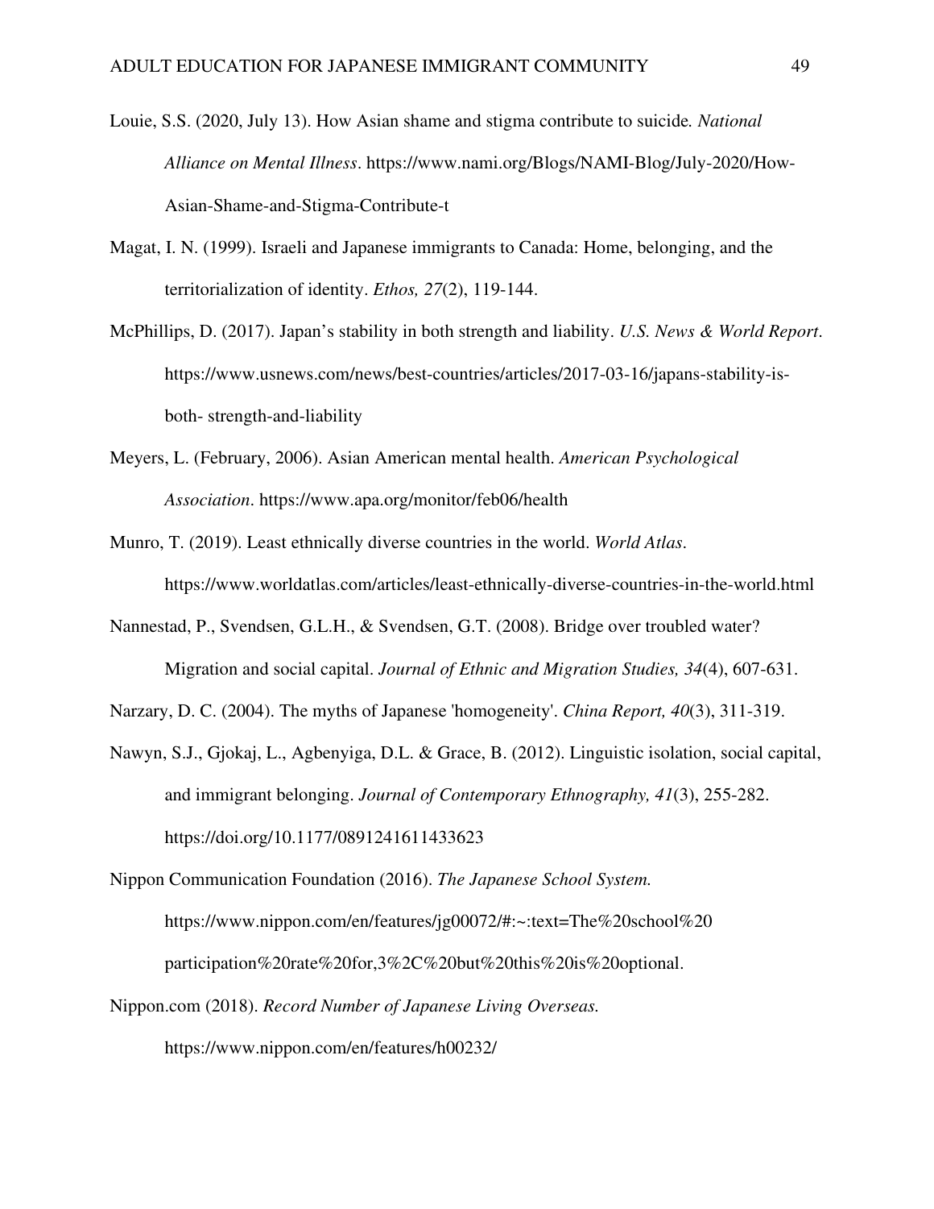Louie, S.S. (2020, July 13). How Asian shame and stigma contribute to suicide. *National Alliance on Mental Illness*. https://www.nami.org/Blogs/NAMI-Blog/July-2020/How-Asian-Shame-and-Stigma-Contribute-t

Magat, I. N. (1999). Israeli and Japanese immigrants to Canada: Home, belonging, and the territorialization of identity. *Ethos, 27*(2), 119-144.

McPhillips, D. (2017). Japan's stability in both strength and liability. *U.S. News & World Report*. https://www.usnews.com/news/best-countries/articles/2017-03-16/japans-stability-is-both- strength-and-liability

Meyers, L. (February, 2006). Asian American mental health. *American Psychological Association*. https://www.apa.org/monitor/feb06/health

Munro, T. (2019). Least ethnically diverse countries in the world. *World Atlas*. https://www.worldatlas.com/articles/least-ethnically-diverse-countries-in-the-world.html

Nannestad, P., Svendsen, G.L.H., & Svendsen, G.T. (2008). Bridge over troubled water? Migration and social capital. *Journal of Ethnic and Migration Studies, 34*(4), 607-631.

Narzary, D. C. (2004). The myths of Japanese 'homogeneity'. *China Report, 40*(3), 311-319.

Nawyn, S.J., Gjokaj, L., Agbenyiga, D.L. & Grace, B. (2012). Linguistic isolation, social capital, and immigrant belonging. *Journal of Contemporary Ethnography, 41*(3), 255-282. https://doi.org/10.1177/0891241611433623

Nippon Communication Foundation (2016). *The Japanese School System.* https://www.nippon.com/en/features/jg00072/#:~:text=The%20school%20 participation%20rate%20for,3%2C%20but%20this%20is%20optional.

Nippon.com (2018). *Record Number of Japanese Living Overseas.* https://www.nippon.com/en/features/h00232/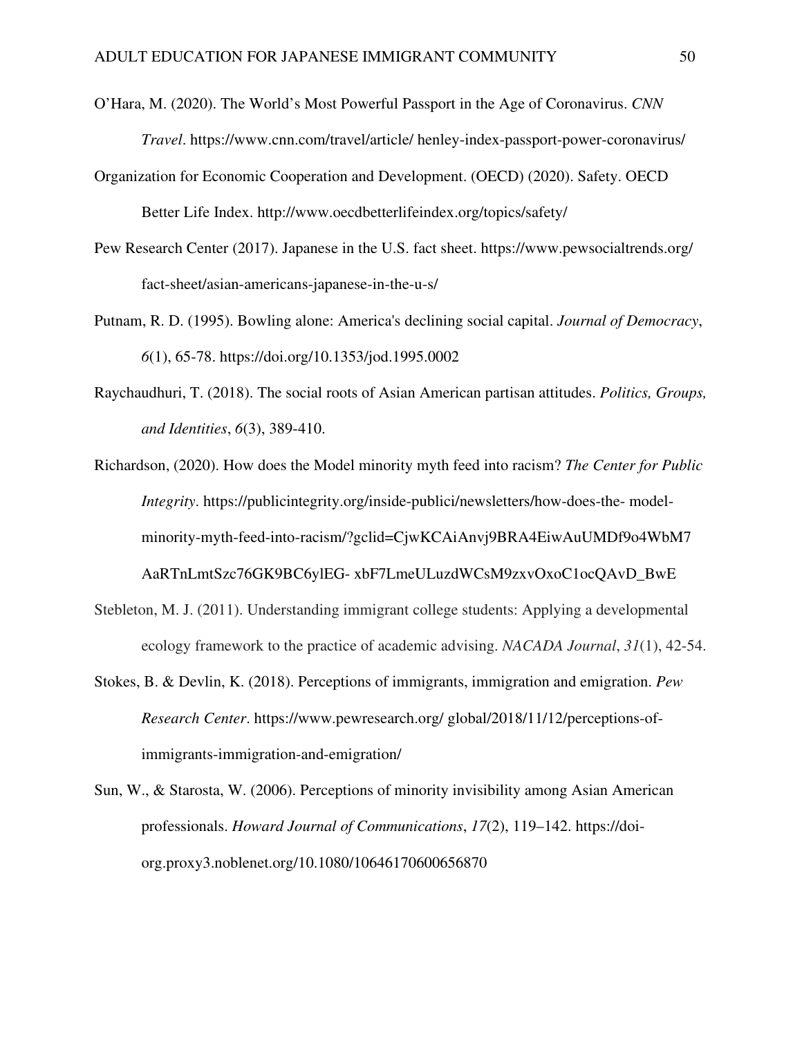O'Hara, M. (2020). The World's Most Powerful Passport in the Age of Coronavirus. *CNN Travel*. https://www.cnn.com/travel/article/ henley-index-passport-power-coronavirus/

Organization for Economic Cooperation and Development. (OECD) (2020). Safety. OECD Better Life Index. http://www.oecdbetterlifeindex.org/topics/safety/

Pew Research Center (2017). Japanese in the U.S. fact sheet. https://www.pewsocialtrends.org/ fact-sheet/asian-americans-japanese-in-the-u-s/

Putnam, R. D. (1995). Bowling alone: America's declining social capital. *Journal of Democracy*, *6*(1), 65-78. https://doi.org/10.1353/jod.1995.0002

Raychaudhuri, T. (2018). The social roots of Asian American partisan attitudes. *Politics, Groups, and Identities*, *6*(3), 389-410.

Richardson, (2020). How does the Model minority myth feed into racism? *The Center for Public Integrity*. https://publicintegrity.org/inside-publici/newsletters/how-does-the- model-minority-myth-feed-into-racism/?gclid=CjwKCAiAnvj9BRA4EiwAuUMDf9o4WbM7 AaRTnLmtSzc76GK9BC6ylEG- xbF7LmeULuzdWCsM9zxvOxoC1ocQAvD_BwE

Stebleton, M. J. (2011). Understanding immigrant college students: Applying a developmental ecology framework to the practice of academic advising. *NACADA Journal*, *31*(1), 42-54.

Stokes, B. & Devlin, K. (2018). Perceptions of immigrants, immigration and emigration. *Pew Research Center*. https://www.pewresearch.org/ global/2018/11/12/perceptions-of-immigrants-immigration-and-emigration/

Sun, W., & Starosta, W. (2006). Perceptions of minority invisibility among Asian American professionals. *Howard Journal of Communications*, *17*(2), 119–142. https://doi-org.proxy3.noblenet.org/10.1080/10646170600656870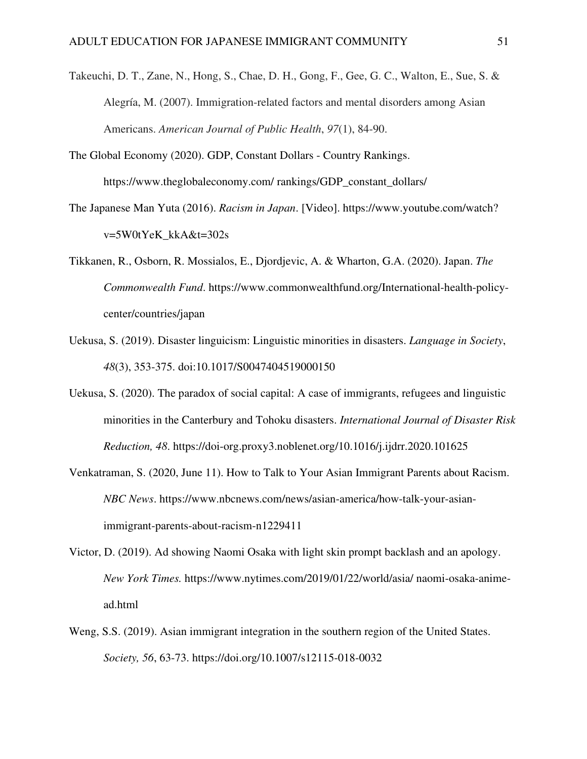Takeuchi, D. T., Zane, N., Hong, S., Chae, D. H., Gong, F., Gee, G. C., Walton, E., Sue, S. & Alegría, M. (2007). Immigration-related factors and mental disorders among Asian Americans. *American Journal of Public Health*, *97*(1), 84-90.

The Global Economy (2020). GDP, Constant Dollars - Country Rankings. https://www.theglobaleconomy.com/ rankings/GDP_constant_dollars/

The Japanese Man Yuta (2016). *Racism in Japan*. [Video]. https://www.youtube.com/watch?v=5W0tYeK_kkA&t=302s

Tikkanen, R., Osborn, R. Mossialos, E., Djordjevic, A. & Wharton, G.A. (2020). Japan. *The Commonwealth Fund*. https://www.commonwealthfund.org/International-health-policy-center/countries/japan

Uekusa, S. (2019). Disaster linguicism: Linguistic minorities in disasters. *Language in Society*, *48*(3), 353-375. doi:10.1017/S0047404519000150

Uekusa, S. (2020). The paradox of social capital: A case of immigrants, refugees and linguistic minorities in the Canterbury and Tohoku disasters. *International Journal of Disaster Risk Reduction, 48*. https://doi-org.proxy3.noblenet.org/10.1016/j.ijdrr.2020.101625

Venkatraman, S. (2020, June 11). How to Talk to Your Asian Immigrant Parents about Racism. *NBC News*. https://www.nbcnews.com/news/asian-america/how-talk-your-asian-immigrant-parents-about-racism-n1229411

Victor, D. (2019). Ad showing Naomi Osaka with light skin prompt backlash and an apology. *New York Times.* https://www.nytimes.com/2019/01/22/world/asia/ naomi-osaka-anime-ad.html

Weng, S.S. (2019). Asian immigrant integration in the southern region of the United States. *Society, 56*, 63-73. https://doi.org/10.1007/s12115-018-0032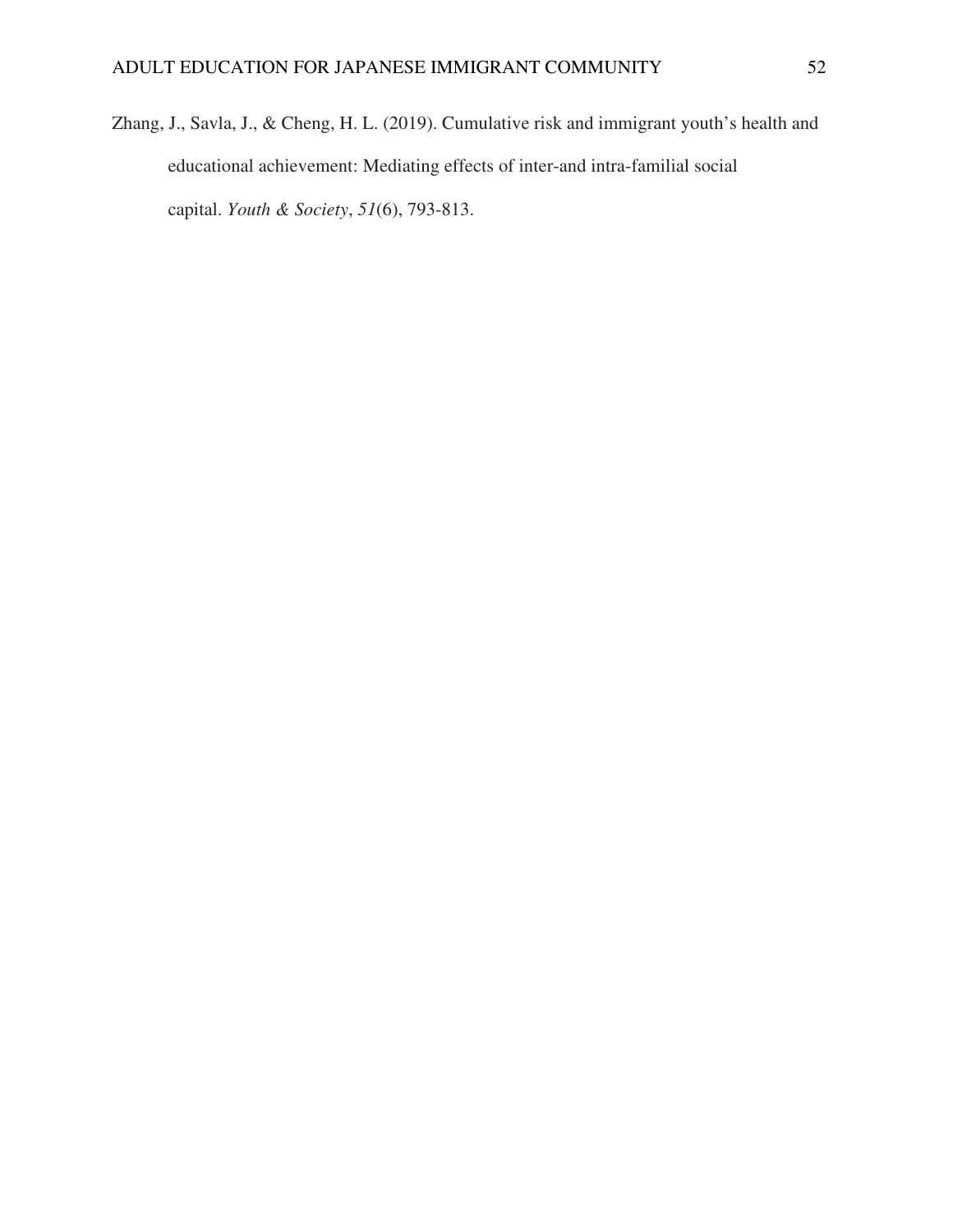Zhang, J., Savla, J., & Cheng, H. L. (2019). Cumulative risk and immigrant youth's health and educational achievement: Mediating effects of inter-and intra-familial social capital. *Youth & Society*, *51*(6), 793-813.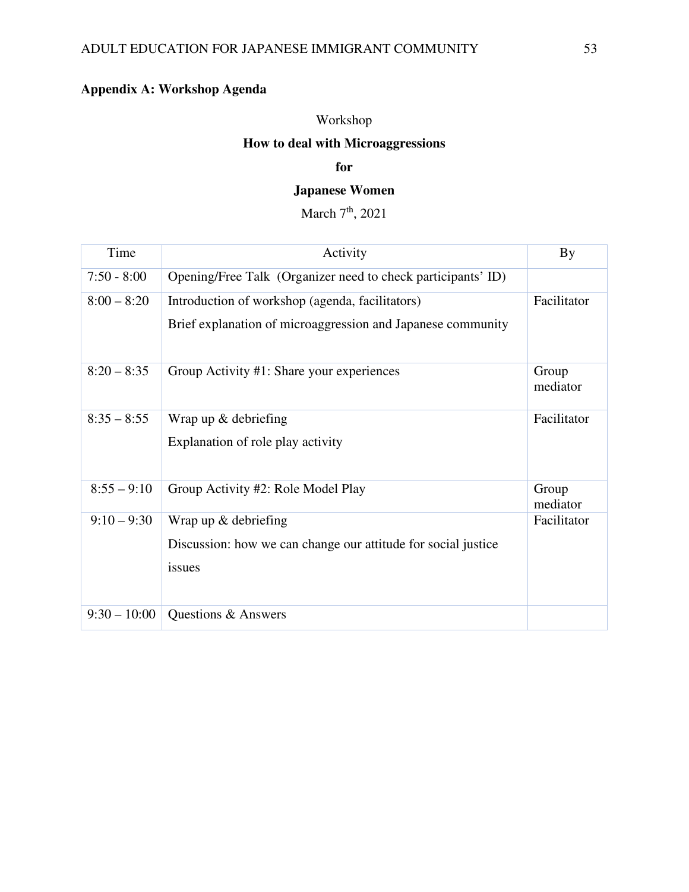## Appendix A: Workshop Agenda

Workshop

**How to deal with Microaggressions**

**for**

**Japanese Women**

March 7th, 2021

| Time | Activity | By |
|---|---|---|
| 7:50 - 8:00 | Opening/Free Talk (Organizer need to check participants' ID) | |
| 8:00 – 8:20 | Introduction of workshop (agenda, facilitators)<br>Brief explanation of microaggression and Japanese community | Facilitator |
| 8:20 – 8:35 | Group Activity #1: Share your experiences | Group mediator |
| 8:35 – 8:55 | Wrap up & debriefing<br>Explanation of role play activity | Facilitator |
| 8:55 – 9:10 | Group Activity #2: Role Model Play | Group mediator |
| 9:10 – 9:30 | Wrap up & debriefing<br>Discussion: how we can change our attitude for social justice issues | Facilitator |
| 9:30 – 10:00 | Questions & Answers | |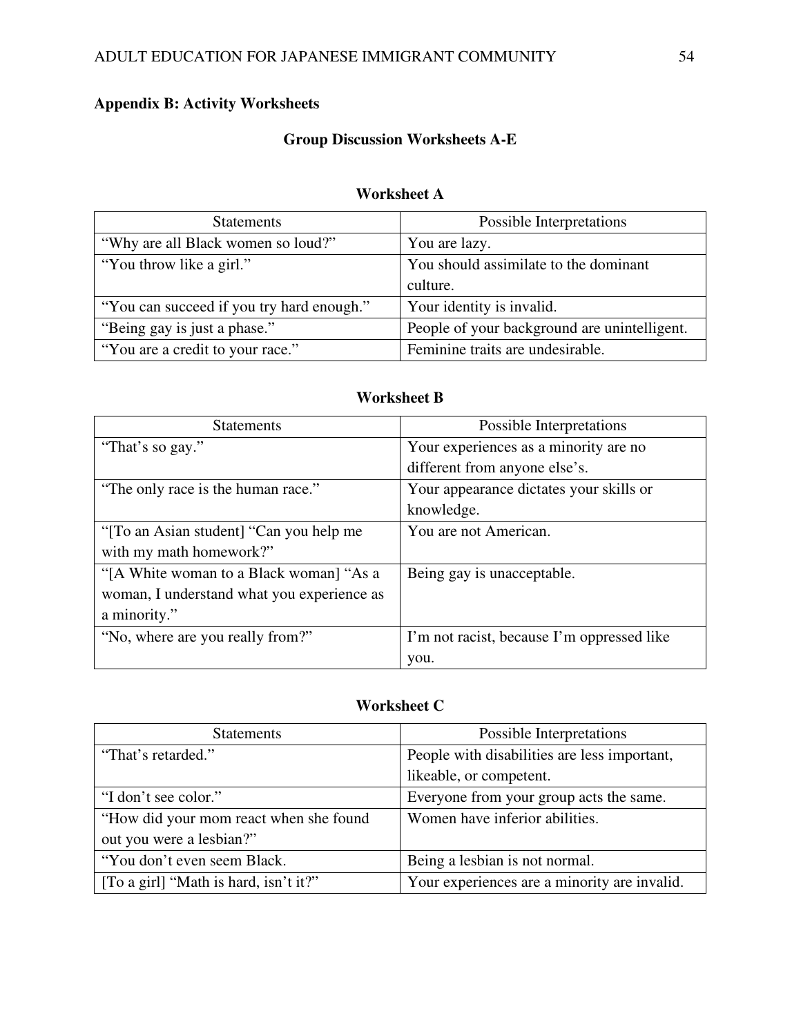## Appendix B: Activity Worksheets

### Group Discussion Worksheets A-E

#### Worksheet A

| Statements | Possible Interpretations |
|---|---|
| "Why are all Black women so loud?" | You are lazy. |
| "You throw like a girl." | You should assimilate to the dominant culture. |
| "You can succeed if you try hard enough." | Your identity is invalid. |
| "Being gay is just a phase." | People of your background are unintelligent. |
| "You are a credit to your race." | Feminine traits are undesirable. |

#### Worksheet B

| Statements | Possible Interpretations |
|---|---|
| "That's so gay." | Your experiences as a minority are no different from anyone else's. |
| "The only race is the human race." | Your appearance dictates your skills or knowledge. |
| "[To an Asian student] "Can you help me with my math homework?" | You are not American. |
| "[A White woman to a Black woman] "As a woman, I understand what you experience as a minority." | Being gay is unacceptable. |
| "No, where are you really from?" | I'm not racist, because I'm oppressed like you. |

#### Worksheet C

| Statements | Possible Interpretations |
|---|---|
| "That's retarded." | People with disabilities are less important, likeable, or competent. |
| "I don't see color." | Everyone from your group acts the same. |
| "How did your mom react when she found out you were a lesbian?" | Women have inferior abilities. |
| "You don't even seem Black. | Being a lesbian is not normal. |
| [To a girl] "Math is hard, isn't it?" | Your experiences are a minority are invalid. |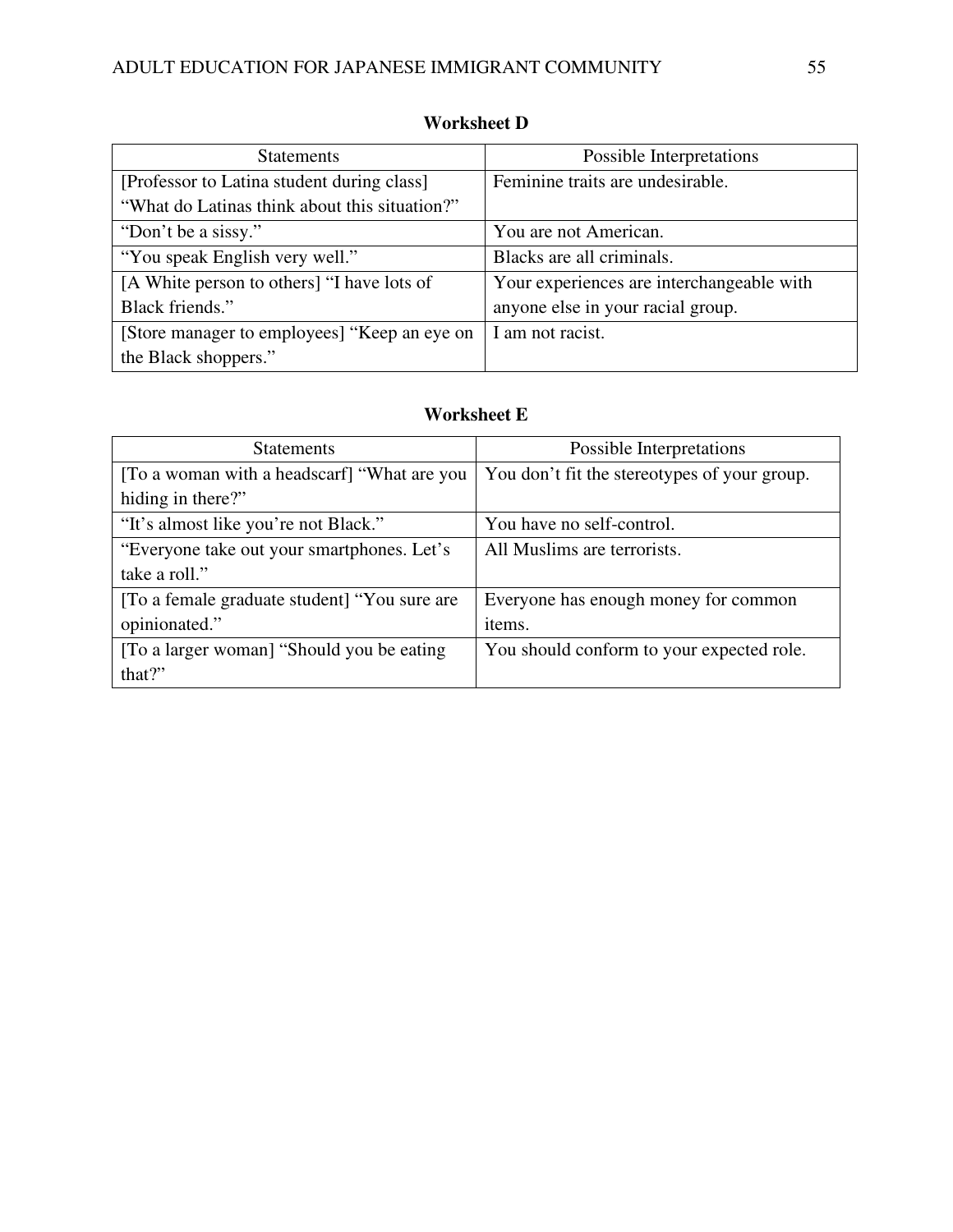**Worksheet D**

| Statements | Possible Interpretations |
| --- | --- |
| [Professor to Latina student during class] "What do Latinas think about this situation?" | Feminine traits are undesirable. |
| "Don't be a sissy." | You are not American. |
| "You speak English very well." | Blacks are all criminals. |
| [A White person to others] "I have lots of Black friends." | Your experiences are interchangeable with anyone else in your racial group. |
| [Store manager to employees] "Keep an eye on the Black shoppers." | I am not racist. |

**Worksheet E**

| Statements | Possible Interpretations |
| --- | --- |
| [To a woman with a headscarf] "What are you hiding in there?" | You don't fit the stereotypes of your group. |
| "It's almost like you're not Black." | You have no self-control. |
| "Everyone take out your smartphones. Let's take a roll." | All Muslims are terrorists. |
| [To a female graduate student] "You sure are opinionated." | Everyone has enough money for common items. |
| [To a larger woman] "Should you be eating that?" | You should conform to your expected role. |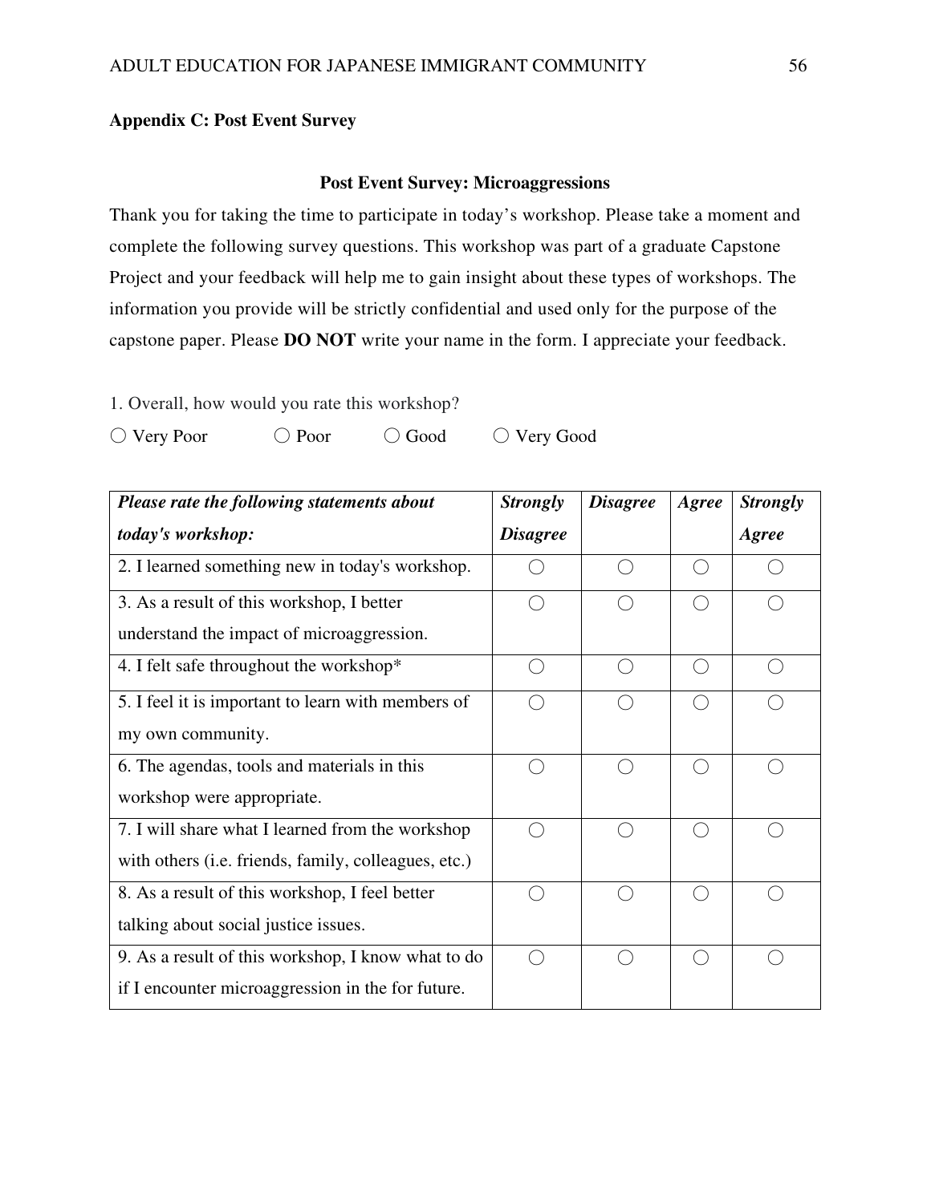**Appendix C: Post Event Survey**

**Post Event Survey: Microaggressions**

Thank you for taking the time to participate in today's workshop. Please take a moment and complete the following survey questions. This workshop was part of a graduate Capstone Project and your feedback will help me to gain insight about these types of workshops. The information you provide will be strictly confidential and used only for the purpose of the capstone paper. Please **DO NOT** write your name in the form. I appreciate your feedback.

1. Overall, how would you rate this workshop?

○ Very Poor ○ Poor ○ Good ○ Very Good

| ***Please rate the following statements about today's workshop:*** | ***Strongly Disagree*** | ***Disagree*** | ***Agree*** | ***Strongly Agree*** |
|---|---|---|---|---|
| 2. I learned something new in today's workshop. | ○ | ○ | ○ | ○ |
| 3. As a result of this workshop, I better understand the impact of microaggression. | ○ | ○ | ○ | ○ |
| 4. I felt safe throughout the workshop* | ○ | ○ | ○ | ○ |
| 5. I feel it is important to learn with members of my own community. | ○ | ○ | ○ | ○ |
| 6. The agendas, tools and materials in this workshop were appropriate. | ○ | ○ | ○ | ○ |
| 7. I will share what I learned from the workshop with others (i.e. friends, family, colleagues, etc.) | ○ | ○ | ○ | ○ |
| 8. As a result of this workshop, I feel better talking about social justice issues. | ○ | ○ | ○ | ○ |
| 9. As a result of this workshop, I know what to do if I encounter microaggression in the for future. | ○ | ○ | ○ | ○ |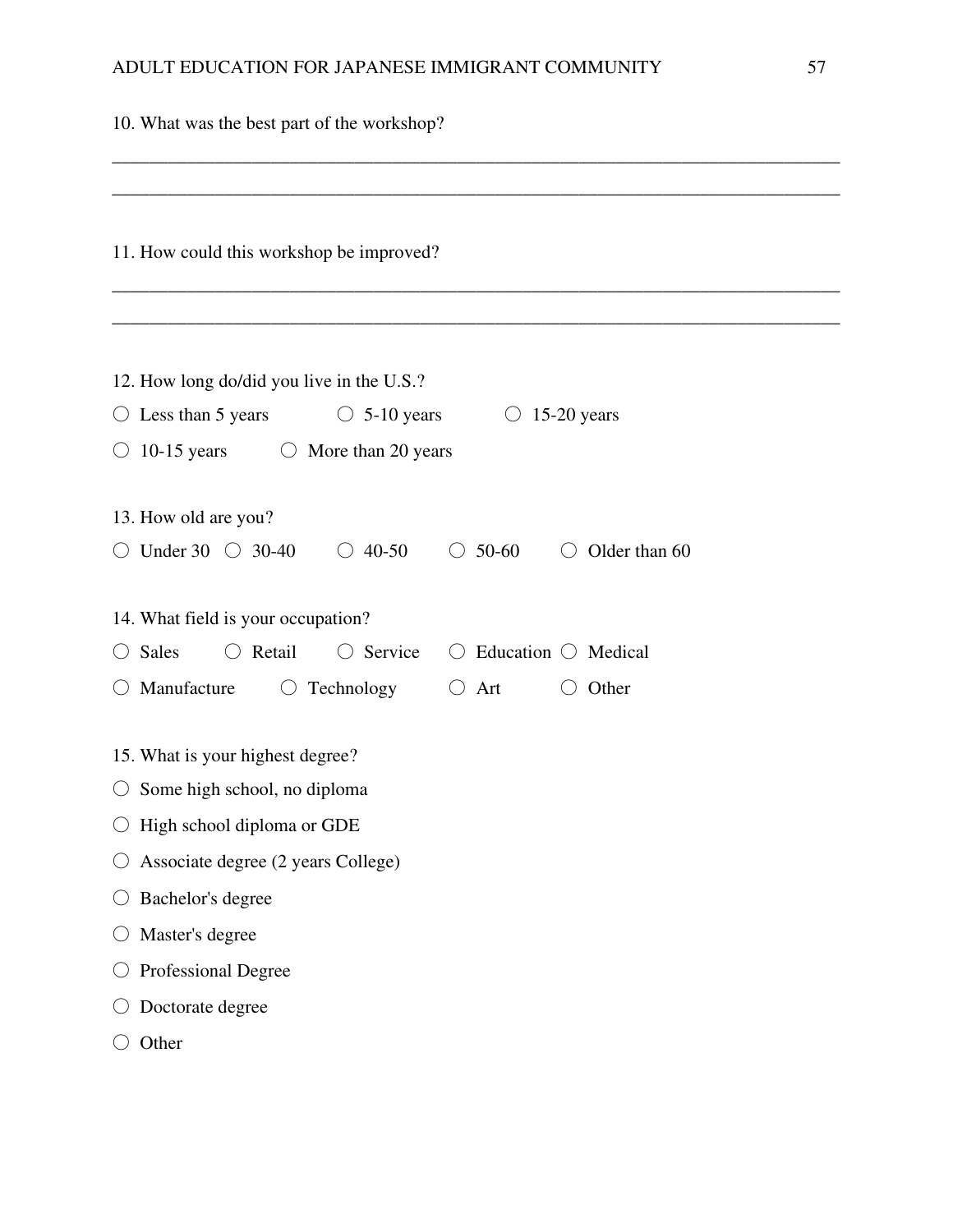10. What was the best part of the workshop?

\_\_\_\_\_\_\_\_\_\_\_\_\_\_\_\_\_\_\_\_\_\_\_\_\_\_\_\_\_\_\_\_\_\_\_\_\_\_\_\_\_\_\_\_\_\_\_\_\_\_\_\_\_\_\_\_\_\_\_\_\_\_\_\_\_\_\_\_\_\_\_\_\_\_

\_\_\_\_\_\_\_\_\_\_\_\_\_\_\_\_\_\_\_\_\_\_\_\_\_\_\_\_\_\_\_\_\_\_\_\_\_\_\_\_\_\_\_\_\_\_\_\_\_\_\_\_\_\_\_\_\_\_\_\_\_\_\_\_\_\_\_\_\_\_\_\_\_\_

11. How could this workshop be improved?

\_\_\_\_\_\_\_\_\_\_\_\_\_\_\_\_\_\_\_\_\_\_\_\_\_\_\_\_\_\_\_\_\_\_\_\_\_\_\_\_\_\_\_\_\_\_\_\_\_\_\_\_\_\_\_\_\_\_\_\_\_\_\_\_\_\_\_\_\_\_\_\_\_\_

\_\_\_\_\_\_\_\_\_\_\_\_\_\_\_\_\_\_\_\_\_\_\_\_\_\_\_\_\_\_\_\_\_\_\_\_\_\_\_\_\_\_\_\_\_\_\_\_\_\_\_\_\_\_\_\_\_\_\_\_\_\_\_\_\_\_\_\_\_\_\_\_\_\_

12. How long do/did you live in the U.S.?

○ Less than 5 years ○ 5-10 years ○ 15-20 years

○ 10-15 years ○ More than 20 years

13. How old are you?

○ Under 30 ○ 30-40 ○ 40-50 ○ 50-60 ○ Older than 60

14. What field is your occupation?

○ Sales ○ Retail ○ Service ○ Education ○ Medical

○ Manufacture ○ Technology ○ Art ○ Other

15. What is your highest degree?

○ Some high school, no diploma

○ High school diploma or GDE

○ Associate degree (2 years College)

○ Bachelor's degree

○ Master's degree

○ Professional Degree

○ Doctorate degree

○ Other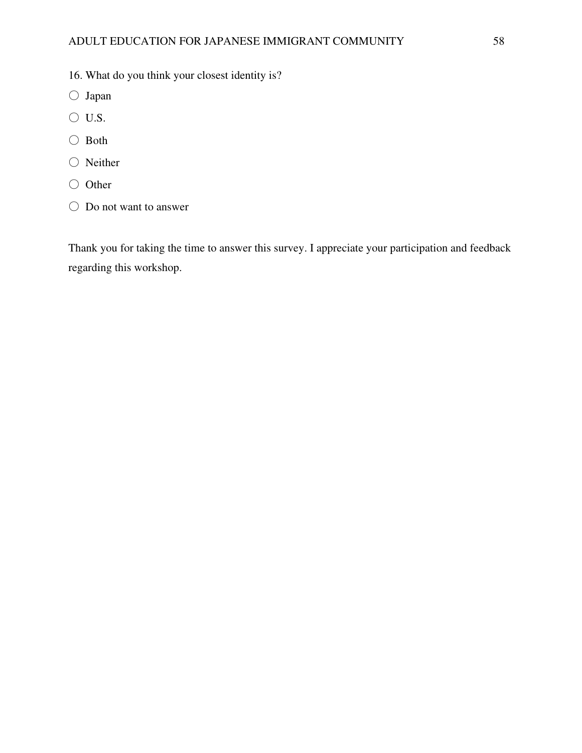16. What do you think your closest identity is?

○ Japan

○ U.S.

○ Both

○ Neither

○ Other

○ Do not want to answer

Thank you for taking the time to answer this survey. I appreciate your participation and feedback regarding this workshop.